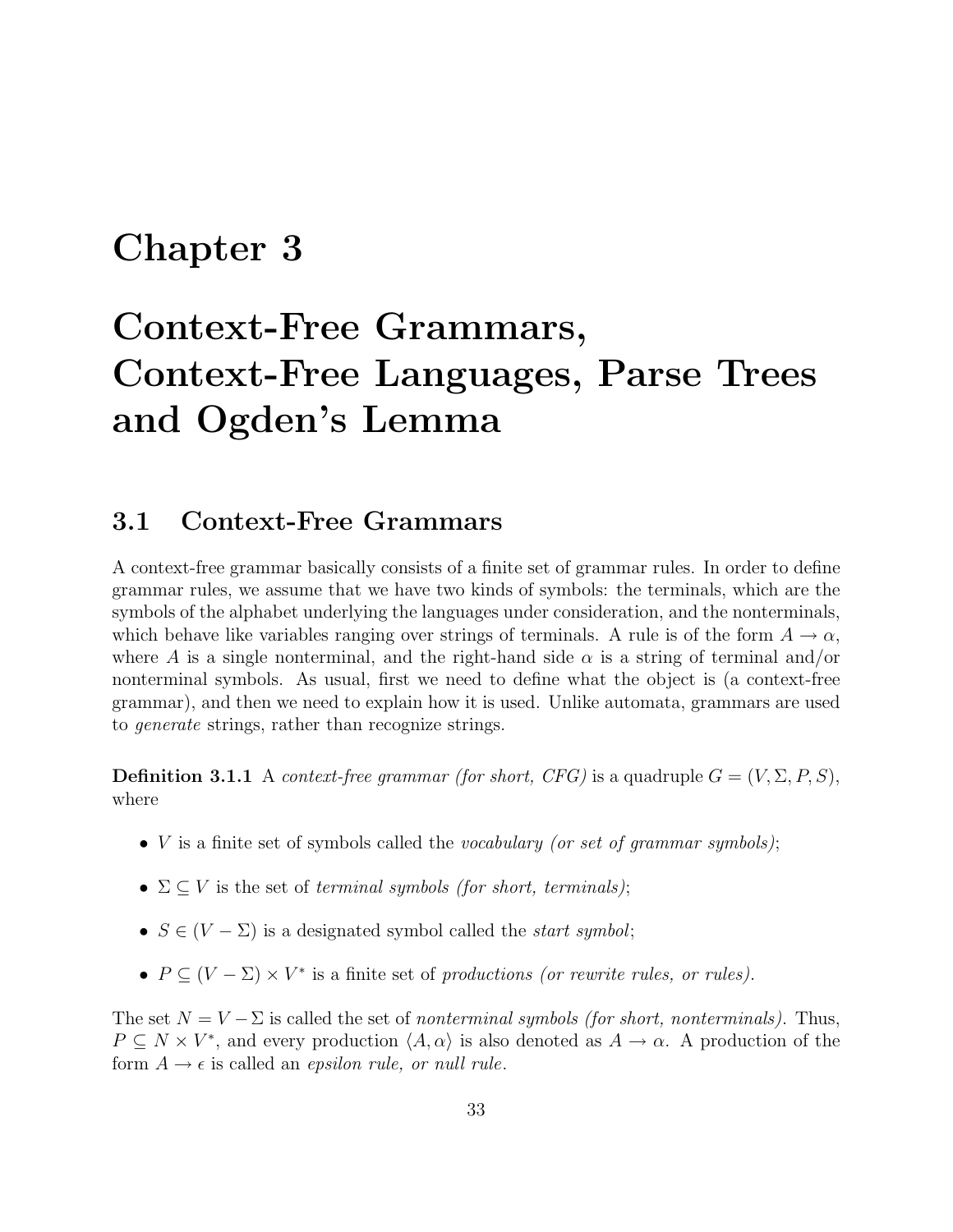# Chapter 3

# Context-Free Grammars, Context-Free Languages, Parse Trees and Ogden's Lemma

## 3.1 Context-Free Grammars

A context-free grammar basically consists of a finite set of grammar rules. In order to define grammar rules, we assume that we have two kinds of symbols: the terminals, which are the symbols of the alphabet underlying the languages under consideration, and the nonterminals, which behave like variables ranging over strings of terminals. A rule is of the form $A \rightarrow \alpha$, where $A$ is a single nonterminal, and the right-hand side $\alpha$ is a string of terminal and/or nonterminal symbols. As usual, first we need to define what the object is (a context-free grammar), and then we need to explain how it is used. Unlike automata, grammars are used to *generate* strings, rather than recognize strings.

**Definition 3.1.1** A *context-free grammar (for short, CFG)* is a quadruple $G = (V, \Sigma, P, S)$, where

- $V$ is a finite set of symbols called the *vocabulary (or set of grammar symbols)*;
- $\Sigma \subseteq V$ is the set of *terminal symbols (for short, terminals)*;
- $S \in (V - \Sigma)$ is a designated symbol called the *start symbol*;
- $P \subseteq (V - \Sigma) \times V^*$ is a finite set of *productions (or rewrite rules, or rules)*.

The set $N = V - \Sigma$ is called the set of *nonterminal symbols (for short, nonterminals)*. Thus, $P \subseteq N \times V^*$, and every production $\langle A, \alpha \rangle$ is also denoted as $A \rightarrow \alpha$. A production of the form $A \rightarrow \epsilon$ is called an *epsilon rule, or null rule*.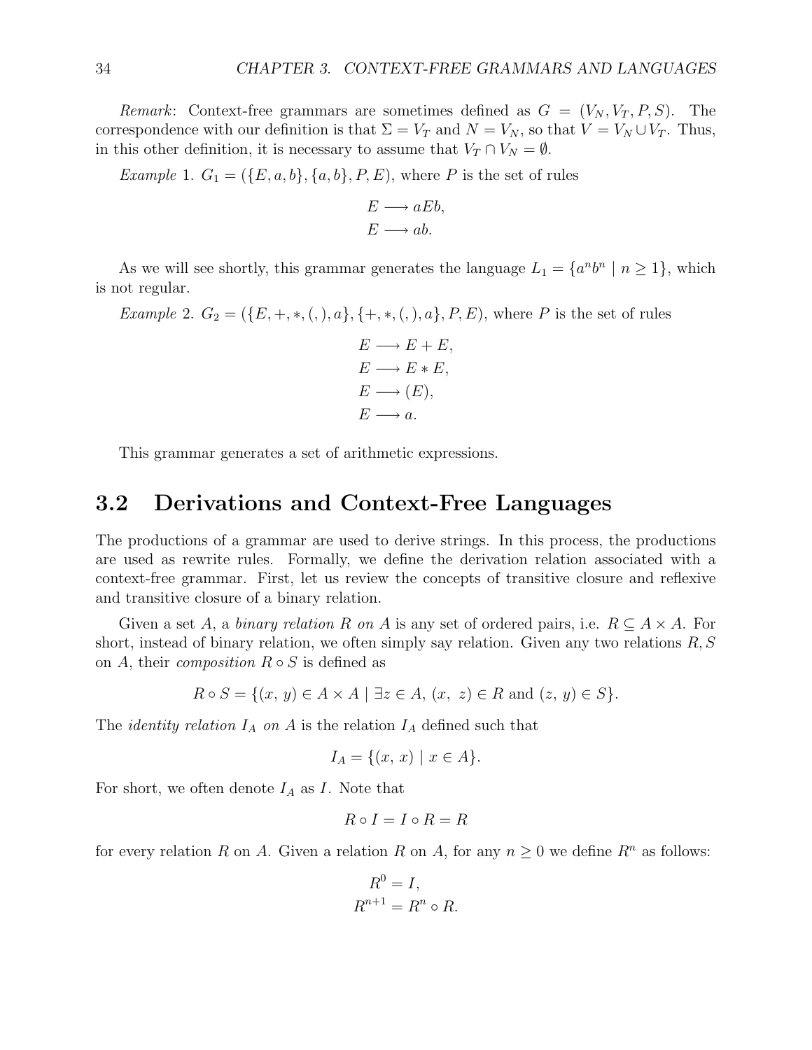*Remark*: Context-free grammars are sometimes defined as $G = (V_N, V_T, P, S)$. The correspondence with our definition is that $\Sigma = V_T$ and $N = V_N$, so that $V = V_N \cup V_T$. Thus, in this other definition, it is necessary to assume that $V_T \cap V_N = \emptyset$.

*Example* 1. $G_1 = (\{E, a, b\}, \{a, b\}, P, E)$, where $P$ is the set of rules

$$
\begin{aligned}
E &\longrightarrow aEb, \\
E &\longrightarrow ab.
\end{aligned}
$$

As we will see shortly, this grammar generates the language $L_1 = \{a^n b^n \mid n \geq 1\}$, which is not regular.

*Example* 2. $G_2 = (\{E, +, *, (, ), a\}, \{+, *, (, ), a\}, P, E)$, where $P$ is the set of rules

$$
\begin{aligned}
E &\longrightarrow E + E, \\
E &\longrightarrow E * E, \\
E &\longrightarrow (E), \\
E &\longrightarrow a.
\end{aligned}
$$

This grammar generates a set of arithmetic expressions.

## 3.2 Derivations and Context-Free Languages

The productions of a grammar are used to derive strings. In this process, the productions are used as rewrite rules. Formally, we define the derivation relation associated with a context-free grammar. First, let us review the concepts of transitive closure and reflexive and transitive closure of a binary relation.

Given a set $A$, a *binary relation $R$ on $A$* is any set of ordered pairs, i.e. $R \subseteq A \times A$. For short, instead of binary relation, we often simply say relation. Given any two relations $R, S$ on $A$, their *composition* $R \circ S$ is defined as

$$R \circ S = \{(x,\, y) \in A \times A \mid \exists z \in A,\, (x,\, z) \in R \text{ and } (z,\, y) \in S\}.$$

The *identity relation $I_A$ on $A$* is the relation $I_A$ defined such that

$$I_A = \{(x,\, x) \mid x \in A\}.$$

For short, we often denote $I_A$ as $I$. Note that

$$R \circ I = I \circ R = R$$

for every relation $R$ on $A$. Given a relation $R$ on $A$, for any $n \geq 0$ we define $R^n$ as follows:

$$
\begin{aligned}
R^0 &= I, \\
R^{n+1} &= R^n \circ R.
\end{aligned}
$$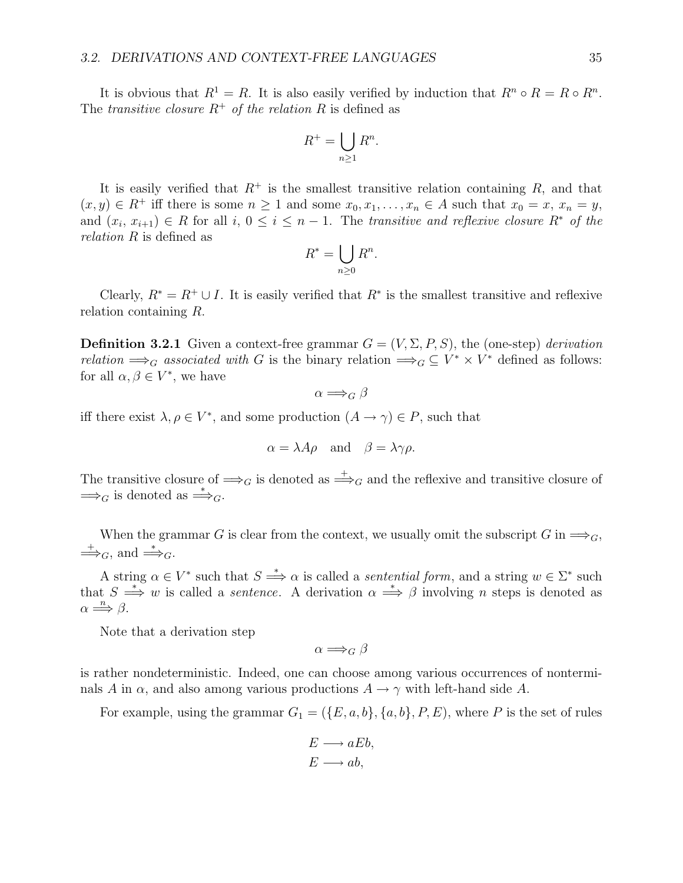It is obvious that $R^1 = R$. It is also easily verified by induction that $R^n \circ R = R \circ R^n$. The *transitive closure $R^+$ of the relation $R$* is defined as

$$R^+ = \bigcup_{n \geq 1} R^n.$$

It is easily verified that $R^+$ is the smallest transitive relation containing $R$, and that $(x, y) \in R^+$ iff there is some $n \geq 1$ and some $x_0, x_1, \ldots, x_n \in A$ such that $x_0 = x$, $x_n = y$, and $(x_i, x_{i+1}) \in R$ for all $i$, $0 \leq i \leq n - 1$. The *transitive and reflexive closure $R^*$ of the relation $R$* is defined as

$$R^* = \bigcup_{n \geq 0} R^n.$$

Clearly, $R^* = R^+ \cup I$. It is easily verified that $R^*$ is the smallest transitive and reflexive relation containing $R$.

**Definition 3.2.1** Given a context-free grammar $G = (V, \Sigma, P, S)$, the (one-step) *derivation relation $\Longrightarrow_G$ associated with $G$* is the binary relation $\Longrightarrow_G \subseteq V^* \times V^*$ defined as follows: for all $\alpha, \beta \in V^*$, we have

$$\alpha \Longrightarrow_G \beta$$

iff there exist $\lambda, \rho \in V^*$, and some production $(A \rightarrow \gamma) \in P$, such that

$$\alpha = \lambda A \rho \quad \text{and} \quad \beta = \lambda \gamma \rho.$$

The transitive closure of $\Longrightarrow_G$ is denoted as $\stackrel{+}{\Longrightarrow}_G$ and the reflexive and transitive closure of $\Longrightarrow_G$ is denoted as $\stackrel{*}{\Longrightarrow}_G$.

When the grammar $G$ is clear from the context, we usually omit the subscript $G$ in $\Longrightarrow_G$, $\stackrel{+}{\Longrightarrow}_G$, and $\stackrel{*}{\Longrightarrow}_G$.

A string $\alpha \in V^*$ such that $S \stackrel{*}{\Longrightarrow} \alpha$ is called a *sentential form*, and a string $w \in \Sigma^*$ such that $S \stackrel{*}{\Longrightarrow} w$ is called a *sentence*. A derivation $\alpha \stackrel{*}{\Longrightarrow} \beta$ involving $n$ steps is denoted as $\alpha \stackrel{n}{\Longrightarrow} \beta$.

Note that a derivation step

$$\alpha \Longrightarrow_G \beta$$

is rather nondeterministic. Indeed, one can choose among various occurrences of nonterminals $A$ in $\alpha$, and also among various productions $A \rightarrow \gamma$ with left-hand side $A$.

For example, using the grammar $G_1 = (\{E, a, b\}, \{a, b\}, P, E)$, where $P$ is the set of rules

$$E \longrightarrow aEb,$$
$$E \longrightarrow ab,$$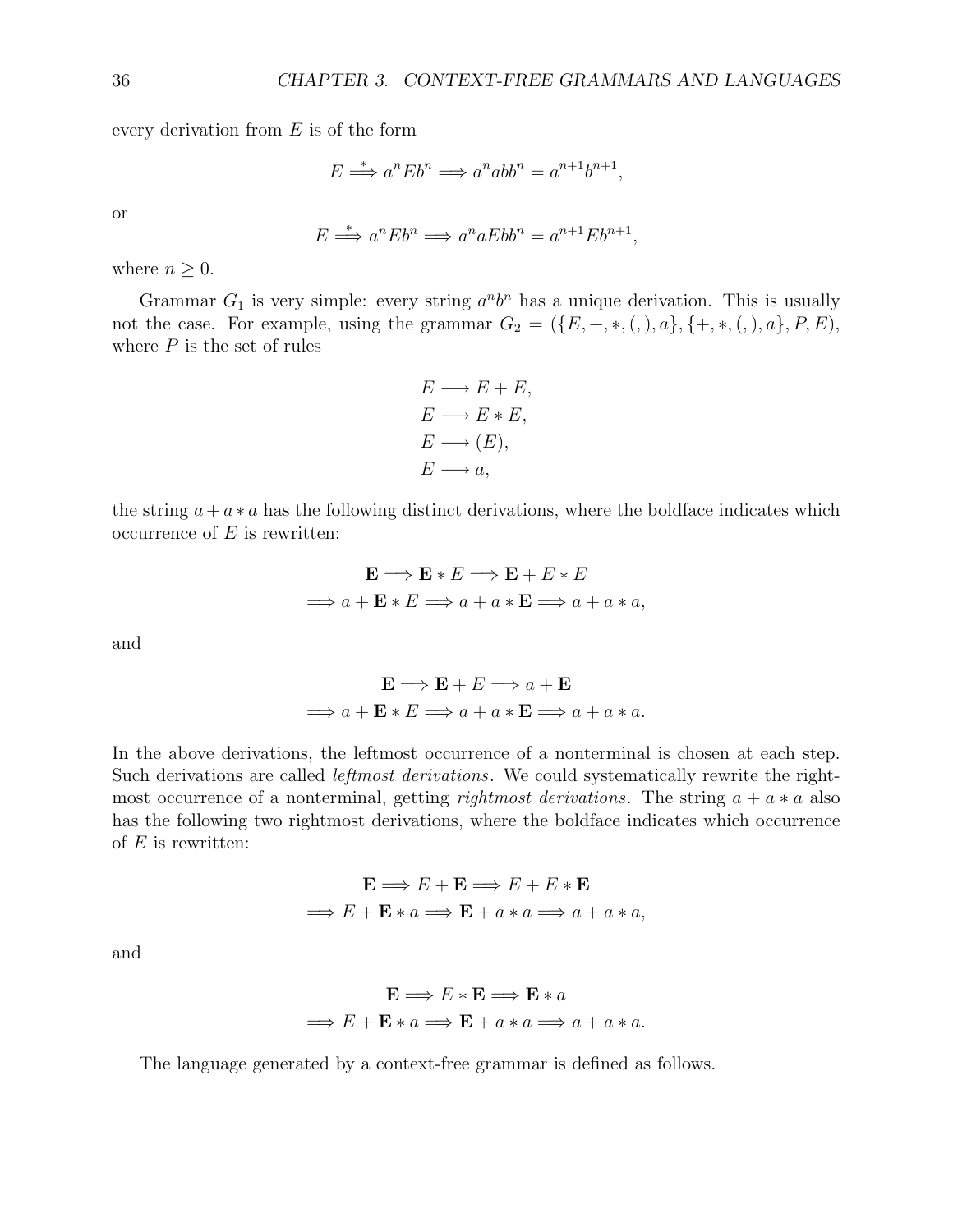every derivation from $E$ is of the form

$$E \stackrel{*}{\Longrightarrow} a^n E b^n \Longrightarrow a^n abb^n = a^{n+1} b^{n+1},$$

or

$$E \stackrel{*}{\Longrightarrow} a^n E b^n \Longrightarrow a^n aEbb^n = a^{n+1} E b^{n+1},$$

where $n \geq 0$.

Grammar $G_1$ is very simple: every string $a^n b^n$ has a unique derivation. This is usually not the case. For example, using the grammar $G_2 = (\{E, +, *, (, ), a\}, \{+, *, (, ), a\}, P, E)$, where $P$ is the set of rules

$$\begin{aligned}
E &\longrightarrow E + E, \\
E &\longrightarrow E * E, \\
E &\longrightarrow (E), \\
E &\longrightarrow a,
\end{aligned}$$

the string $a + a * a$ has the following distinct derivations, where the boldface indicates which occurrence of $E$ is rewritten:

$$\begin{gathered}
\mathbf{E} \Longrightarrow \mathbf{E} * E \Longrightarrow \mathbf{E} + E * E \\
\Longrightarrow a + \mathbf{E} * E \Longrightarrow a + a * \mathbf{E} \Longrightarrow a + a * a,
\end{gathered}$$

and

$$\begin{gathered}
\mathbf{E} \Longrightarrow \mathbf{E} + E \Longrightarrow a + \mathbf{E} \\
\Longrightarrow a + \mathbf{E} * E \Longrightarrow a + a * \mathbf{E} \Longrightarrow a + a * a.
\end{gathered}$$

In the above derivations, the leftmost occurrence of a nonterminal is chosen at each step. Such derivations are called *leftmost derivations*. We could systematically rewrite the rightmost occurrence of a nonterminal, getting *rightmost derivations*. The string $a + a * a$ also has the following two rightmost derivations, where the boldface indicates which occurrence of $E$ is rewritten:

$$\begin{gathered}
\mathbf{E} \Longrightarrow E + \mathbf{E} \Longrightarrow E + E * \mathbf{E} \\
\Longrightarrow E + \mathbf{E} * a \Longrightarrow \mathbf{E} + a * a \Longrightarrow a + a * a,
\end{gathered}$$

and

$$\begin{gathered}
\mathbf{E} \Longrightarrow E * \mathbf{E} \Longrightarrow \mathbf{E} * a \\
\Longrightarrow E + \mathbf{E} * a \Longrightarrow \mathbf{E} + a * a \Longrightarrow a + a * a.
\end{gathered}$$

The language generated by a context-free grammar is defined as follows.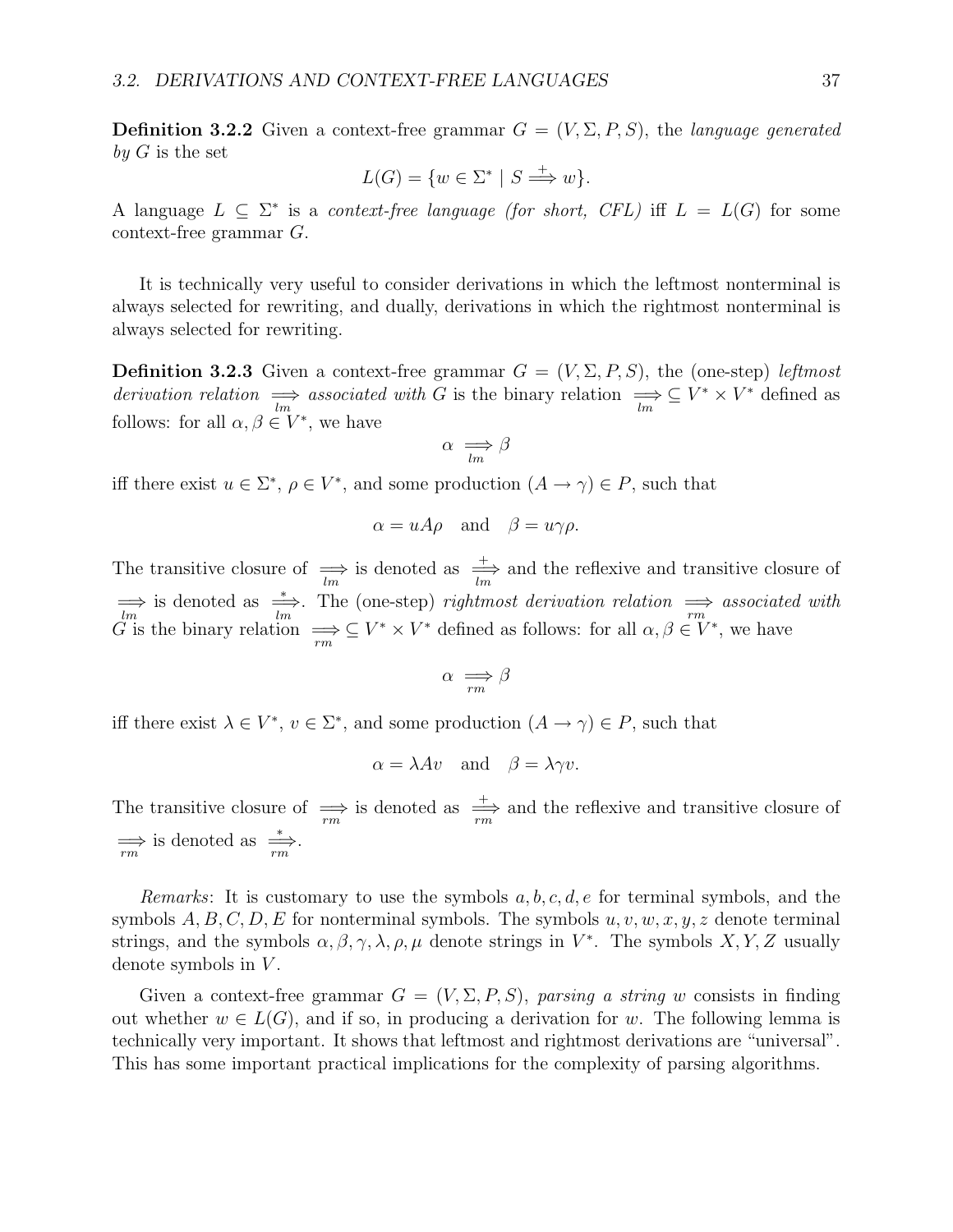**Definition 3.2.2** Given a context-free grammar $G = (V, \Sigma, P, S)$, the *language generated by* $G$ is the set

$$L(G) = \{w \in \Sigma^* \mid S \stackrel{+}{\Longrightarrow} w\}.$$

A language $L \subseteq \Sigma^*$ is a *context-free language (for short, CFL)* iff $L = L(G)$ for some context-free grammar $G$.

It is technically very useful to consider derivations in which the leftmost nonterminal is always selected for rewriting, and dually, derivations in which the rightmost nonterminal is always selected for rewriting.

**Definition 3.2.3** Given a context-free grammar $G = (V, \Sigma, P, S)$, the (one-step) *leftmost derivation relation* $\underset{lm}{\Longrightarrow}$ *associated with* $G$ is the binary relation $\underset{lm}{\Longrightarrow} \subseteq V^* \times V^*$ defined as follows: for all $\alpha, \beta \in V^*$, we have

$$\alpha \underset{lm}{\Longrightarrow} \beta$$

iff there exist $u \in \Sigma^*$, $\rho \in V^*$, and some production $(A \to \gamma) \in P$, such that

$$\alpha = uA\rho \quad \text{and} \quad \beta = u\gamma\rho.$$

The transitive closure of $\underset{lm}{\Longrightarrow}$ is denoted as $\underset{lm}{\stackrel{+}{\Longrightarrow}}$ and the reflexive and transitive closure of $\underset{lm}{\Longrightarrow}$ is denoted as $\underset{lm}{\stackrel{*}{\Longrightarrow}}$. The (one-step) *rightmost derivation relation* $\underset{rm}{\Longrightarrow}$ *associated with* $G$ is the binary relation $\underset{rm}{\Longrightarrow} \subseteq V^* \times V^*$ defined as follows: for all $\alpha, \beta \in V^*$, we have

$$\alpha \underset{rm}{\Longrightarrow} \beta$$

iff there exist $\lambda \in V^*$, $v \in \Sigma^*$, and some production $(A \to \gamma) \in P$, such that

$$\alpha = \lambda A v \quad \text{and} \quad \beta = \lambda\gamma v.$$

The transitive closure of $\underset{rm}{\Longrightarrow}$ is denoted as $\underset{rm}{\stackrel{+}{\Longrightarrow}}$ and the reflexive and transitive closure of $\underset{rm}{\Longrightarrow}$ is denoted as $\underset{rm}{\stackrel{*}{\Longrightarrow}}$.

*Remarks*: It is customary to use the symbols $a, b, c, d, e$ for terminal symbols, and the symbols $A, B, C, D, E$ for nonterminal symbols. The symbols $u, v, w, x, y, z$ denote terminal strings, and the symbols $\alpha, \beta, \gamma, \lambda, \rho, \mu$ denote strings in $V^*$. The symbols $X, Y, Z$ usually denote symbols in $V$.

Given a context-free grammar $G = (V, \Sigma, P, S)$, *parsing a string* $w$ consists in finding out whether $w \in L(G)$, and if so, in producing a derivation for $w$. The following lemma is technically very important. It shows that leftmost and rightmost derivations are "universal". This has some important practical implications for the complexity of parsing algorithms.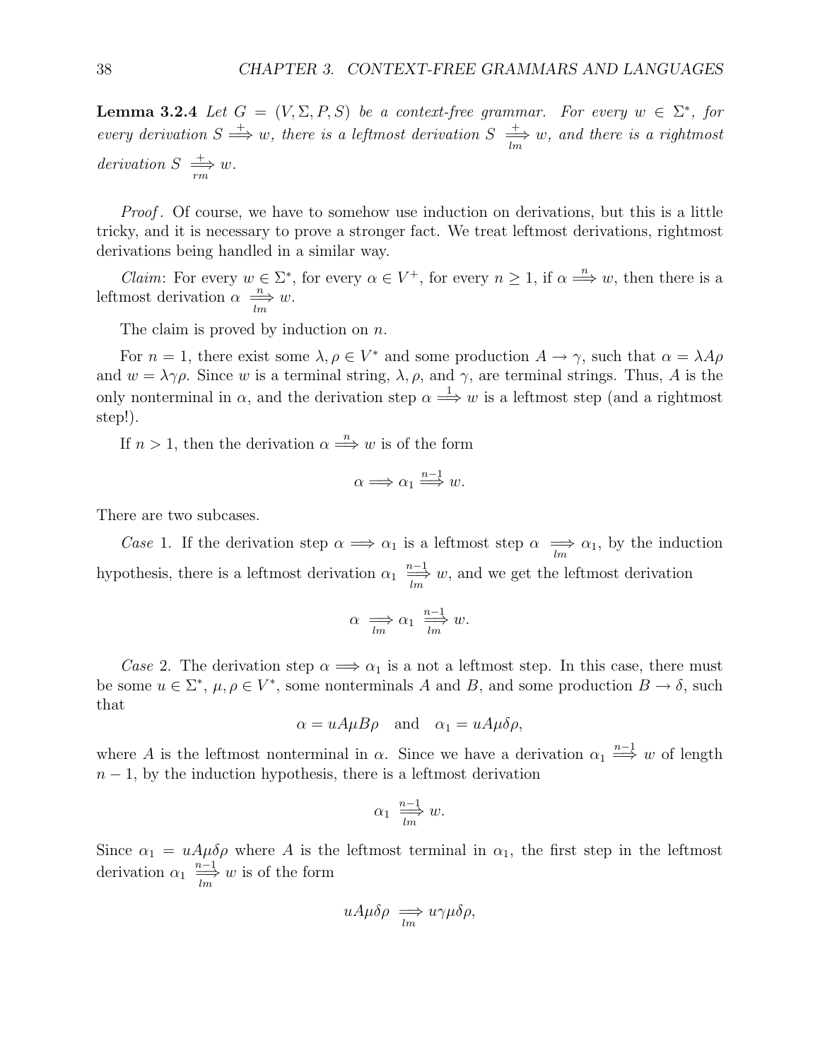**Lemma 3.2.4** *Let $G = (V, \Sigma, P, S)$ be a context-free grammar. For every $w \in \Sigma^*$, for every derivation $S \overset{+}{\Longrightarrow} w$, there is a leftmost derivation $S \underset{lm}{\overset{+}{\Longrightarrow}} w$, and there is a rightmost derivation $S \underset{rm}{\overset{+}{\Longrightarrow}} w$.*

*Proof*. Of course, we have to somehow use induction on derivations, but this is a little tricky, and it is necessary to prove a stronger fact. We treat leftmost derivations, rightmost derivations being handled in a similar way.

*Claim*: For every $w \in \Sigma^*$, for every $\alpha \in V^+$, for every $n \geq 1$, if $\alpha \overset{n}{\Longrightarrow} w$, then there is a leftmost derivation $\alpha \underset{lm}{\overset{n}{\Longrightarrow}} w$.

The claim is proved by induction on $n$.

For $n = 1$, there exist some $\lambda, \rho \in V^*$ and some production $A \rightarrow \gamma$, such that $\alpha = \lambda A \rho$ and $w = \lambda \gamma \rho$. Since $w$ is a terminal string, $\lambda$, $\rho$, and $\gamma$, are terminal strings. Thus, $A$ is the only nonterminal in $\alpha$, and the derivation step $\alpha \overset{1}{\Longrightarrow} w$ is a leftmost step (and a rightmost step!).

If $n > 1$, then the derivation $\alpha \overset{n}{\Longrightarrow} w$ is of the form

$$\alpha \Longrightarrow \alpha_1 \overset{n-1}{\Longrightarrow} w.$$

There are two subcases.

*Case* 1. If the derivation step $\alpha \Longrightarrow \alpha_1$ is a leftmost step $\alpha \underset{lm}{\Longrightarrow} \alpha_1$, by the induction hypothesis, there is a leftmost derivation $\alpha_1 \underset{lm}{\overset{n-1}{\Longrightarrow}} w$, and we get the leftmost derivation

$$\alpha \underset{lm}{\Longrightarrow} \alpha_1 \underset{lm}{\overset{n-1}{\Longrightarrow}} w.$$

*Case* 2. The derivation step $\alpha \Longrightarrow \alpha_1$ is a not a leftmost step. In this case, there must be some $u \in \Sigma^*$, $\mu, \rho \in V^*$, some nonterminals $A$ and $B$, and some production $B \rightarrow \delta$, such that

$$\alpha = uA\mu B\rho \quad \text{and} \quad \alpha_1 = uA\mu\delta\rho,$$

where $A$ is the leftmost nonterminal in $\alpha$. Since we have a derivation $\alpha_1 \overset{n-1}{\Longrightarrow} w$ of length $n - 1$, by the induction hypothesis, there is a leftmost derivation

$$\alpha_1 \underset{lm}{\overset{n-1}{\Longrightarrow}} w.$$

Since $\alpha_1 = uA\mu\delta\rho$ where $A$ is the leftmost terminal in $\alpha_1$, the first step in the leftmost derivation $\alpha_1 \underset{lm}{\overset{n-1}{\Longrightarrow}} w$ is of the form

$$uA\mu\delta\rho \underset{lm}{\Longrightarrow} u\gamma\mu\delta\rho,$$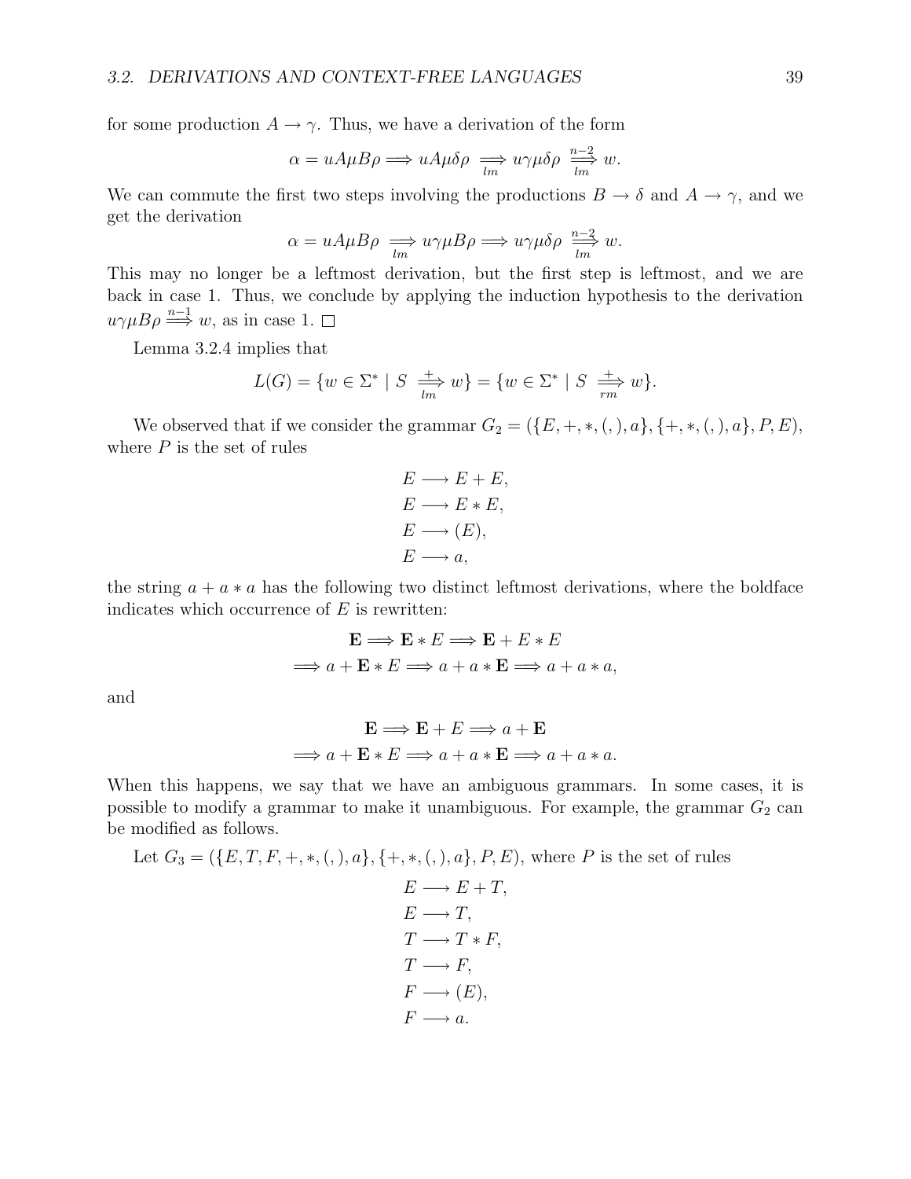for some production $A \to \gamma$. Thus, we have a derivation of the form

$$\alpha = uA\mu B\rho \Longrightarrow uA\mu\delta\rho \underset{lm}{\Longrightarrow} u\gamma\mu\delta\rho \overset{n-2}{\underset{lm}{\Longrightarrow}} w.$$

We can commute the first two steps involving the productions $B \to \delta$ and $A \to \gamma$, and we get the derivation

$$\alpha = uA\mu B\rho \underset{lm}{\Longrightarrow} u\gamma\mu B\rho \Longrightarrow u\gamma\mu\delta\rho \overset{n-2}{\underset{lm}{\Longrightarrow}} w.$$

This may no longer be a leftmost derivation, but the first step is leftmost, and we are back in case 1. Thus, we conclude by applying the induction hypothesis to the derivation $u\gamma\mu B\rho \overset{n-1}{\Longrightarrow} w$, as in case 1. □

Lemma 3.2.4 implies that

$$L(G) = \{w \in \Sigma^* \mid S \overset{+}{\underset{lm}{\Longrightarrow}} w\} = \{w \in \Sigma^* \mid S \overset{+}{\underset{rm}{\Longrightarrow}} w\}.$$

We observed that if we consider the grammar $G_2 = (\{E, +, *, (, ), a\}, \{+, *, (, ), a\}, P, E)$, where $P$ is the set of rules

$$\begin{aligned}
E &\longrightarrow E + E,\\
E &\longrightarrow E * E,\\
E &\longrightarrow (E),\\
E &\longrightarrow a,
\end{aligned}$$

the string $a + a * a$ has the following two distinct leftmost derivations, where the boldface indicates which occurrence of $E$ is rewritten:

$$\begin{aligned}
&\mathbf{E} \Longrightarrow \mathbf{E} * E \Longrightarrow \mathbf{E} + E * E\\
&\Longrightarrow a + \mathbf{E} * E \Longrightarrow a + a * \mathbf{E} \Longrightarrow a + a * a,
\end{aligned}$$

and

$$\begin{aligned}
&\mathbf{E} \Longrightarrow \mathbf{E} + E \Longrightarrow a + \mathbf{E}\\
&\Longrightarrow a + \mathbf{E} * E \Longrightarrow a + a * \mathbf{E} \Longrightarrow a + a * a.
\end{aligned}$$

When this happens, we say that we have an ambiguous grammars. In some cases, it is possible to modify a grammar to make it unambiguous. For example, the grammar $G_2$ can be modified as follows.

Let $G_3 = (\{E, T, F, +, *, (, ), a\}, \{+, *, (, ), a\}, P, E)$, where $P$ is the set of rules

$$\begin{aligned}
E &\longrightarrow E + T,\\
E &\longrightarrow T,\\
T &\longrightarrow T * F,\\
T &\longrightarrow F,\\
F &\longrightarrow (E),\\
F &\longrightarrow a.
\end{aligned}$$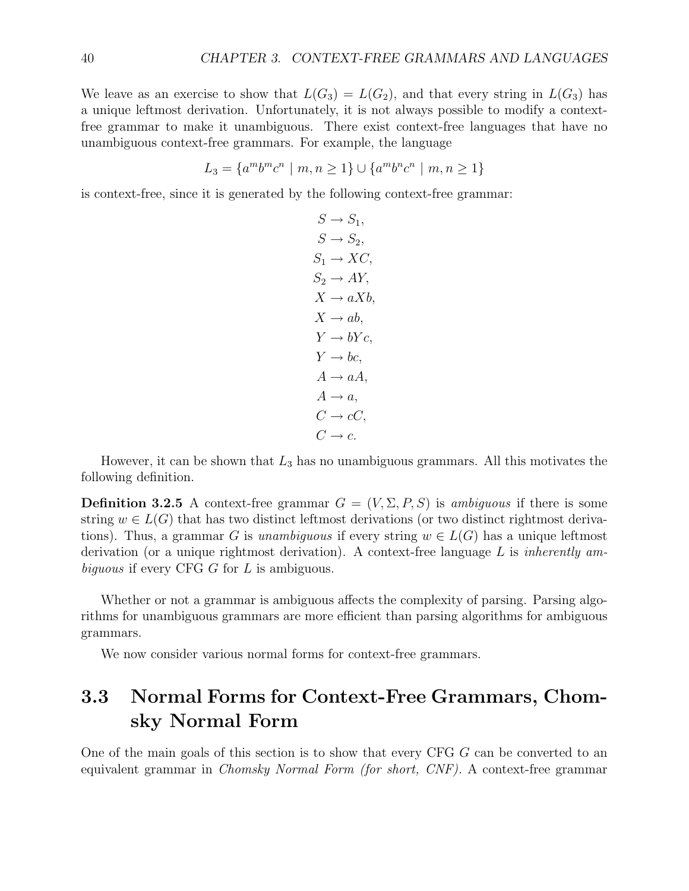We leave as an exercise to show that $L(G_3) = L(G_2)$, and that every string in $L(G_3)$ has a unique leftmost derivation. Unfortunately, it is not always possible to modify a context-free grammar to make it unambiguous. There exist context-free languages that have no unambiguous context-free grammars. For example, the language

$$L_3 = \{a^m b^m c^n \mid m, n \geq 1\} \cup \{a^m b^n c^n \mid m, n \geq 1\}$$

is context-free, since it is generated by the following context-free grammar:

$$
\begin{aligned}
S &\to S_1, \\
S &\to S_2, \\
S_1 &\to XC, \\
S_2 &\to AY, \\
X &\to aXb, \\
X &\to ab, \\
Y &\to bYc, \\
Y &\to bc, \\
A &\to aA, \\
A &\to a, \\
C &\to cC, \\
C &\to c.
\end{aligned}
$$

However, it can be shown that $L_3$ has no unambiguous grammars. All this motivates the following definition.

**Definition 3.2.5** A context-free grammar $G = (V, \Sigma, P, S)$ is *ambiguous* if there is some string $w \in L(G)$ that has two distinct leftmost derivations (or two distinct rightmost derivations). Thus, a grammar $G$ is *unambiguous* if every string $w \in L(G)$ has a unique leftmost derivation (or a unique rightmost derivation). A context-free language $L$ is *inherently ambiguous* if every CFG $G$ for $L$ is ambiguous.

Whether or not a grammar is ambiguous affects the complexity of parsing. Parsing algorithms for unambiguous grammars are more efficient than parsing algorithms for ambiguous grammars.

We now consider various normal forms for context-free grammars.

## 3.3 Normal Forms for Context-Free Grammars, Chomsky Normal Form

One of the main goals of this section is to show that every CFG $G$ can be converted to an equivalent grammar in *Chomsky Normal Form (for short, CNF)*. A context-free grammar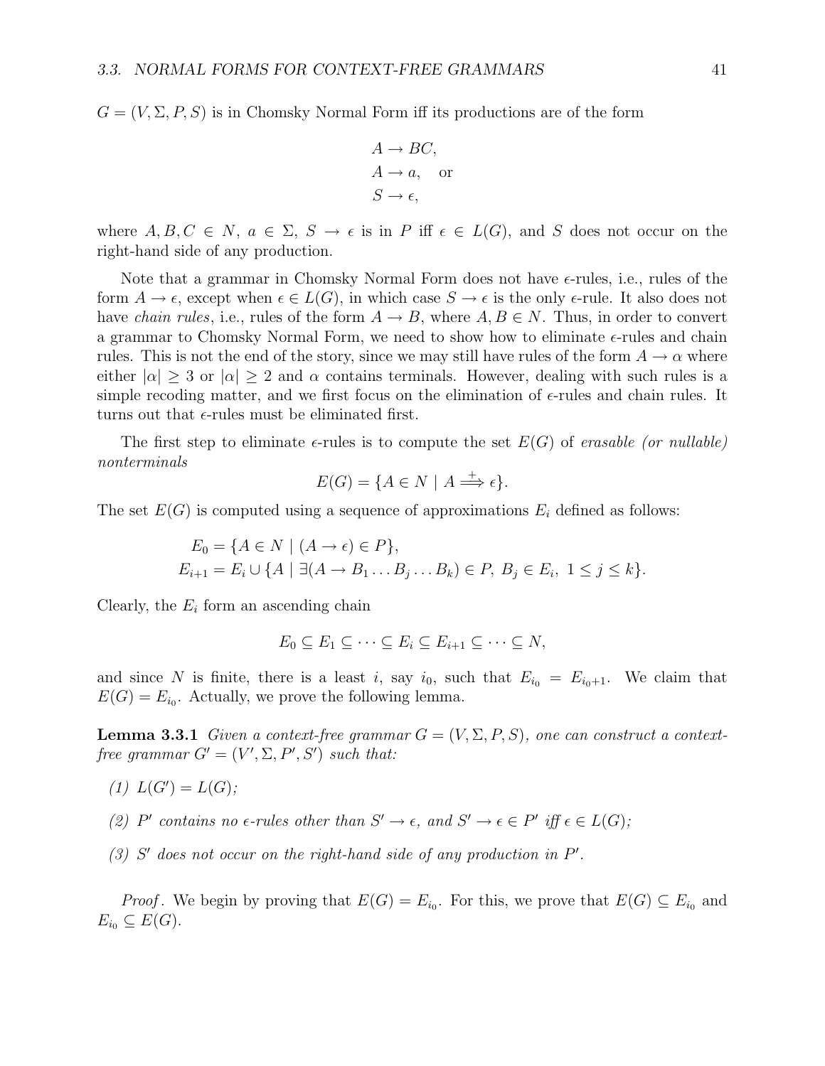$G = (V, \Sigma, P, S)$ is in Chomsky Normal Form iff its productions are of the form

$$\begin{aligned}
A &\to BC, \\
A &\to a, \quad \text{or} \\
S &\to \epsilon,
\end{aligned}$$

where $A, B, C \in N$, $a \in \Sigma$, $S \to \epsilon$ is in $P$ iff $\epsilon \in L(G)$, and $S$ does not occur on the right-hand side of any production.

Note that a grammar in Chomsky Normal Form does not have $\epsilon$-rules, i.e., rules of the form $A \to \epsilon$, except when $\epsilon \in L(G)$, in which case $S \to \epsilon$ is the only $\epsilon$-rule. It also does not have *chain rules*, i.e., rules of the form $A \to B$, where $A, B \in N$. Thus, in order to convert a grammar to Chomsky Normal Form, we need to show how to eliminate $\epsilon$-rules and chain rules. This is not the end of the story, since we may still have rules of the form $A \to \alpha$ where either $|\alpha| \geq 3$ or $|\alpha| \geq 2$ and $\alpha$ contains terminals. However, dealing with such rules is a simple recoding matter, and we first focus on the elimination of $\epsilon$-rules and chain rules. It turns out that $\epsilon$-rules must be eliminated first.

The first step to eliminate $\epsilon$-rules is to compute the set $E(G)$ of *erasable (or nullable) nonterminals*

$$E(G) = \{A \in N \mid A \overset{+}{\Longrightarrow} \epsilon\}.$$

The set $E(G)$ is computed using a sequence of approximations $E_i$ defined as follows:

$$\begin{aligned}
E_0 &= \{A \in N \mid (A \to \epsilon) \in P\}, \\
E_{i+1} &= E_i \cup \{A \mid \exists (A \to B_1 \ldots B_j \ldots B_k) \in P,\ B_j \in E_i,\ 1 \leq j \leq k\}.
\end{aligned}$$

Clearly, the $E_i$ form an ascending chain

$$E_0 \subseteq E_1 \subseteq \cdots \subseteq E_i \subseteq E_{i+1} \subseteq \cdots \subseteq N,$$

and since $N$ is finite, there is a least $i$, say $i_0$, such that $E_{i_0} = E_{i_0+1}$. We claim that $E(G) = E_{i_0}$. Actually, we prove the following lemma.

**Lemma 3.3.1** *Given a context-free grammar $G = (V, \Sigma, P, S)$, one can construct a context-free grammar $G' = (V', \Sigma, P', S')$ such that:*

*(1) $L(G') = L(G)$;*

*(2) $P'$ contains no $\epsilon$-rules other than $S' \to \epsilon$, and $S' \to \epsilon \in P'$ iff $\epsilon \in L(G)$;*

*(3) $S'$ does not occur on the right-hand side of any production in $P'$.*

*Proof*. We begin by proving that $E(G) = E_{i_0}$. For this, we prove that $E(G) \subseteq E_{i_0}$ and $E_{i_0} \subseteq E(G)$.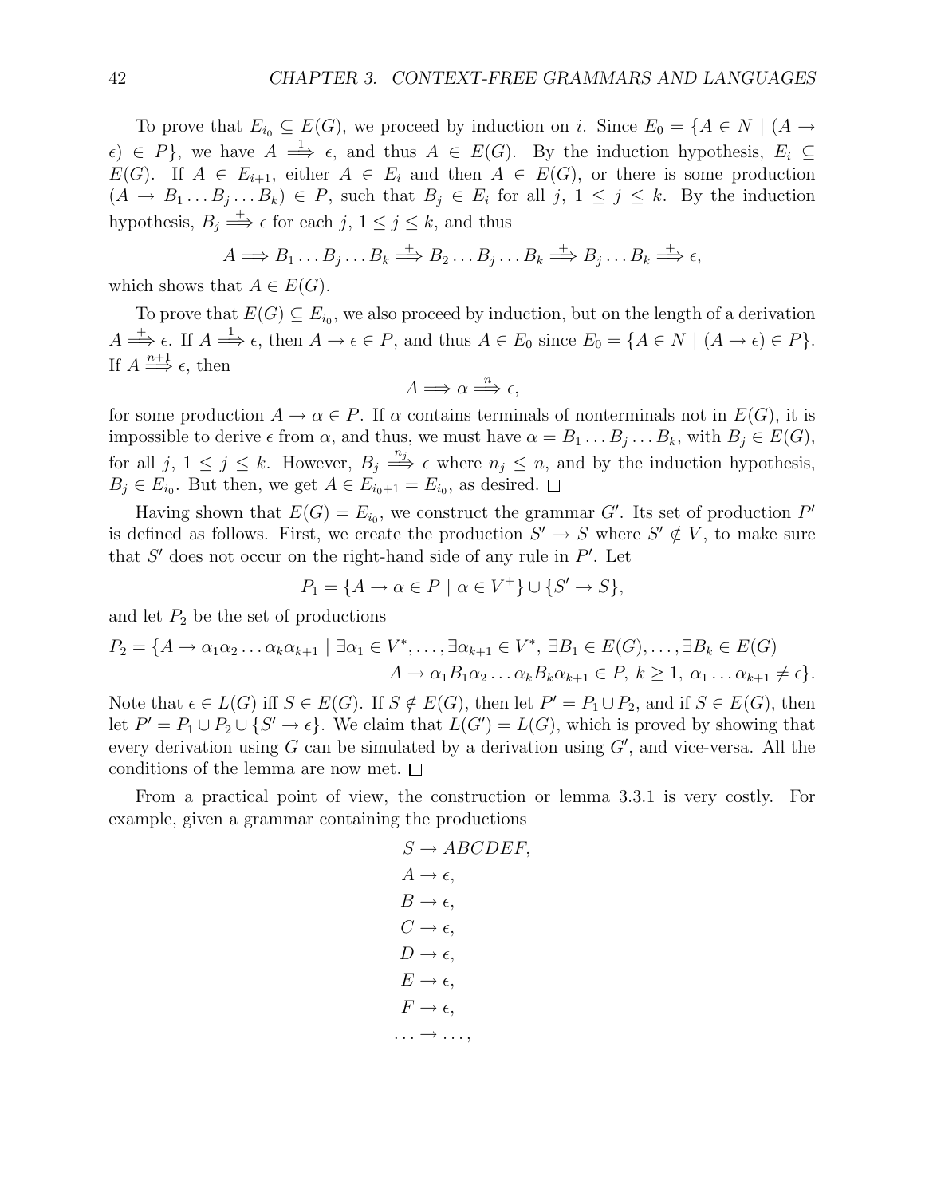To prove that $E_{i_0} \subseteq E(G)$, we proceed by induction on $i$. Since $E_0 = \{A \in N \mid (A \rightarrow \epsilon) \in P\}$, we have $A \overset{1}{\Longrightarrow} \epsilon$, and thus $A \in E(G)$. By the induction hypothesis, $E_i \subseteq E(G)$. If $A \in E_{i+1}$, either $A \in E_i$ and then $A \in E(G)$, or there is some production $(A \rightarrow B_1 \ldots B_j \ldots B_k) \in P$, such that $B_j \in E_i$ for all $j$, $1 \leq j \leq k$. By the induction hypothesis, $B_j \overset{+}{\Longrightarrow} \epsilon$ for each $j$, $1 \leq j \leq k$, and thus

$$A \Longrightarrow B_1 \ldots B_j \ldots B_k \overset{+}{\Longrightarrow} B_2 \ldots B_j \ldots B_k \overset{+}{\Longrightarrow} B_j \ldots B_k \overset{+}{\Longrightarrow} \epsilon,$$

which shows that $A \in E(G)$.

To prove that $E(G) \subseteq E_{i_0}$, we also proceed by induction, but on the length of a derivation $A \overset{+}{\Longrightarrow} \epsilon$. If $A \overset{1}{\Longrightarrow} \epsilon$, then $A \rightarrow \epsilon \in P$, and thus $A \in E_0$ since $E_0 = \{A \in N \mid (A \rightarrow \epsilon) \in P\}$. If $A \overset{n+1}{\Longrightarrow} \epsilon$, then

$$A \Longrightarrow \alpha \overset{n}{\Longrightarrow} \epsilon,$$

for some production $A \rightarrow \alpha \in P$. If $\alpha$ contains terminals of nonterminals not in $E(G)$, it is impossible to derive $\epsilon$ from $\alpha$, and thus, we must have $\alpha = B_1 \ldots B_j \ldots B_k$, with $B_j \in E(G)$, for all $j$, $1 \leq j \leq k$. However, $B_j \overset{n_j}{\Longrightarrow} \epsilon$ where $n_j \leq n$, and by the induction hypothesis, $B_j \in E_{i_0}$. But then, we get $A \in E_{i_0+1} = E_{i_0}$, as desired. $\square$

Having shown that $E(G) = E_{i_0}$, we construct the grammar $G'$. Its set of production $P'$ is defined as follows. First, we create the production $S' \rightarrow S$ where $S' \notin V$, to make sure that $S'$ does not occur on the right-hand side of any rule in $P'$. Let

$$P_1 = \{A \rightarrow \alpha \in P \mid \alpha \in V^+\} \cup \{S' \rightarrow S\},$$

and let $P_2$ be the set of productions

$$P_2 = \{A \rightarrow \alpha_1\alpha_2 \ldots \alpha_k\alpha_{k+1} \mid \exists \alpha_1 \in V^*, \ldots, \exists \alpha_{k+1} \in V^*,\ \exists B_1 \in E(G), \ldots, \exists B_k \in E(G)$$
$$A \rightarrow \alpha_1 B_1 \alpha_2 \ldots \alpha_k B_k \alpha_{k+1} \in P,\ k \geq 1,\ \alpha_1 \ldots \alpha_{k+1} \neq \epsilon\}.$$

Note that $\epsilon \in L(G)$ iff $S \in E(G)$. If $S \notin E(G)$, then let $P' = P_1 \cup P_2$, and if $S \in E(G)$, then let $P' = P_1 \cup P_2 \cup \{S' \rightarrow \epsilon\}$. We claim that $L(G') = L(G)$, which is proved by showing that every derivation using $G$ can be simulated by a derivation using $G'$, and vice-versa. All the conditions of the lemma are now met. $\square$

From a practical point of view, the construction or lemma 3.3.1 is very costly. For example, given a grammar containing the productions

$$\begin{aligned}
S &\rightarrow ABCDEF, \\
A &\rightarrow \epsilon, \\
B &\rightarrow \epsilon, \\
C &\rightarrow \epsilon, \\
D &\rightarrow \epsilon, \\
E &\rightarrow \epsilon, \\
F &\rightarrow \epsilon, \\
\ldots &\rightarrow \ldots,
\end{aligned}$$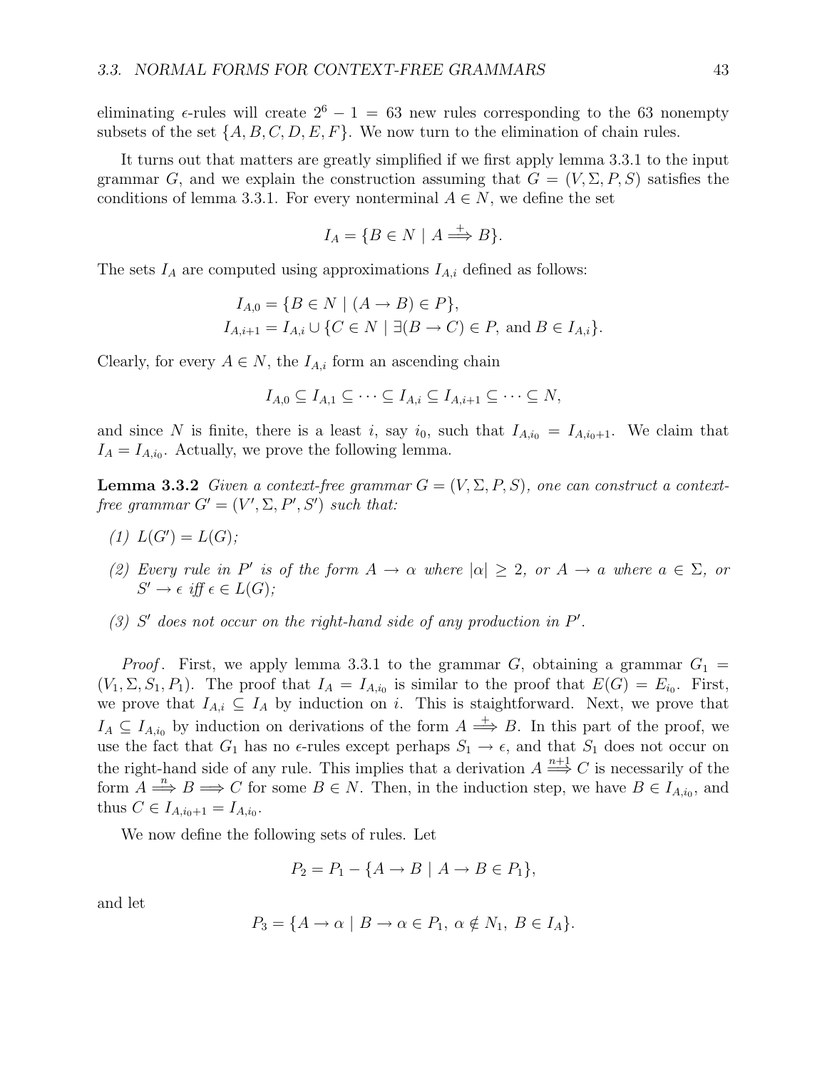eliminating $\epsilon$-rules will create $2^6 - 1 = 63$ new rules corresponding to the 63 nonempty subsets of the set $\{A, B, C, D, E, F\}$. We now turn to the elimination of chain rules.

It turns out that matters are greatly simplified if we first apply lemma 3.3.1 to the input grammar $G$, and we explain the construction assuming that $G = (V, \Sigma, P, S)$ satisfies the conditions of lemma 3.3.1. For every nonterminal $A \in N$, we define the set

$$I_A = \{B \in N \mid A \stackrel{+}{\Longrightarrow} B\}.$$

The sets $I_A$ are computed using approximations $I_{A,i}$ defined as follows:

$$\begin{aligned}
I_{A,0} &= \{B \in N \mid (A \to B) \in P\}, \\
I_{A,i+1} &= I_{A,i} \cup \{C \in N \mid \exists (B \to C) \in P, \text{ and } B \in I_{A,i}\}.
\end{aligned}$$

Clearly, for every $A \in N$, the $I_{A,i}$ form an ascending chain

$$I_{A,0} \subseteq I_{A,1} \subseteq \cdots \subseteq I_{A,i} \subseteq I_{A,i+1} \subseteq \cdots \subseteq N,$$

and since $N$ is finite, there is a least $i$, say $i_0$, such that $I_{A,i_0} = I_{A,i_0+1}$. We claim that $I_A = I_{A,i_0}$. Actually, we prove the following lemma.

**Lemma 3.3.2** *Given a context-free grammar $G = (V, \Sigma, P, S)$, one can construct a context-free grammar $G' = (V', \Sigma, P', S')$ such that:*

*(1) $L(G') = L(G)$;*

*(2) Every rule in $P'$ is of the form $A \to \alpha$ where $|\alpha| \geq 2$, or $A \to a$ where $a \in \Sigma$, or $S' \to \epsilon$ iff $\epsilon \in L(G)$;*

*(3) $S'$ does not occur on the right-hand side of any production in $P'$.*

*Proof.* First, we apply lemma 3.3.1 to the grammar $G$, obtaining a grammar $G_1 = (V_1, \Sigma, S_1, P_1)$. The proof that $I_A = I_{A,i_0}$ is similar to the proof that $E(G) = E_{i_0}$. First, we prove that $I_{A,i} \subseteq I_A$ by induction on $i$. This is staightforward. Next, we prove that $I_A \subseteq I_{A,i_0}$ by induction on derivations of the form $A \stackrel{+}{\Longrightarrow} B$. In this part of the proof, we use the fact that $G_1$ has no $\epsilon$-rules except perhaps $S_1 \to \epsilon$, and that $S_1$ does not occur on the right-hand side of any rule. This implies that a derivation $A \stackrel{n+1}{\Longrightarrow} C$ is necessarily of the form $A \stackrel{n}{\Longrightarrow} B \Longrightarrow C$ for some $B \in N$. Then, in the induction step, we have $B \in I_{A,i_0}$, and thus $C \in I_{A,i_0+1} = I_{A,i_0}$.

We now define the following sets of rules. Let

$$P_2 = P_1 - \{A \to B \mid A \to B \in P_1\},$$

and let

$$P_3 = \{A \to \alpha \mid B \to \alpha \in P_1,\ \alpha \notin N_1,\ B \in I_A\}.$$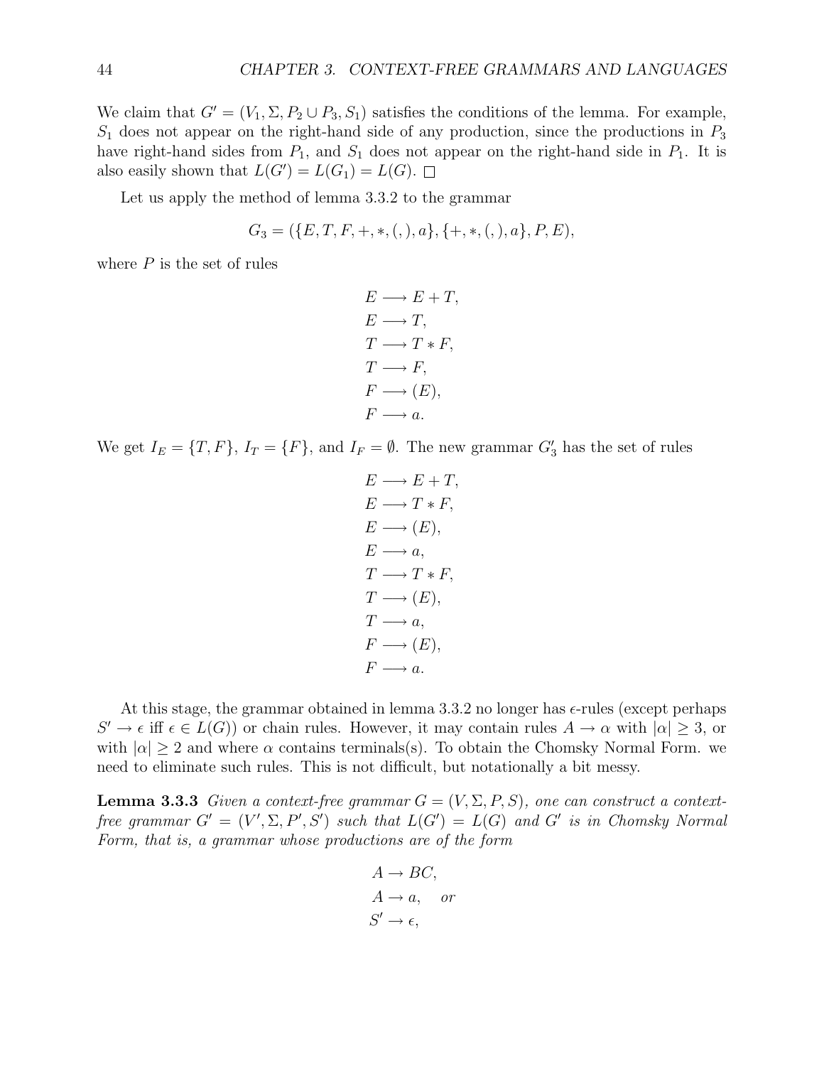We claim that $G' = (V_1, \Sigma, P_2 \cup P_3, S_1)$ satisfies the conditions of the lemma. For example, $S_1$ does not appear on the right-hand side of any production, since the productions in $P_3$ have right-hand sides from $P_1$, and $S_1$ does not appear on the right-hand side in $P_1$. It is also easily shown that $L(G') = L(G_1) = L(G)$. $\square$

Let us apply the method of lemma 3.3.2 to the grammar

$$G_3 = (\{E, T, F, +, *, (, ), a\}, \{+, *, (, ), a\}, P, E),$$

where $P$ is the set of rules

$$\begin{aligned}
E &\longrightarrow E + T, \\
E &\longrightarrow T, \\
T &\longrightarrow T * F, \\
T &\longrightarrow F, \\
F &\longrightarrow (E), \\
F &\longrightarrow a.
\end{aligned}$$

We get $I_E = \{T, F\}$, $I_T = \{F\}$, and $I_F = \emptyset$. The new grammar $G_3'$ has the set of rules

$$\begin{aligned}
E &\longrightarrow E + T, \\
E &\longrightarrow T * F, \\
E &\longrightarrow (E), \\
E &\longrightarrow a, \\
T &\longrightarrow T * F, \\
T &\longrightarrow (E), \\
T &\longrightarrow a, \\
F &\longrightarrow (E), \\
F &\longrightarrow a.
\end{aligned}$$

At this stage, the grammar obtained in lemma 3.3.2 no longer has $\epsilon$-rules (except perhaps $S' \to \epsilon$ iff $\epsilon \in L(G)$) or chain rules. However, it may contain rules $A \to \alpha$ with $|\alpha| \geq 3$, or with $|\alpha| \geq 2$ and where $\alpha$ contains terminals(s). To obtain the Chomsky Normal Form. we need to eliminate such rules. This is not difficult, but notationally a bit messy.

**Lemma 3.3.3** *Given a context-free grammar $G = (V, \Sigma, P, S)$, one can construct a context-free grammar $G' = (V', \Sigma, P', S')$ such that $L(G') = L(G)$ and $G'$ is in Chomsky Normal Form, that is, a grammar whose productions are of the form*

$$\begin{aligned}
&A \to BC, \\
&A \to a, \quad \textit{or} \\
&S' \to \epsilon,
\end{aligned}$$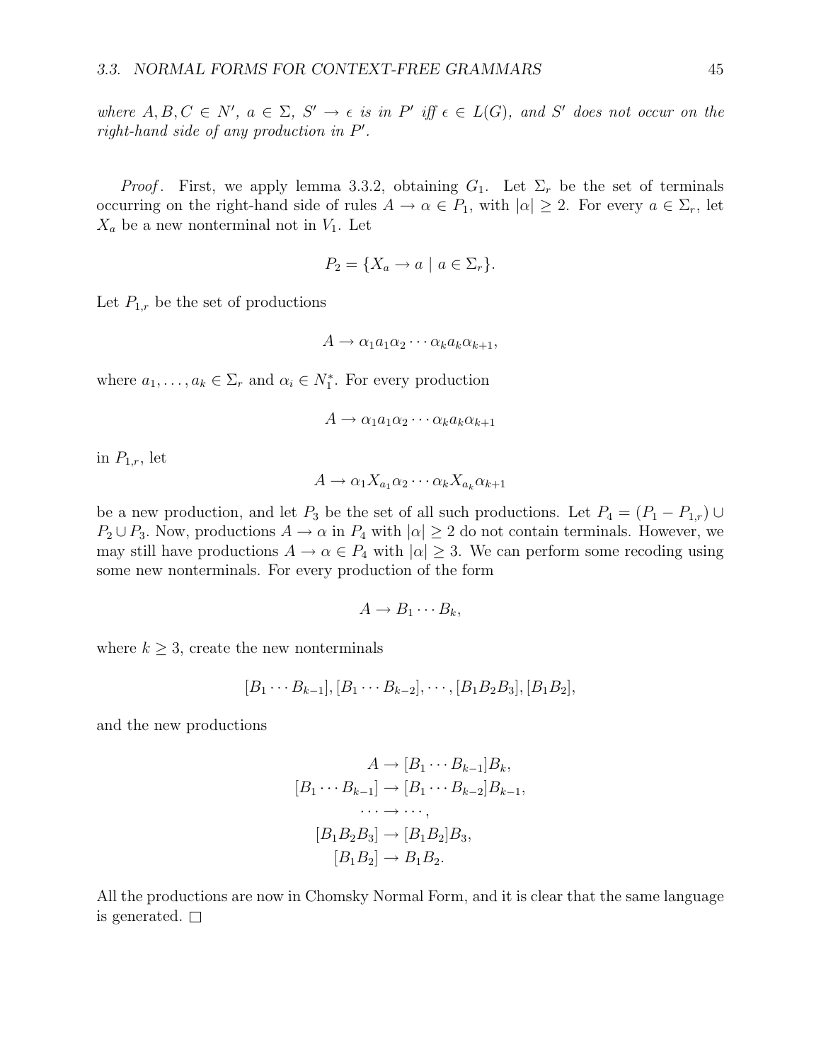*where $A, B, C \in N'$, $a \in \Sigma$, $S' \rightarrow \epsilon$ is in $P'$ iff $\epsilon \in L(G)$, and $S'$ does not occur on the right-hand side of any production in $P'$.*

*Proof*. First, we apply lemma 3.3.2, obtaining $G_1$. Let $\Sigma_r$ be the set of terminals occurring on the right-hand side of rules $A \rightarrow \alpha \in P_1$, with $|\alpha| \geq 2$. For every $a \in \Sigma_r$, let $X_a$ be a new nonterminal not in $V_1$. Let

$$P_2 = \{X_a \rightarrow a \mid a \in \Sigma_r\}.$$

Let $P_{1,r}$ be the set of productions

$$A \rightarrow \alpha_1 a_1 \alpha_2 \cdots \alpha_k a_k \alpha_{k+1},$$

where $a_1, \ldots, a_k \in \Sigma_r$ and $\alpha_i \in N_1^*$. For every production

$$A \rightarrow \alpha_1 a_1 \alpha_2 \cdots \alpha_k a_k \alpha_{k+1}$$

in $P_{1,r}$, let

$$A \rightarrow \alpha_1 X_{a_1} \alpha_2 \cdots \alpha_k X_{a_k} \alpha_{k+1}$$

be a new production, and let $P_3$ be the set of all such productions. Let $P_4 = (P_1 - P_{1,r}) \cup P_2 \cup P_3$. Now, productions $A \rightarrow \alpha$ in $P_4$ with $|\alpha| \geq 2$ do not contain terminals. However, we may still have productions $A \rightarrow \alpha \in P_4$ with $|\alpha| \geq 3$. We can perform some recoding using some new nonterminals. For every production of the form

$$A \rightarrow B_1 \cdots B_k,$$

where $k \geq 3$, create the new nonterminals

$$[B_1 \cdots B_{k-1}], [B_1 \cdots B_{k-2}], \cdots, [B_1 B_2 B_3], [B_1 B_2],$$

and the new productions

$$\begin{aligned}
A &\rightarrow [B_1 \cdots B_{k-1}] B_k, \\
[B_1 \cdots B_{k-1}] &\rightarrow [B_1 \cdots B_{k-2}] B_{k-1}, \\
\cdots &\rightarrow \cdots, \\
[B_1 B_2 B_3] &\rightarrow [B_1 B_2] B_3, \\
[B_1 B_2] &\rightarrow B_1 B_2.
\end{aligned}$$

All the productions are now in Chomsky Normal Form, and it is clear that the same language is generated. $\square$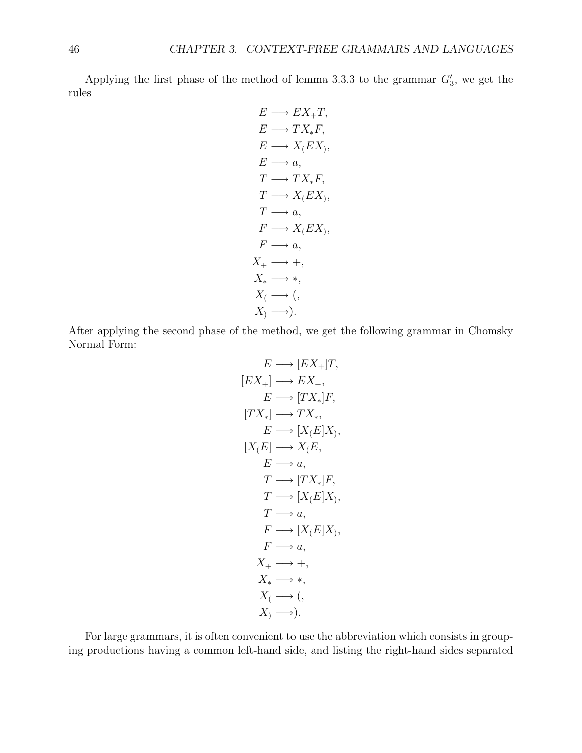Applying the first phase of the method of lemma 3.3.3 to the grammar $G'_3$, we get the rules

$$
\begin{aligned}
E &\longrightarrow EX_{+}T, \\
E &\longrightarrow TX_{*}F, \\
E &\longrightarrow X_{(}EX_{)}, \\
E &\longrightarrow a, \\
T &\longrightarrow TX_{*}F, \\
T &\longrightarrow X_{(}EX_{)}, \\
T &\longrightarrow a, \\
F &\longrightarrow X_{(}EX_{)}, \\
F &\longrightarrow a, \\
X_{+} &\longrightarrow +, \\
X_{*} &\longrightarrow *, \\
X_{(} &\longrightarrow (, \\
X_{)} &\longrightarrow ).
\end{aligned}
$$

After applying the second phase of the method, we get the following grammar in Chomsky Normal Form:

$$
\begin{aligned}
E &\longrightarrow [EX_{+}]T, \\
[EX_{+}] &\longrightarrow EX_{+}, \\
E &\longrightarrow [TX_{*}]F, \\
[TX_{*}] &\longrightarrow TX_{*}, \\
E &\longrightarrow [X_{(}E]X_{)}, \\
[X_{(}E] &\longrightarrow X_{(}E, \\
E &\longrightarrow a, \\
T &\longrightarrow [TX_{*}]F, \\
T &\longrightarrow [X_{(}E]X_{)}, \\
T &\longrightarrow a, \\
F &\longrightarrow [X_{(}E]X_{)}, \\
F &\longrightarrow a, \\
X_{+} &\longrightarrow +, \\
X_{*} &\longrightarrow *, \\
X_{(} &\longrightarrow (, \\
X_{)} &\longrightarrow ).
\end{aligned}
$$

For large grammars, it is often convenient to use the abbreviation which consists in grouping productions having a common left-hand side, and listing the right-hand sides separated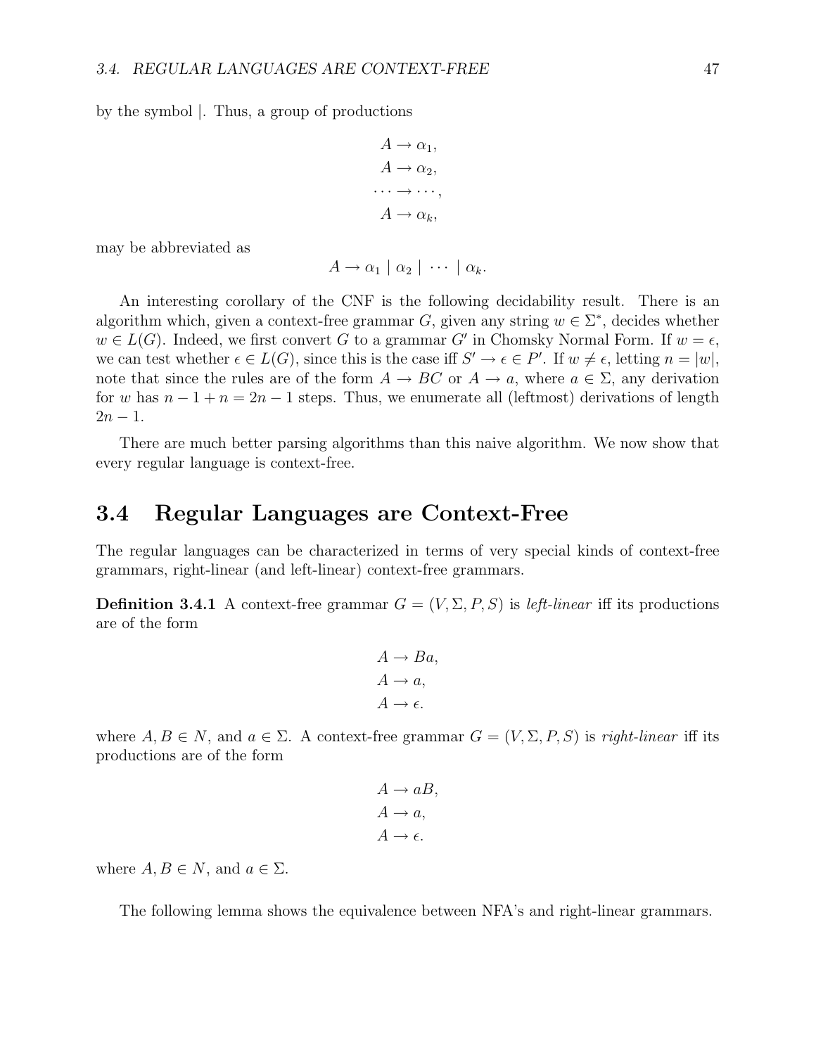by the symbol |. Thus, a group of productions

$$
\begin{aligned}
A &\rightarrow \alpha_1, \\
A &\rightarrow \alpha_2, \\
\cdots &\rightarrow \cdots, \\
A &\rightarrow \alpha_k,
\end{aligned}
$$

may be abbreviated as

$$A \rightarrow \alpha_1 \mid \alpha_2 \mid \cdots \mid \alpha_k.$$

An interesting corollary of the CNF is the following decidability result. There is an algorithm which, given a context-free grammar $G$, given any string $w \in \Sigma^*$, decides whether $w \in L(G)$. Indeed, we first convert $G$ to a grammar $G'$ in Chomsky Normal Form. If $w = \epsilon$, we can test whether $\epsilon \in L(G)$, since this is the case iff $S' \rightarrow \epsilon \in P'$. If $w \neq \epsilon$, letting $n = |w|$, note that since the rules are of the form $A \rightarrow BC$ or $A \rightarrow a$, where $a \in \Sigma$, any derivation for $w$ has $n - 1 + n = 2n - 1$ steps. Thus, we enumerate all (leftmost) derivations of length $2n - 1$.

There are much better parsing algorithms than this naive algorithm. We now show that every regular language is context-free.

## 3.4 Regular Languages are Context-Free

The regular languages can be characterized in terms of very special kinds of context-free grammars, right-linear (and left-linear) context-free grammars.

**Definition 3.4.1** A context-free grammar $G = (V, \Sigma, P, S)$ is *left-linear* iff its productions are of the form

$$
\begin{aligned}
A &\rightarrow Ba, \\
A &\rightarrow a, \\
A &\rightarrow \epsilon.
\end{aligned}
$$

where $A, B \in N$, and $a \in \Sigma$. A context-free grammar $G = (V, \Sigma, P, S)$ is *right-linear* iff its productions are of the form

$$
\begin{aligned}
A &\rightarrow aB, \\
A &\rightarrow a, \\
A &\rightarrow \epsilon.
\end{aligned}
$$

where $A, B \in N$, and $a \in \Sigma$.

The following lemma shows the equivalence between NFA's and right-linear grammars.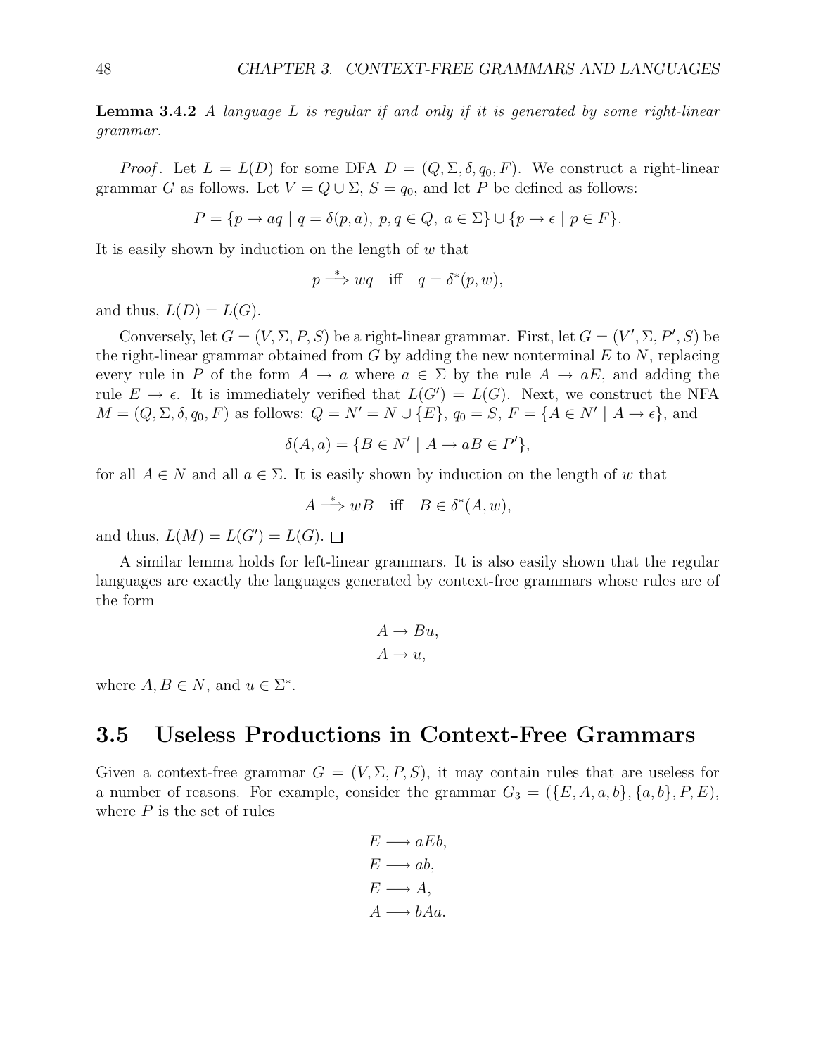**Lemma 3.4.2** *A language $L$ is regular if and only if it is generated by some right-linear grammar.*

*Proof*. Let $L = L(D)$ for some DFA $D = (Q, \Sigma, \delta, q_0, F)$. We construct a right-linear grammar $G$ as follows. Let $V = Q \cup \Sigma$, $S = q_0$, and let $P$ be defined as follows:

$$P = \{p \rightarrow aq \mid q = \delta(p, a),\ p, q \in Q,\ a \in \Sigma\} \cup \{p \rightarrow \epsilon \mid p \in F\}.$$

It is easily shown by induction on the length of $w$ that

$$p \stackrel{*}{\Longrightarrow} wq \quad \text{iff} \quad q = \delta^*(p, w),$$

and thus, $L(D) = L(G)$.

Conversely, let $G = (V, \Sigma, P, S)$ be a right-linear grammar. First, let $G = (V', \Sigma, P', S)$ be the right-linear grammar obtained from $G$ by adding the new nonterminal $E$ to $N$, replacing every rule in $P$ of the form $A \rightarrow a$ where $a \in \Sigma$ by the rule $A \rightarrow aE$, and adding the rule $E \rightarrow \epsilon$. It is immediately verified that $L(G') = L(G)$. Next, we construct the NFA $M = (Q, \Sigma, \delta, q_0, F)$ as follows: $Q = N' = N \cup \{E\}$, $q_0 = S$, $F = \{A \in N' \mid A \rightarrow \epsilon\}$, and

$$\delta(A, a) = \{B \in N' \mid A \rightarrow aB \in P'\},$$

for all $A \in N$ and all $a \in \Sigma$. It is easily shown by induction on the length of $w$ that

$$A \stackrel{*}{\Longrightarrow} wB \quad \text{iff} \quad B \in \delta^*(A, w),$$

and thus, $L(M) = L(G') = L(G)$. $\square$

A similar lemma holds for left-linear grammars. It is also easily shown that the regular languages are exactly the languages generated by context-free grammars whose rules are of the form

$$\begin{aligned} A &\rightarrow Bu, \\ A &\rightarrow u, \end{aligned}$$

where $A, B \in N$, and $u \in \Sigma^*$.

## 3.5 Useless Productions in Context-Free Grammars

Given a context-free grammar $G = (V, \Sigma, P, S)$, it may contain rules that are useless for a number of reasons. For example, consider the grammar $G_3 = (\{E, A, a, b\}, \{a, b\}, P, E)$, where $P$ is the set of rules

$$\begin{aligned} E &\longrightarrow aEb, \\ E &\longrightarrow ab, \\ E &\longrightarrow A, \\ A &\longrightarrow bAa. \end{aligned}$$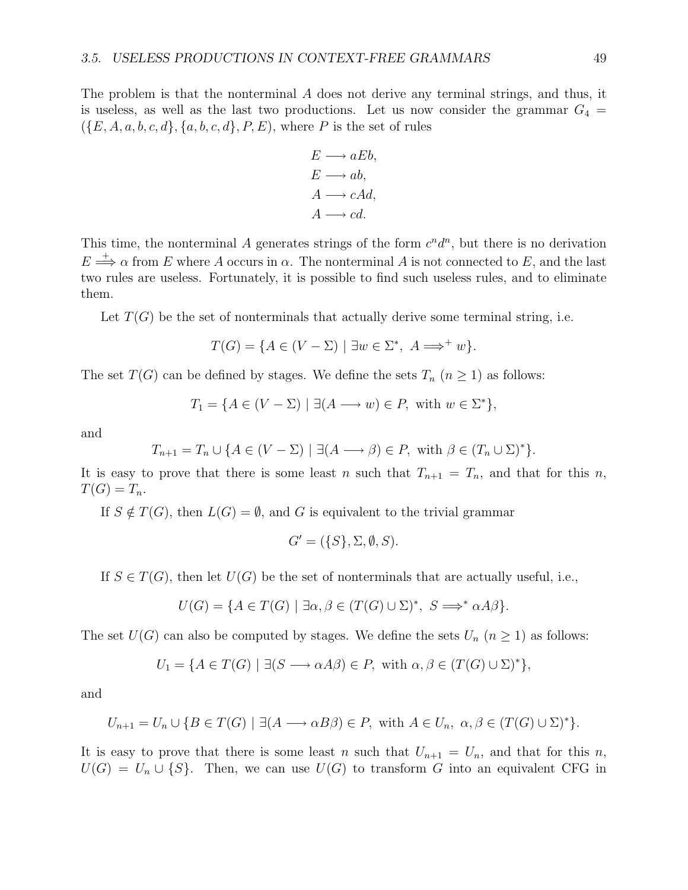The problem is that the nonterminal $A$ does not derive any terminal strings, and thus, it is useless, as well as the last two productions. Let us now consider the grammar $G_4 = (\{E, A, a, b, c, d\}, \{a, b, c, d\}, P, E)$, where $P$ is the set of rules

$$
\begin{aligned}
E &\longrightarrow aEb, \\
E &\longrightarrow ab, \\
A &\longrightarrow cAd, \\
A &\longrightarrow cd.
\end{aligned}
$$

This time, the nonterminal $A$ generates strings of the form $c^n d^n$, but there is no derivation $E \stackrel{+}{\Longrightarrow} \alpha$ from $E$ where $A$ occurs in $\alpha$. The nonterminal $A$ is not connected to $E$, and the last two rules are useless. Fortunately, it is possible to find such useless rules, and to eliminate them.

Let $T(G)$ be the set of nonterminals that actually derive some terminal string, i.e.

$$T(G) = \{A \in (V - \Sigma) \mid \exists w \in \Sigma^*,\ A \Longrightarrow^+ w\}.$$

The set $T(G)$ can be defined by stages. We define the sets $T_n$ ($n \geq 1$) as follows:

$$T_1 = \{A \in (V - \Sigma) \mid \exists (A \longrightarrow w) \in P, \text{ with } w \in \Sigma^*\},$$

and

$$T_{n+1} = T_n \cup \{A \in (V - \Sigma) \mid \exists (A \longrightarrow \beta) \in P, \text{ with } \beta \in (T_n \cup \Sigma)^*\}.$$

It is easy to prove that there is some least $n$ such that $T_{n+1} = T_n$, and that for this $n$, $T(G) = T_n$.

If $S \notin T(G)$, then $L(G) = \emptyset$, and $G$ is equivalent to the trivial grammar

$$G' = (\{S\}, \Sigma, \emptyset, S).$$

If $S \in T(G)$, then let $U(G)$ be the set of nonterminals that are actually useful, i.e.,

$$U(G) = \{A \in T(G) \mid \exists \alpha, \beta \in (T(G) \cup \Sigma)^*,\ S \Longrightarrow^* \alpha A \beta\}.$$

The set $U(G)$ can also be computed by stages. We define the sets $U_n$ ($n \geq 1$) as follows:

$$U_1 = \{A \in T(G) \mid \exists (S \longrightarrow \alpha A \beta) \in P, \text{ with } \alpha, \beta \in (T(G) \cup \Sigma)^*\},$$

and

$$U_{n+1} = U_n \cup \{B \in T(G) \mid \exists (A \longrightarrow \alpha B \beta) \in P, \text{ with } A \in U_n,\ \alpha, \beta \in (T(G) \cup \Sigma)^*\}.$$

It is easy to prove that there is some least $n$ such that $U_{n+1} = U_n$, and that for this $n$, $U(G) = U_n \cup \{S\}$. Then, we can use $U(G)$ to transform $G$ into an equivalent CFG in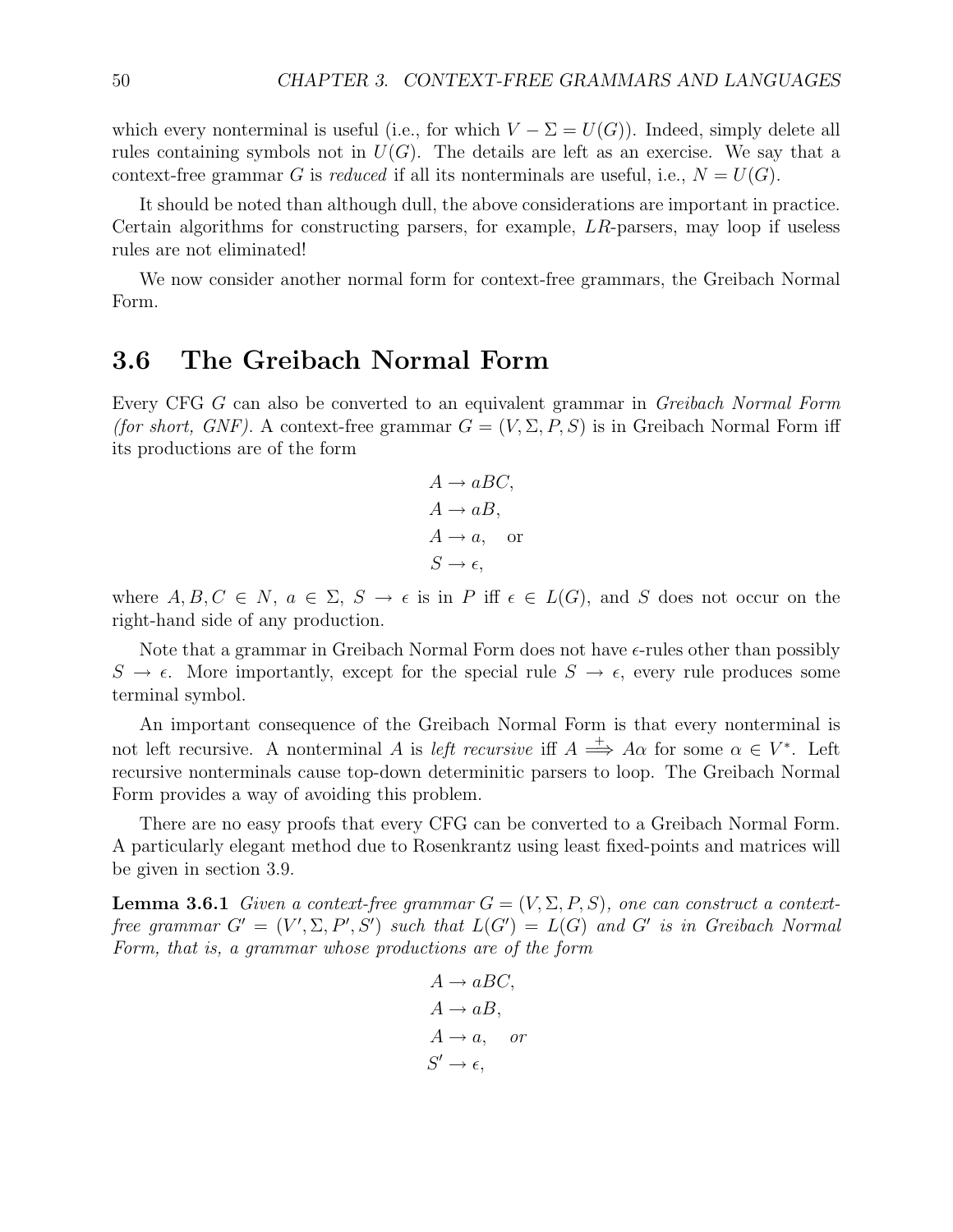which every nonterminal is useful (i.e., for which $V - \Sigma = U(G)$). Indeed, simply delete all rules containing symbols not in $U(G)$. The details are left as an exercise. We say that a context-free grammar $G$ is *reduced* if all its nonterminals are useful, i.e., $N = U(G)$.

It should be noted than although dull, the above considerations are important in practice. Certain algorithms for constructing parsers, for example, $LR$-parsers, may loop if useless rules are not eliminated!

We now consider another normal form for context-free grammars, the Greibach Normal Form.

## 3.6 The Greibach Normal Form

Every CFG $G$ can also be converted to an equivalent grammar in *Greibach Normal Form (for short, GNF)*. A context-free grammar $G = (V, \Sigma, P, S)$ is in Greibach Normal Form iff its productions are of the form

$$
\begin{aligned}
&A \to aBC, \\
&A \to aB, \\
&A \to a, \quad \text{or} \\
&S \to \epsilon,
\end{aligned}
$$

where $A, B, C \in N$, $a \in \Sigma$, $S \to \epsilon$ is in $P$ iff $\epsilon \in L(G)$, and $S$ does not occur on the right-hand side of any production.

Note that a grammar in Greibach Normal Form does not have $\epsilon$-rules other than possibly $S \to \epsilon$. More importantly, except for the special rule $S \to \epsilon$, every rule produces some terminal symbol.

An important consequence of the Greibach Normal Form is that every nonterminal is not left recursive. A nonterminal $A$ is *left recursive* iff $A \stackrel{+}{\Longrightarrow} A\alpha$ for some $\alpha \in V^*$. Left recursive nonterminals cause top-down determinitic parsers to loop. The Greibach Normal Form provides a way of avoiding this problem.

There are no easy proofs that every CFG can be converted to a Greibach Normal Form. A particularly elegant method due to Rosenkrantz using least fixed-points and matrices will be given in section 3.9.

**Lemma 3.6.1** *Given a context-free grammar $G = (V, \Sigma, P, S)$, one can construct a context-free grammar $G' = (V', \Sigma, P', S')$ such that $L(G') = L(G)$ and $G'$ is in Greibach Normal Form, that is, a grammar whose productions are of the form*

$$
\begin{aligned}
&A \to aBC, \\
&A \to aB, \\
&A \to a, \quad \text{or} \\
&S' \to \epsilon,
\end{aligned}
$$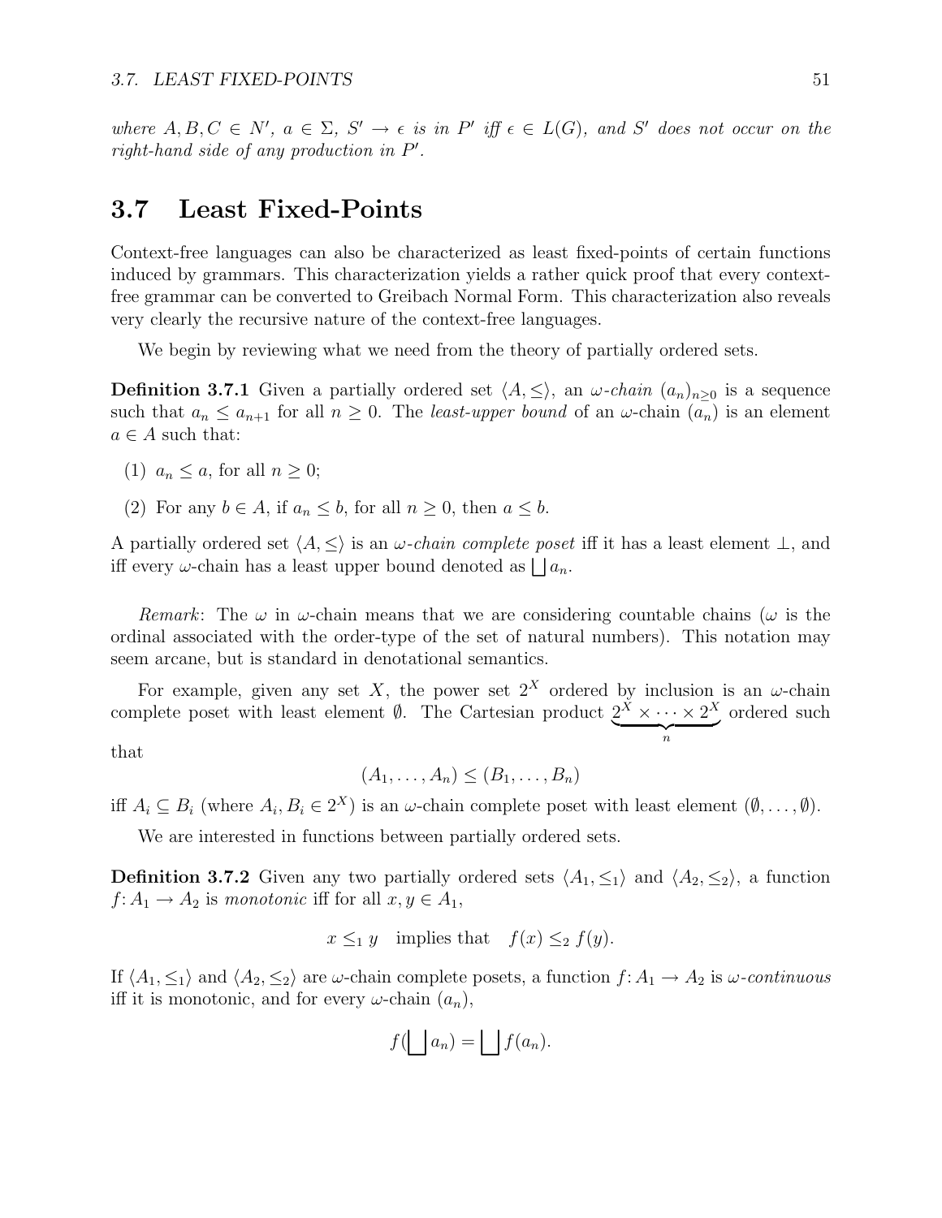*where $A, B, C \in N'$, $a \in \Sigma$, $S' \to \epsilon$ is in $P'$ iff $\epsilon \in L(G)$, and $S'$ does not occur on the right-hand side of any production in $P'$.*

## 3.7 Least Fixed-Points

Context-free languages can also be characterized as least fixed-points of certain functions induced by grammars. This characterization yields a rather quick proof that every context-free grammar can be converted to Greibach Normal Form. This characterization also reveals very clearly the recursive nature of the context-free languages.

We begin by reviewing what we need from the theory of partially ordered sets.

**Definition 3.7.1** Given a partially ordered set $\langle A, \leq \rangle$, an *$\omega$-chain* $(a_n)_{n \geq 0}$ is a sequence such that $a_n \leq a_{n+1}$ for all $n \geq 0$. The *least-upper bound* of an $\omega$-chain $(a_n)$ is an element $a \in A$ such that:

(1) $a_n \leq a$, for all $n \geq 0$;

(2) For any $b \in A$, if $a_n \leq b$, for all $n \geq 0$, then $a \leq b$.

A partially ordered set $\langle A, \leq \rangle$ is an *$\omega$-chain complete poset* iff it has a least element $\perp$, and iff every $\omega$-chain has a least upper bound denoted as $\bigsqcup a_n$.

*Remark*: The $\omega$ in $\omega$-chain means that we are considering countable chains ($\omega$ is the ordinal associated with the order-type of the set of natural numbers). This notation may seem arcane, but is standard in denotational semantics.

For example, given any set $X$, the power set $2^X$ ordered by inclusion is an $\omega$-chain complete poset with least element $\emptyset$. The Cartesian product $\underbrace{2^X \times \cdots \times 2^X}_{n}$ ordered such that

$$(A_1, \ldots, A_n) \leq (B_1, \ldots, B_n)$$

iff $A_i \subseteq B_i$ (where $A_i, B_i \in 2^X$) is an $\omega$-chain complete poset with least element $(\emptyset, \ldots, \emptyset)$.

We are interested in functions between partially ordered sets.

**Definition 3.7.2** Given any two partially ordered sets $\langle A_1, \leq_1 \rangle$ and $\langle A_2, \leq_2 \rangle$, a function $f \colon A_1 \to A_2$ is *monotonic* iff for all $x, y \in A_1$,

$$x \leq_1 y \quad \text{implies that} \quad f(x) \leq_2 f(y).$$

If $\langle A_1, \leq_1 \rangle$ and $\langle A_2, \leq_2 \rangle$ are $\omega$-chain complete posets, a function $f \colon A_1 \to A_2$ is *$\omega$-continuous* iff it is monotonic, and for every $\omega$-chain $(a_n)$,

$$f(\bigsqcup a_n) = \bigsqcup f(a_n).$$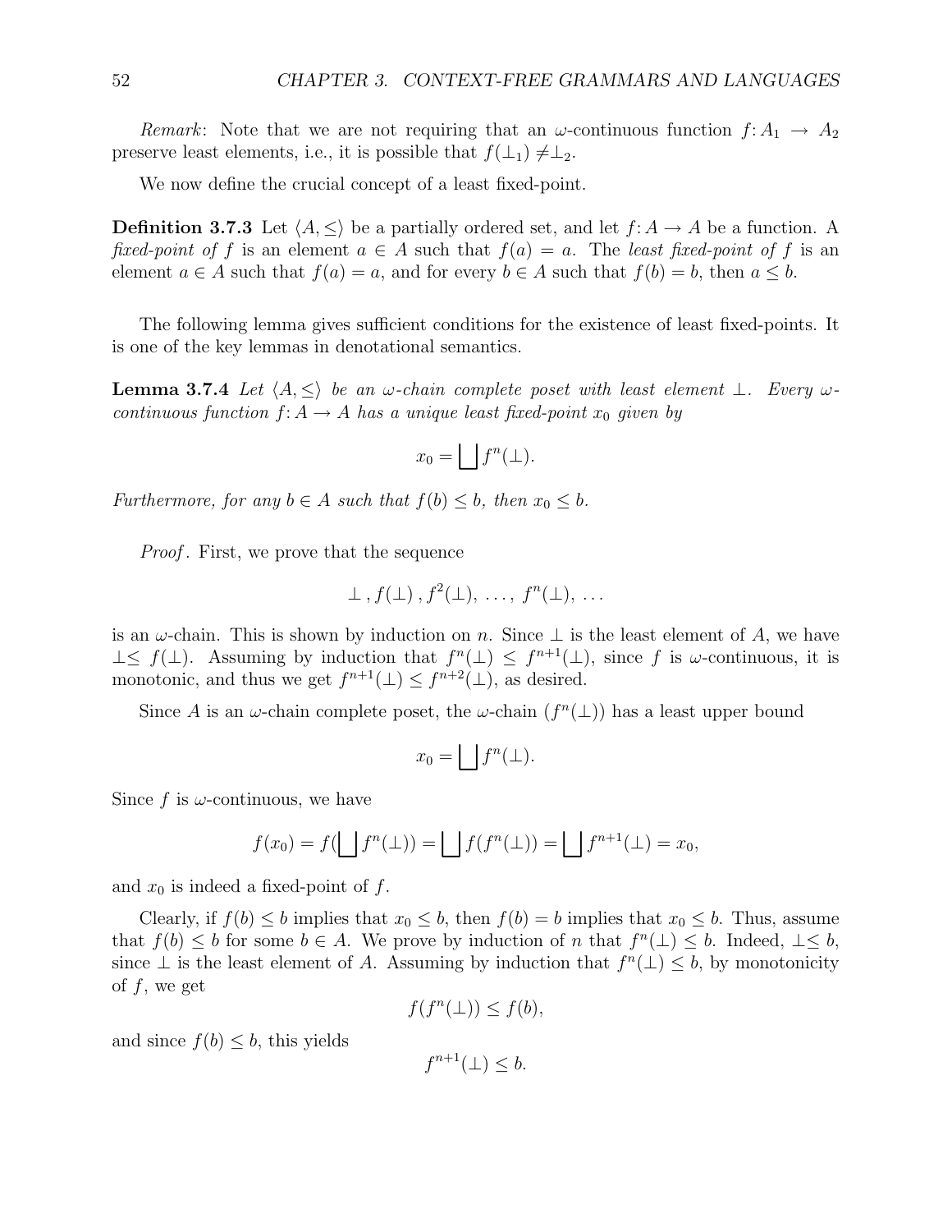*Remark*: Note that we are not requiring that an $\omega$-continuous function $f: A_1 \rightarrow A_2$ preserve least elements, i.e., it is possible that $f(\perp_1) \neq \perp_2$.

We now define the crucial concept of a least fixed-point.

**Definition 3.7.3** Let $\langle A, \leq \rangle$ be a partially ordered set, and let $f: A \rightarrow A$ be a function. A *fixed-point of* $f$ is an element $a \in A$ such that $f(a) = a$. The *least fixed-point of* $f$ is an element $a \in A$ such that $f(a) = a$, and for every $b \in A$ such that $f(b) = b$, then $a \leq b$.

The following lemma gives sufficient conditions for the existence of least fixed-points. It is one of the key lemmas in denotational semantics.

**Lemma 3.7.4** *Let $\langle A, \leq \rangle$ be an $\omega$-chain complete poset with least element $\perp$. Every $\omega$-continuous function $f: A \rightarrow A$ has a unique least fixed-point $x_0$ given by*

$$x_0 = \bigsqcup f^n(\perp).$$

*Furthermore, for any $b \in A$ such that $f(b) \leq b$, then $x_0 \leq b$.*

*Proof*. First, we prove that the sequence

$$\perp, f(\perp), f^2(\perp), \ldots, f^n(\perp), \ldots$$

is an $\omega$-chain. This is shown by induction on $n$. Since $\perp$ is the least element of $A$, we have $\perp \leq f(\perp)$. Assuming by induction that $f^n(\perp) \leq f^{n+1}(\perp)$, since $f$ is $\omega$-continuous, it is monotonic, and thus we get $f^{n+1}(\perp) \leq f^{n+2}(\perp)$, as desired.

Since $A$ is an $\omega$-chain complete poset, the $\omega$-chain $(f^n(\perp))$ has a least upper bound

$$x_0 = \bigsqcup f^n(\perp).$$

Since $f$ is $\omega$-continuous, we have

$$f(x_0) = f(\bigsqcup f^n(\perp)) = \bigsqcup f(f^n(\perp)) = \bigsqcup f^{n+1}(\perp) = x_0,$$

and $x_0$ is indeed a fixed-point of $f$.

Clearly, if $f(b) \leq b$ implies that $x_0 \leq b$, then $f(b) = b$ implies that $x_0 \leq b$. Thus, assume that $f(b) \leq b$ for some $b \in A$. We prove by induction of $n$ that $f^n(\perp) \leq b$. Indeed, $\perp \leq b$, since $\perp$ is the least element of $A$. Assuming by induction that $f^n(\perp) \leq b$, by monotonicity of $f$, we get

$$f(f^n(\perp)) \leq f(b),$$

and since $f(b) \leq b$, this yields

$$f^{n+1}(\perp) \leq b.$$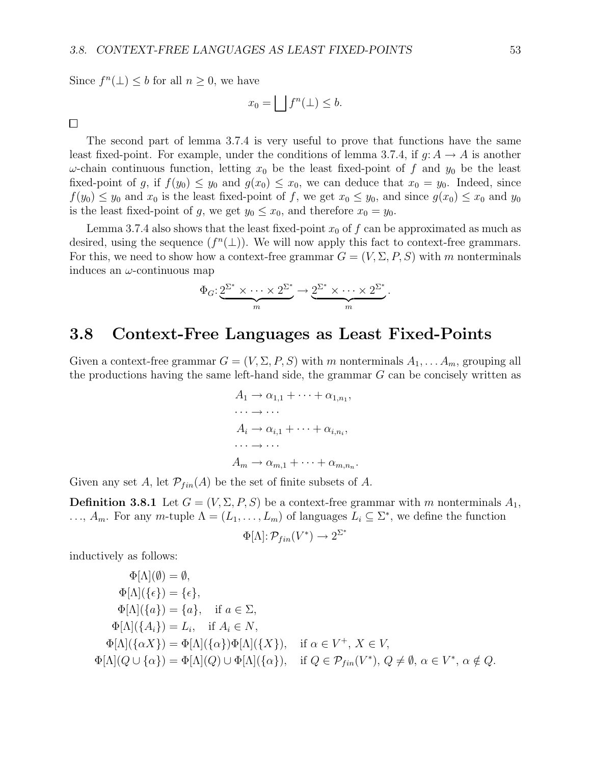Since $f^n(\bot) \leq b$ for all $n \geq 0$, we have

$$x_0 = \bigsqcup f^n(\bot) \leq b.$$

$\square$

The second part of lemma 3.7.4 is very useful to prove that functions have the same least fixed-point. For example, under the conditions of lemma 3.7.4, if $g: A \to A$ is another $\omega$-chain continuous function, letting $x_0$ be the least fixed-point of $f$ and $y_0$ be the least fixed-point of $g$, if $f(y_0) \leq y_0$ and $g(x_0) \leq x_0$, we can deduce that $x_0 = y_0$. Indeed, since $f(y_0) \leq y_0$ and $x_0$ is the least fixed-point of $f$, we get $x_0 \leq y_0$, and since $g(x_0) \leq x_0$ and $y_0$ is the least fixed-point of $g$, we get $y_0 \leq x_0$, and therefore $x_0 = y_0$.

Lemma 3.7.4 also shows that the least fixed-point $x_0$ of $f$ can be approximated as much as desired, using the sequence $(f^n(\bot))$. We will now apply this fact to context-free grammars. For this, we need to show how a context-free grammar $G = (V, \Sigma, P, S)$ with $m$ nonterminals induces an $\omega$-continuous map

$$\Phi_G: \underbrace{2^{\Sigma^*} \times \cdots \times 2^{\Sigma^*}}_{m} \to \underbrace{2^{\Sigma^*} \times \cdots \times 2^{\Sigma^*}}_{m}.$$

## 3.8 Context-Free Languages as Least Fixed-Points

Given a context-free grammar $G = (V, \Sigma, P, S)$ with $m$ nonterminals $A_1, \ldots A_m$, grouping all the productions having the same left-hand side, the grammar $G$ can be concisely written as

$$\begin{aligned}
A_1 &\to \alpha_{1,1} + \cdots + \alpha_{1,n_1}, \\
\cdots &\to \cdots \\
A_i &\to \alpha_{i,1} + \cdots + \alpha_{i,n_i}, \\
\cdots &\to \cdots \\
A_m &\to \alpha_{m,1} + \cdots + \alpha_{m,n_m}.
\end{aligned}$$

Given any set $A$, let $\mathcal{P}_{fin}(A)$ be the set of finite subsets of $A$.

**Definition 3.8.1** Let $G = (V, \Sigma, P, S)$ be a context-free grammar with $m$ nonterminals $A_1$, $\ldots$, $A_m$. For any $m$-tuple $\Lambda = (L_1, \ldots, L_m)$ of languages $L_i \subseteq \Sigma^*$, we define the function

$$\Phi[\Lambda]: \mathcal{P}_{fin}(V^*) \to 2^{\Sigma^*}$$

inductively as follows:

$$\begin{aligned}
\Phi[\Lambda](\emptyset) &= \emptyset, \\
\Phi[\Lambda](\{\epsilon\}) &= \{\epsilon\}, \\
\Phi[\Lambda](\{a\}) &= \{a\}, \quad \text{if } a \in \Sigma, \\
\Phi[\Lambda](\{A_i\}) &= L_i, \quad \text{if } A_i \in N, \\
\Phi[\Lambda](\{\alpha X\}) &= \Phi[\Lambda](\{\alpha\})\Phi[\Lambda](\{X\}), \quad \text{if } \alpha \in V^+,\, X \in V, \\
\Phi[\Lambda](Q \cup \{\alpha\}) &= \Phi[\Lambda](Q) \cup \Phi[\Lambda](\{\alpha\}), \quad \text{if } Q \in \mathcal{P}_{fin}(V^*),\, Q \neq \emptyset,\, \alpha \in V^*,\, \alpha \notin Q.
\end{aligned}$$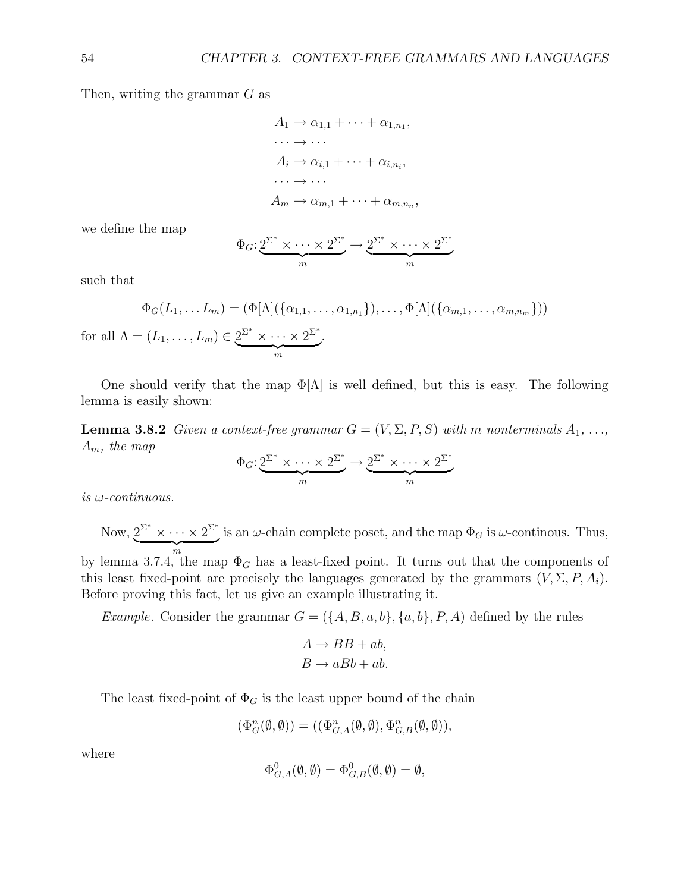Then, writing the grammar $G$ as

$$
\begin{aligned}
A_1 &\rightarrow \alpha_{1,1} + \cdots + \alpha_{1,n_1}, \\
\cdots &\rightarrow \cdots \\
A_i &\rightarrow \alpha_{i,1} + \cdots + \alpha_{i,n_i}, \\
\cdots &\rightarrow \cdots \\
A_m &\rightarrow \alpha_{m,1} + \cdots + \alpha_{m,n_n},
\end{aligned}
$$

we define the map

$$
\Phi_G \colon \underbrace{2^{\Sigma^*} \times \cdots \times 2^{\Sigma^*}}_{m} \rightarrow \underbrace{2^{\Sigma^*} \times \cdots \times 2^{\Sigma^*}}_{m}
$$

such that

$$
\Phi_G(L_1, \ldots L_m) = (\Phi[\Lambda](\{\alpha_{1,1}, \ldots, \alpha_{1,n_1}\}), \ldots, \Phi[\Lambda](\{\alpha_{m,1}, \ldots, \alpha_{m,n_m}\}))
$$

for all $\Lambda = (L_1, \ldots, L_m) \in \underbrace{2^{\Sigma^*} \times \cdots \times 2^{\Sigma^*}}_{m}$.

One should verify that the map $\Phi[\Lambda]$ is well defined, but this is easy. The following lemma is easily shown:

**Lemma 3.8.2** *Given a context-free grammar $G = (V, \Sigma, P, S)$ with $m$ nonterminals $A_1, \ldots, A_m$, the map*

$$
\Phi_G \colon \underbrace{2^{\Sigma^*} \times \cdots \times 2^{\Sigma^*}}_{m} \rightarrow \underbrace{2^{\Sigma^*} \times \cdots \times 2^{\Sigma^*}}_{m}
$$

*is $\omega$-continuous.*

Now, $\underbrace{2^{\Sigma^*} \times \cdots \times 2^{\Sigma^*}}_{m}$ is an $\omega$-chain complete poset, and the map $\Phi_G$ is $\omega$-continous. Thus, by lemma 3.7.4, the map $\Phi_G$ has a least-fixed point. It turns out that the components of this least fixed-point are precisely the languages generated by the grammars $(V, \Sigma, P, A_i)$. Before proving this fact, let us give an example illustrating it.

*Example*. Consider the grammar $G = (\{A, B, a, b\}, \{a, b\}, P, A)$ defined by the rules

$$
\begin{aligned}
A &\rightarrow BB + ab, \\
B &\rightarrow aBb + ab.
\end{aligned}
$$

The least fixed-point of $\Phi_G$ is the least upper bound of the chain

$$
(\Phi_G^n(\emptyset, \emptyset)) = ((\Phi_{G,A}^n(\emptyset, \emptyset), \Phi_{G,B}^n(\emptyset, \emptyset)),
$$

where

$$
\Phi_{G,A}^0(\emptyset, \emptyset) = \Phi_{G,B}^0(\emptyset, \emptyset) = \emptyset,
$$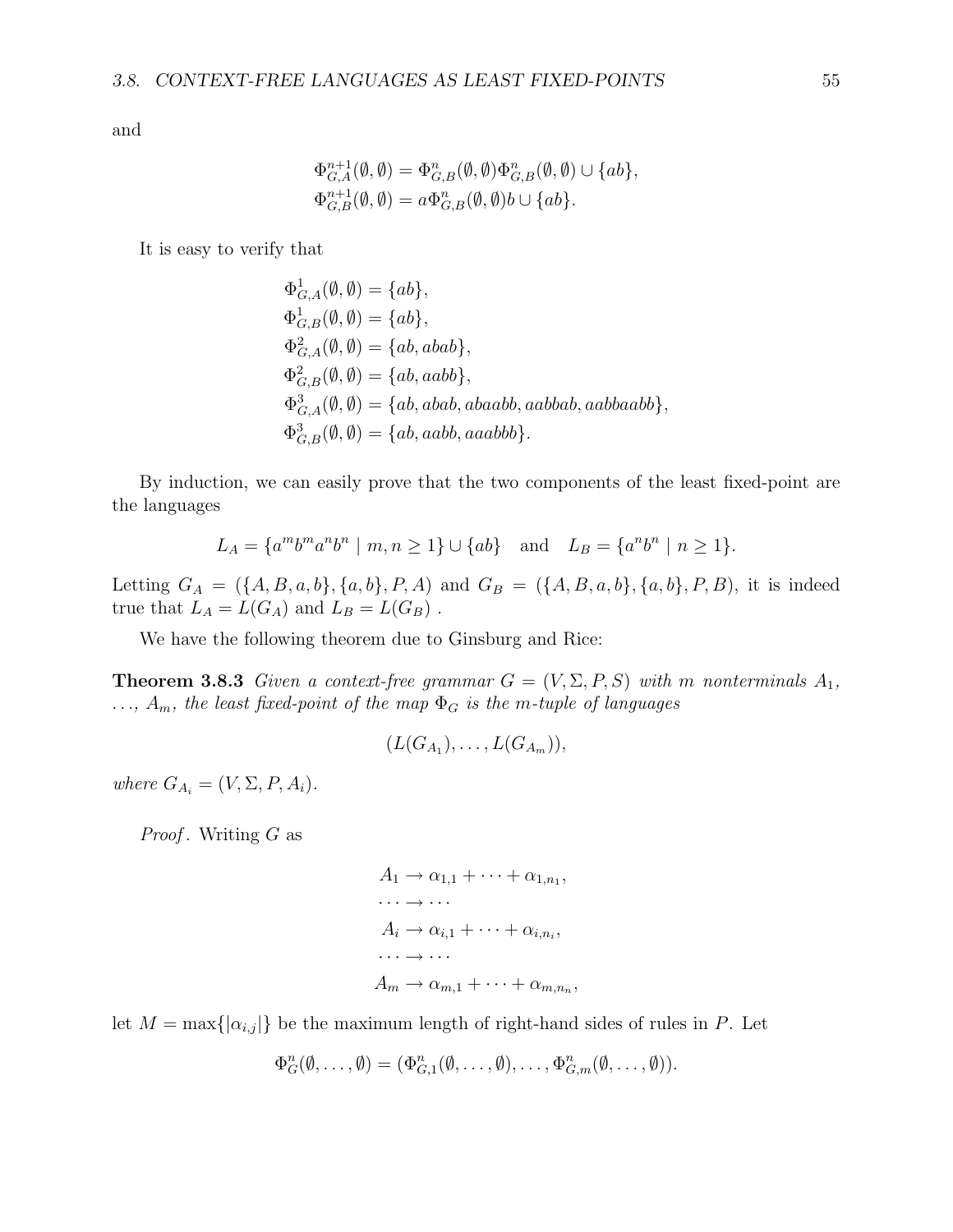and

$$\Phi^{n+1}_{G,A}(\emptyset, \emptyset) = \Phi^n_{G,B}(\emptyset, \emptyset)\Phi^n_{G,B}(\emptyset, \emptyset) \cup \{ab\},$$
$$\Phi^{n+1}_{G,B}(\emptyset, \emptyset) = a\Phi^n_{G,B}(\emptyset, \emptyset)b \cup \{ab\}.$$

It is easy to verify that

$$\begin{aligned}
\Phi^1_{G,A}(\emptyset, \emptyset) &= \{ab\}, \\
\Phi^1_{G,B}(\emptyset, \emptyset) &= \{ab\}, \\
\Phi^2_{G,A}(\emptyset, \emptyset) &= \{ab, abab\}, \\
\Phi^2_{G,B}(\emptyset, \emptyset) &= \{ab, aabb\}, \\
\Phi^3_{G,A}(\emptyset, \emptyset) &= \{ab, abab, abaabb, aabbab, aabbaabb\}, \\
\Phi^3_{G,B}(\emptyset, \emptyset) &= \{ab, aabb, aaabbb\}.
\end{aligned}$$

By induction, we can easily prove that the two components of the least fixed-point are the languages

$$L_A = \{a^m b^m a^n b^n \mid m, n \geq 1\} \cup \{ab\} \quad \text{and} \quad L_B = \{a^n b^n \mid n \geq 1\}.$$

Letting $G_A = (\{A, B, a, b\}, \{a, b\}, P, A)$ and $G_B = (\{A, B, a, b\}, \{a, b\}, P, B)$, it is indeed true that $L_A = L(G_A)$ and $L_B = L(G_B)$ .

We have the following theorem due to Ginsburg and Rice:

**Theorem 3.8.3** *Given a context-free grammar $G = (V, \Sigma, P, S)$ with $m$ nonterminals $A_1$, $\ldots$, $A_m$, the least fixed-point of the map $\Phi_G$ is the $m$-tuple of languages*

$$(L(G_{A_1}), \ldots, L(G_{A_m})),$$

*where $G_{A_i} = (V, \Sigma, P, A_i)$.*

*Proof*. Writing $G$ as

$$\begin{aligned}
A_1 &\to \alpha_{1,1} + \cdots + \alpha_{1,n_1}, \\
\cdots &\to \cdots \\
A_i &\to \alpha_{i,1} + \cdots + \alpha_{i,n_i}, \\
\cdots &\to \cdots \\
A_m &\to \alpha_{m,1} + \cdots + \alpha_{m,n_m},
\end{aligned}$$

let $M = \max\{|\alpha_{i,j}|\}$ be the maximum length of right-hand sides of rules in $P$. Let

$$\Phi^n_G(\emptyset, \ldots, \emptyset) = (\Phi^n_{G,1}(\emptyset, \ldots, \emptyset), \ldots, \Phi^n_{G,m}(\emptyset, \ldots, \emptyset)).$$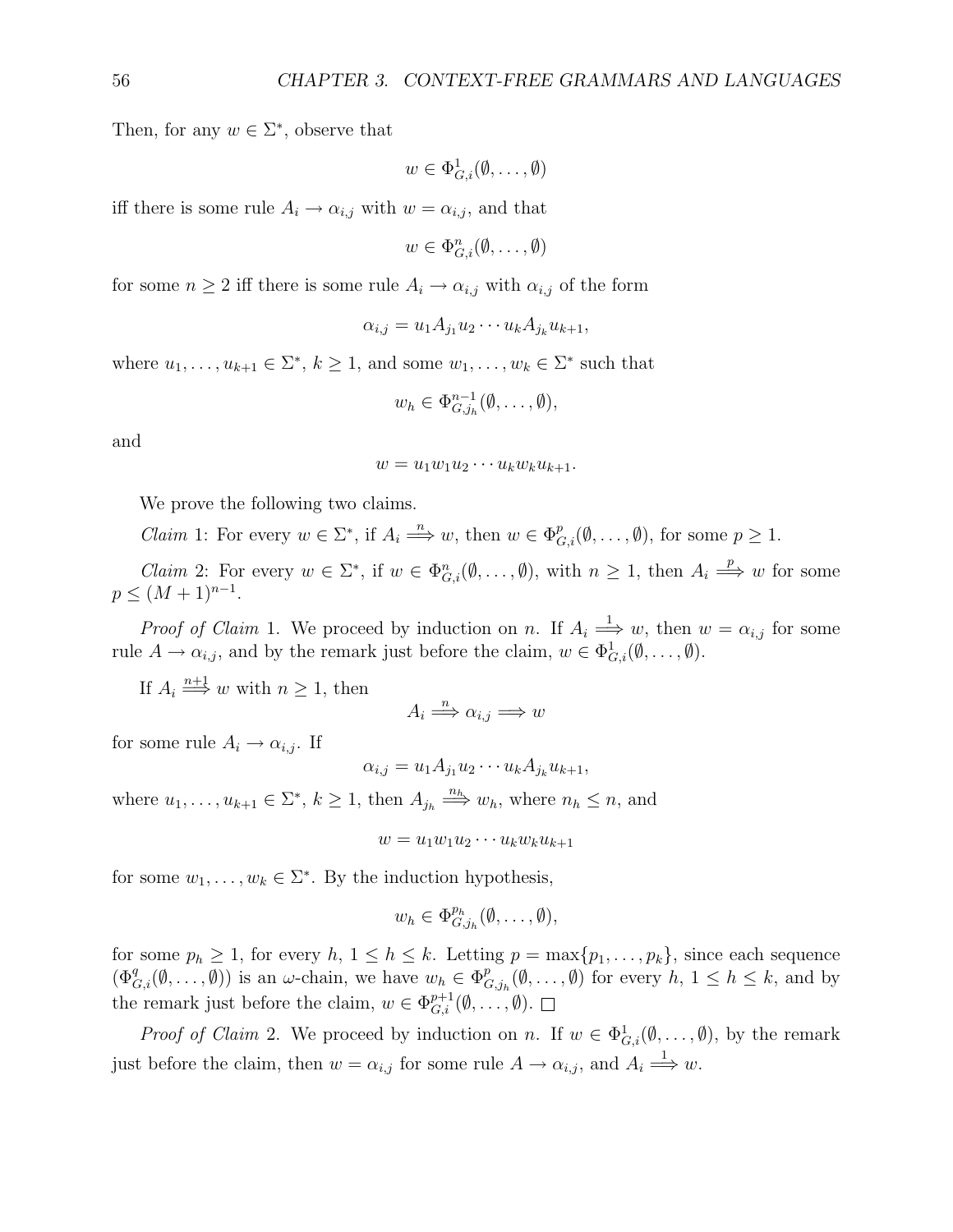Then, for any $w \in \Sigma^*$, observe that

$$w \in \Phi^1_{G,i}(\emptyset, \ldots, \emptyset)$$

iff there is some rule $A_i \rightarrow \alpha_{i,j}$ with $w = \alpha_{i,j}$, and that

$$w \in \Phi^n_{G,i}(\emptyset, \ldots, \emptyset)$$

for some $n \geq 2$ iff there is some rule $A_i \rightarrow \alpha_{i,j}$ with $\alpha_{i,j}$ of the form

$$\alpha_{i,j} = u_1 A_{j_1} u_2 \cdots u_k A_{j_k} u_{k+1},$$

where $u_1, \ldots, u_{k+1} \in \Sigma^*$, $k \geq 1$, and some $w_1, \ldots, w_k \in \Sigma^*$ such that

$$w_h \in \Phi^{n-1}_{G,j_h}(\emptyset, \ldots, \emptyset),$$

and

$$w = u_1 w_1 u_2 \cdots u_k w_k u_{k+1}.$$

We prove the following two claims.

*Claim* 1: For every $w \in \Sigma^*$, if $A_i \stackrel{n}{\Longrightarrow} w$, then $w \in \Phi^p_{G,i}(\emptyset, \ldots, \emptyset)$, for some $p \geq 1$.

*Claim* 2: For every $w \in \Sigma^*$, if $w \in \Phi^n_{G,i}(\emptyset, \ldots, \emptyset)$, with $n \geq 1$, then $A_i \stackrel{p}{\Longrightarrow} w$ for some $p \leq (M+1)^{n-1}$.

*Proof of Claim* 1. We proceed by induction on $n$. If $A_i \stackrel{1}{\Longrightarrow} w$, then $w = \alpha_{i,j}$ for some rule $A \rightarrow \alpha_{i,j}$, and by the remark just before the claim, $w \in \Phi^1_{G,i}(\emptyset, \ldots, \emptyset)$.

If $A_i \stackrel{n+1}{\Longrightarrow} w$ with $n \geq 1$, then

$$A_i \stackrel{n}{\Longrightarrow} \alpha_{i,j} \Longrightarrow w$$

for some rule $A_i \rightarrow \alpha_{i,j}$. If

$$\alpha_{i,j} = u_1 A_{j_1} u_2 \cdots u_k A_{j_k} u_{k+1},$$

where $u_1, \ldots, u_{k+1} \in \Sigma^*$, $k \geq 1$, then $A_{j_h} \stackrel{n_h}{\Longrightarrow} w_h$, where $n_h \leq n$, and

$$w = u_1 w_1 u_2 \cdots u_k w_k u_{k+1}$$

for some $w_1, \ldots, w_k \in \Sigma^*$. By the induction hypothesis,

$$w_h \in \Phi^{p_h}_{G,j_h}(\emptyset, \ldots, \emptyset),$$

for some $p_h \geq 1$, for every $h$, $1 \leq h \leq k$. Letting $p = \max\{p_1, \ldots, p_k\}$, since each sequence $(\Phi^q_{G,i}(\emptyset, \ldots, \emptyset))$ is an $\omega$-chain, we have $w_h \in \Phi^p_{G,j_h}(\emptyset, \ldots, \emptyset)$ for every $h$, $1 \leq h \leq k$, and by the remark just before the claim, $w \in \Phi^{p+1}_{G,i}(\emptyset, \ldots, \emptyset)$. $\square$

*Proof of Claim* 2. We proceed by induction on $n$. If $w \in \Phi^1_{G,i}(\emptyset, \ldots, \emptyset)$, by the remark just before the claim, then $w = \alpha_{i,j}$ for some rule $A \rightarrow \alpha_{i,j}$, and $A_i \stackrel{1}{\Longrightarrow} w$.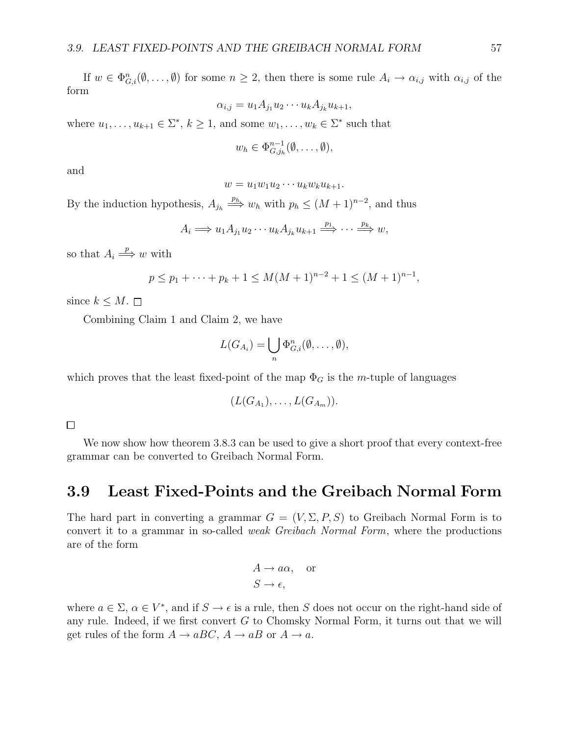If $w \in \Phi^n_{G,i}(\emptyset, \ldots, \emptyset)$ for some $n \geq 2$, then there is some rule $A_i \rightarrow \alpha_{i,j}$ with $\alpha_{i,j}$ of the form

$$\alpha_{i,j} = u_1 A_{j_1} u_2 \cdots u_k A_{j_k} u_{k+1},$$

where $u_1, \ldots, u_{k+1} \in \Sigma^*$, $k \geq 1$, and some $w_1, \ldots, w_k \in \Sigma^*$ such that

$$w_h \in \Phi^{n-1}_{G,j_h}(\emptyset, \ldots, \emptyset),$$

and

$$w = u_1 w_1 u_2 \cdots u_k w_k u_{k+1}.$$

By the induction hypothesis, $A_{j_h} \stackrel{p_h}{\Longrightarrow} w_h$ with $p_h \leq (M+1)^{n-2}$, and thus

$$A_i \Longrightarrow u_1 A_{j_1} u_2 \cdots u_k A_{j_k} u_{k+1} \stackrel{p_1}{\Longrightarrow} \cdots \stackrel{p_k}{\Longrightarrow} w,$$

so that $A_i \stackrel{p}{\Longrightarrow} w$ with

$$p \leq p_1 + \cdots + p_k + 1 \leq M(M+1)^{n-2} + 1 \leq (M+1)^{n-1},$$

since $k \leq M$. □

Combining Claim 1 and Claim 2, we have

$$L(G_{A_i}) = \bigcup_n \Phi^n_{G,i}(\emptyset, \ldots, \emptyset),$$

which proves that the least fixed-point of the map $\Phi_G$ is the $m$-tuple of languages

$$(L(G_{A_1}), \ldots, L(G_{A_m})).$$

□

We now show how theorem 3.8.3 can be used to give a short proof that every context-free grammar can be converted to Greibach Normal Form.

## 3.9 Least Fixed-Points and the Greibach Normal Form

The hard part in converting a grammar $G = (V, \Sigma, P, S)$ to Greibach Normal Form is to convert it to a grammar in so-called *weak Greibach Normal Form*, where the productions are of the form

$$\begin{aligned} &A \rightarrow a\alpha, \quad \text{or} \\ &S \rightarrow \epsilon, \end{aligned}$$

where $a \in \Sigma$, $\alpha \in V^*$, and if $S \rightarrow \epsilon$ is a rule, then $S$ does not occur on the right-hand side of any rule. Indeed, if we first convert $G$ to Chomsky Normal Form, it turns out that we will get rules of the form $A \rightarrow aBC$, $A \rightarrow aB$ or $A \rightarrow a$.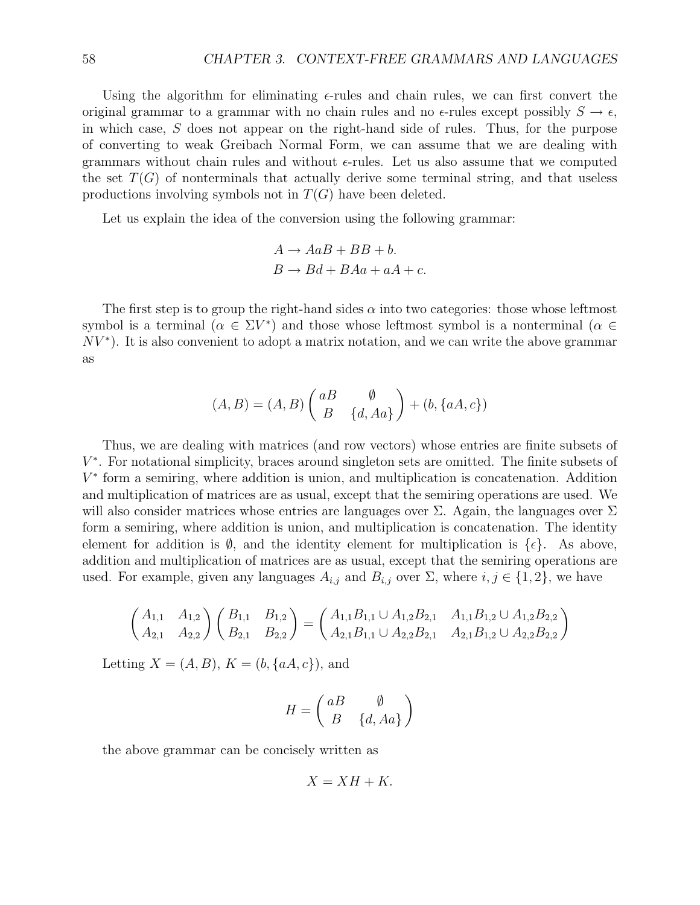Using the algorithm for eliminating $\epsilon$-rules and chain rules, we can first convert the original grammar to a grammar with no chain rules and no $\epsilon$-rules except possibly $S \rightarrow \epsilon$, in which case, $S$ does not appear on the right-hand side of rules. Thus, for the purpose of converting to weak Greibach Normal Form, we can assume that we are dealing with grammars without chain rules and without $\epsilon$-rules. Let us also assume that we computed the set $T(G)$ of nonterminals that actually derive some terminal string, and that useless productions involving symbols not in $T(G)$ have been deleted.

Let us explain the idea of the conversion using the following grammar:

$$
\begin{aligned}
A &\rightarrow AaB + BB + b. \\
B &\rightarrow Bd + BAa + aA + c.
\end{aligned}
$$

The first step is to group the right-hand sides $\alpha$ into two categories: those whose leftmost symbol is a terminal ($\alpha \in \Sigma V^*$) and those whose leftmost symbol is a nonterminal ($\alpha \in NV^*$). It is also convenient to adopt a matrix notation, and we can write the above grammar as

$$
(A, B) = (A, B) \begin{pmatrix} aB & \emptyset \\ B & \{d, Aa\} \end{pmatrix} + (b, \{aA, c\})
$$

Thus, we are dealing with matrices (and row vectors) whose entries are finite subsets of $V^*$. For notational simplicity, braces around singleton sets are omitted. The finite subsets of $V^*$ form a semiring, where addition is union, and multiplication is concatenation. Addition and multiplication of matrices are as usual, except that the semiring operations are used. We will also consider matrices whose entries are languages over $\Sigma$. Again, the languages over $\Sigma$ form a semiring, where addition is union, and multiplication is concatenation. The identity element for addition is $\emptyset$, and the identity element for multiplication is $\{\epsilon\}$. As above, addition and multiplication of matrices are as usual, except that the semiring operations are used. For example, given any languages $A_{i,j}$ and $B_{i,j}$ over $\Sigma$, where $i, j \in \{1, 2\}$, we have

$$
\begin{pmatrix} A_{1,1} & A_{1,2} \\ A_{2,1} & A_{2,2} \end{pmatrix} \begin{pmatrix} B_{1,1} & B_{1,2} \\ B_{2,1} & B_{2,2} \end{pmatrix} = \begin{pmatrix} A_{1,1}B_{1,1} \cup A_{1,2}B_{2,1} & A_{1,1}B_{1,2} \cup A_{1,2}B_{2,2} \\ A_{2,1}B_{1,1} \cup A_{2,2}B_{2,1} & A_{2,1}B_{1,2} \cup A_{2,2}B_{2,2} \end{pmatrix}
$$

Letting $X = (A, B)$, $K = (b, \{aA, c\})$, and

$$
H = \begin{pmatrix} aB & \emptyset \\ B & \{d, Aa\} \end{pmatrix}
$$

the above grammar can be concisely written as

$$
X = XH + K.
$$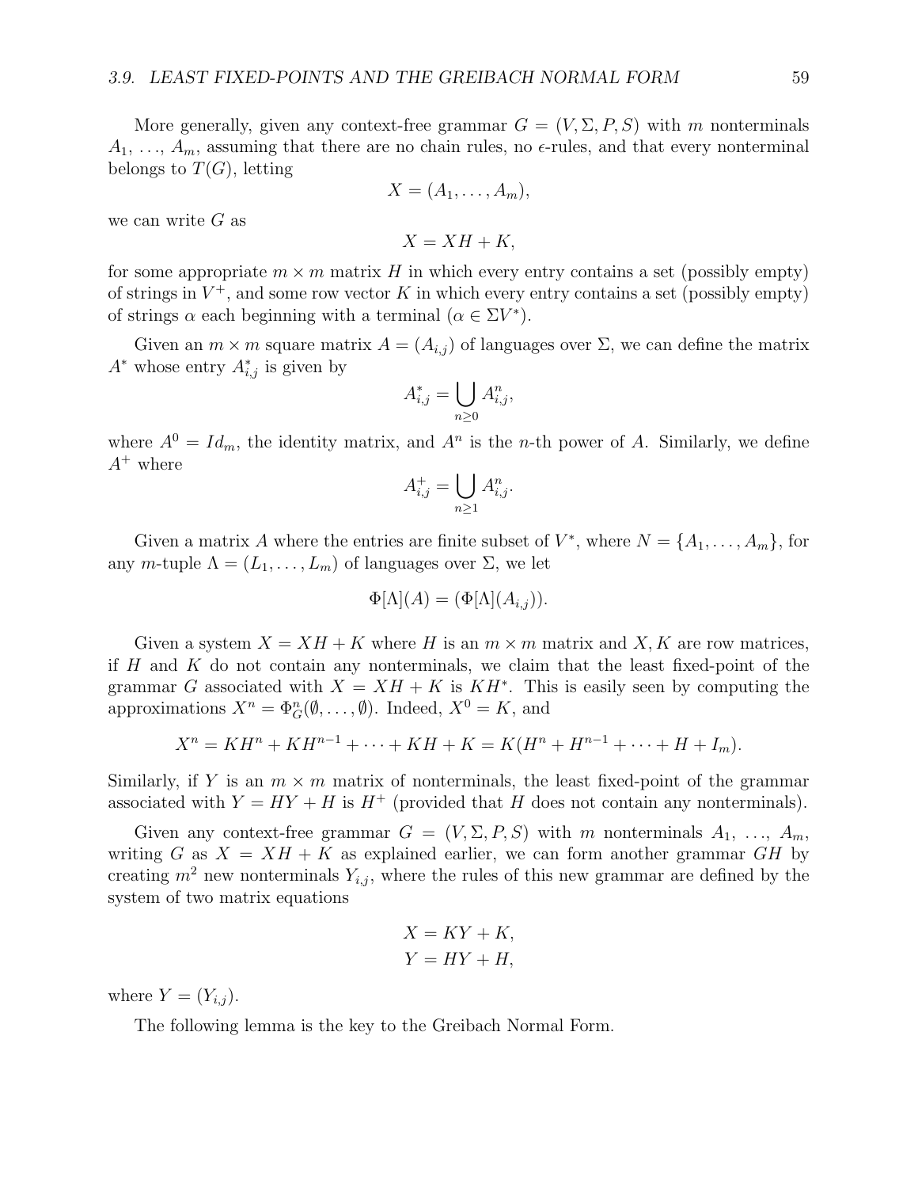More generally, given any context-free grammar $G = (V, \Sigma, P, S)$ with $m$ nonterminals $A_1, \ldots, A_m$, assuming that there are no chain rules, no $\epsilon$-rules, and that every nonterminal belongs to $T(G)$, letting

$$X = (A_1, \ldots, A_m),$$

we can write $G$ as

$$X = XH + K,$$

for some appropriate $m \times m$ matrix $H$ in which every entry contains a set (possibly empty) of strings in $V^+$, and some row vector $K$ in which every entry contains a set (possibly empty) of strings $\alpha$ each beginning with a terminal ($\alpha \in \Sigma V^*$).

Given an $m \times m$ square matrix $A = (A_{i,j})$ of languages over $\Sigma$, we can define the matrix $A^*$ whose entry $A^*_{i,j}$ is given by

$$A^*_{i,j} = \bigcup_{n \geq 0} A^n_{i,j},$$

where $A^0 = Id_m$, the identity matrix, and $A^n$ is the $n$-th power of $A$. Similarly, we define $A^+$ where

$$A^+_{i,j} = \bigcup_{n \geq 1} A^n_{i,j}.$$

Given a matrix $A$ where the entries are finite subset of $V^*$, where $N = \{A_1, \ldots, A_m\}$, for any $m$-tuple $\Lambda = (L_1, \ldots, L_m)$ of languages over $\Sigma$, we let

$$\Phi[\Lambda](A) = (\Phi[\Lambda](A_{i,j})).$$

Given a system $X = XH + K$ where $H$ is an $m \times m$ matrix and $X, K$ are row matrices, if $H$ and $K$ do not contain any nonterminals, we claim that the least fixed-point of the grammar $G$ associated with $X = XH + K$ is $KH^*$. This is easily seen by computing the approximations $X^n = \Phi^n_G(\emptyset, \ldots, \emptyset)$. Indeed, $X^0 = K$, and

$$X^n = KH^n + KH^{n-1} + \cdots + KH + K = K(H^n + H^{n-1} + \cdots + H + I_m).$$

Similarly, if $Y$ is an $m \times m$ matrix of nonterminals, the least fixed-point of the grammar associated with $Y = HY + H$ is $H^+$ (provided that $H$ does not contain any nonterminals).

Given any context-free grammar $G = (V, \Sigma, P, S)$ with $m$ nonterminals $A_1, \ldots, A_m$, writing $G$ as $X = XH + K$ as explained earlier, we can form another grammar $GH$ by creating $m^2$ new nonterminals $Y_{i,j}$, where the rules of this new grammar are defined by the system of two matrix equations

$$X = KY + K,$$
$$Y = HY + H,$$

where $Y = (Y_{i,j})$.

The following lemma is the key to the Greibach Normal Form.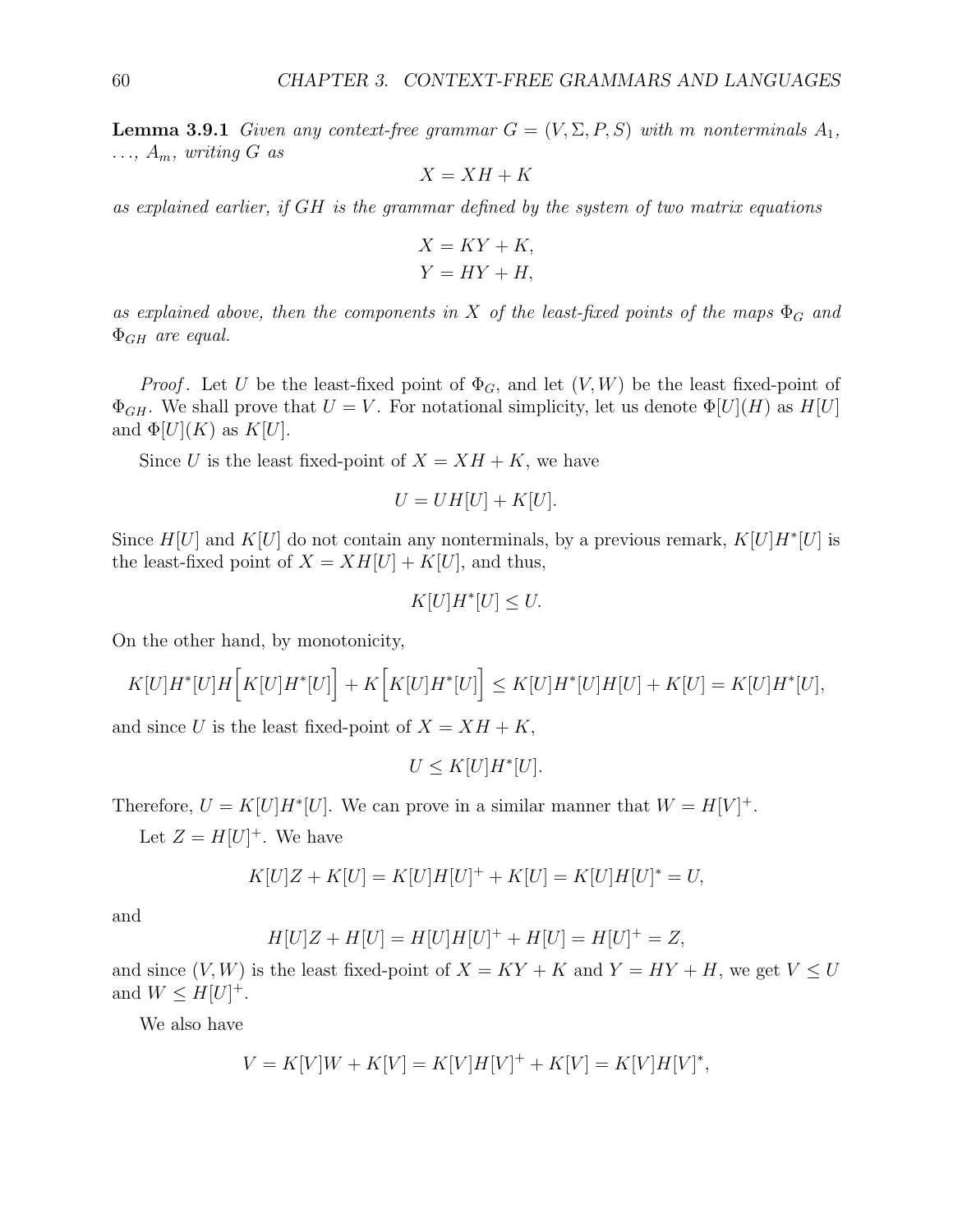**Lemma 3.9.1** *Given any context-free grammar $G = (V, \Sigma, P, S)$ with $m$ nonterminals $A_1$, $\ldots$, $A_m$, writing $G$ as*

$$X = XH + K$$

*as explained earlier, if $GH$ is the grammar defined by the system of two matrix equations*

$$X = KY + K,$$
$$Y = HY + H,$$

*as explained above, then the components in $X$ of the least-fixed points of the maps $\Phi_G$ and $\Phi_{GH}$ are equal.*

*Proof*. Let $U$ be the least-fixed point of $\Phi_G$, and let $(V, W)$ be the least fixed-point of $\Phi_{GH}$. We shall prove that $U = V$. For notational simplicity, let us denote $\Phi[U](H)$ as $H[U]$ and $\Phi[U](K)$ as $K[U]$.

Since $U$ is the least fixed-point of $X = XH + K$, we have

$$U = UH[U] + K[U].$$

Since $H[U]$ and $K[U]$ do not contain any nonterminals, by a previous remark, $K[U]H^*[U]$ is the least-fixed point of $X = XH[U] + K[U]$, and thus,

$$K[U]H^*[U] \leq U.$$

On the other hand, by monotonicity,

$$K[U]H^*[U]H\Big[K[U]H^*[U]\Big] + K\Big[K[U]H^*[U]\Big] \leq K[U]H^*[U]H[U] + K[U] = K[U]H^*[U],$$

and since $U$ is the least fixed-point of $X = XH + K$,

$$U \leq K[U]H^*[U].$$

Therefore, $U = K[U]H^*[U]$. We can prove in a similar manner that $W = H[V]^+$.

Let $Z = H[U]^+$. We have

$$K[U]Z + K[U] = K[U]H[U]^+ + K[U] = K[U]H[U]^* = U,$$

and

$$H[U]Z + H[U] = H[U]H[U]^+ + H[U] = H[U]^+ = Z,$$

and since $(V, W)$ is the least fixed-point of $X = KY + K$ and $Y = HY + H$, we get $V \leq U$ and $W \leq H[U]^+$.

We also have

$$V = K[V]W + K[V] = K[V]H[V]^+ + K[V] = K[V]H[V]^*,$$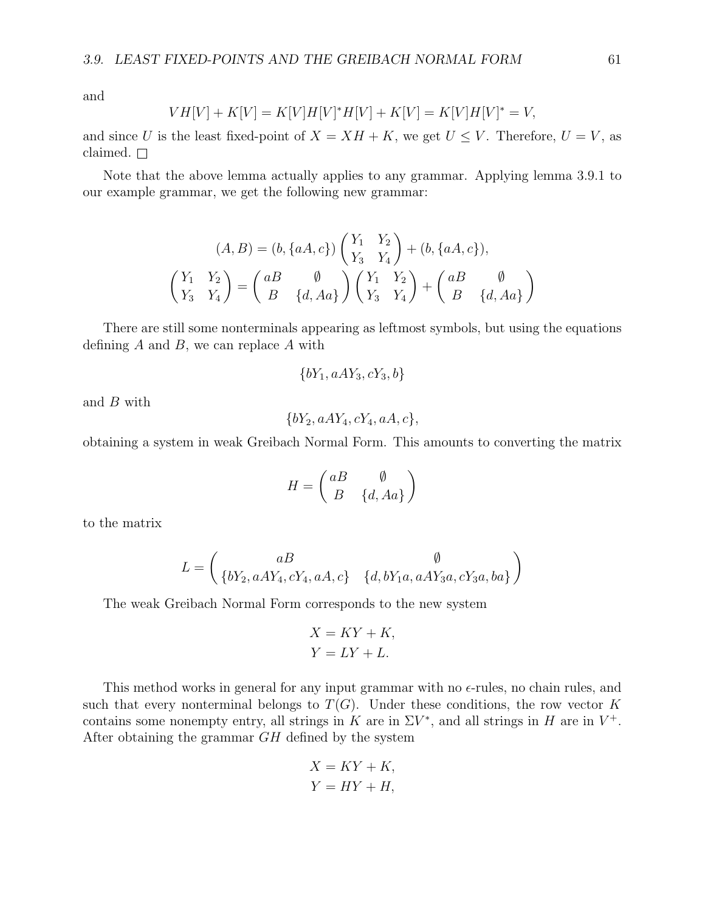and

$$VH[V] + K[V] = K[V]H[V]^*H[V] + K[V] = K[V]H[V]^* = V,$$

and since $U$ is the least fixed-point of $X = XH + K$, we get $U \leq V$. Therefore, $U = V$, as claimed. $\square$

Note that the above lemma actually applies to any grammar. Applying lemma 3.9.1 to our example grammar, we get the following new grammar:

$$(A, B) = (b, \{aA, c\}) \begin{pmatrix} Y_1 & Y_2 \\ Y_3 & Y_4 \end{pmatrix} + (b, \{aA, c\}),$$

$$\begin{pmatrix} Y_1 & Y_2 \\ Y_3 & Y_4 \end{pmatrix} = \begin{pmatrix} aB & \emptyset \\ B & \{d, Aa\} \end{pmatrix} \begin{pmatrix} Y_1 & Y_2 \\ Y_3 & Y_4 \end{pmatrix} + \begin{pmatrix} aB & \emptyset \\ B & \{d, Aa\} \end{pmatrix}$$

There are still some nonterminals appearing as leftmost symbols, but using the equations defining $A$ and $B$, we can replace $A$ with

$$\{bY_1, aAY_3, cY_3, b\}$$

and $B$ with

$$\{bY_2, aAY_4, cY_4, aA, c\},$$

obtaining a system in weak Greibach Normal Form. This amounts to converting the matrix

$$H = \begin{pmatrix} aB & \emptyset \\ B & \{d, Aa\} \end{pmatrix}$$

to the matrix

$$L = \begin{pmatrix} aB & \emptyset \\ \{bY_2, aAY_4, cY_4, aA, c\} & \{d, bY_1a, aAY_3a, cY_3a, ba\} \end{pmatrix}$$

The weak Greibach Normal Form corresponds to the new system

$$X = KY + K,$$
$$Y = LY + L.$$

This method works in general for any input grammar with no $\epsilon$-rules, no chain rules, and such that every nonterminal belongs to $T(G)$. Under these conditions, the row vector $K$ contains some nonempty entry, all strings in $K$ are in $\Sigma V^*$, and all strings in $H$ are in $V^+$. After obtaining the grammar $GH$ defined by the system

$$X = KY + K,$$
$$Y = HY + H,$$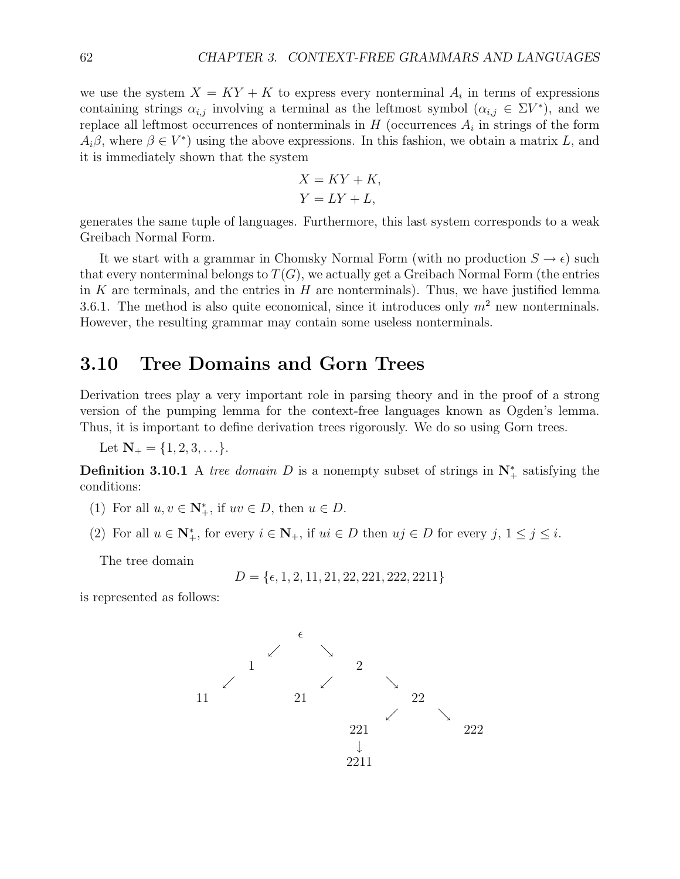we use the system $X = KY + K$ to express every nonterminal $A_i$ in terms of expressions containing strings $\alpha_{i,j}$ involving a terminal as the leftmost symbol ($\alpha_{i,j} \in \Sigma V^*$), and we replace all leftmost occurrences of nonterminals in $H$ (occurrences $A_i$ in strings of the form $A_i\beta$, where $\beta \in V^*$) using the above expressions. In this fashion, we obtain a matrix $L$, and it is immediately shown that the system

$$
\begin{aligned}
X &= KY + K, \\
Y &= LY + L,
\end{aligned}
$$

generates the same tuple of languages. Furthermore, this last system corresponds to a weak Greibach Normal Form.

It we start with a grammar in Chomsky Normal Form (with no production $S \to \epsilon$) such that every nonterminal belongs to $T(G)$, we actually get a Greibach Normal Form (the entries in $K$ are terminals, and the entries in $H$ are nonterminals). Thus, we have justified lemma 3.6.1. The method is also quite economical, since it introduces only $m^2$ new nonterminals. However, the resulting grammar may contain some useless nonterminals.

## 3.10 Tree Domains and Gorn Trees

Derivation trees play a very important role in parsing theory and in the proof of a strong version of the pumping lemma for the context-free languages known as Ogden's lemma. Thus, it is important to define derivation trees rigorously. We do so using Gorn trees.

Let $\mathbf{N}_+ = \{1, 2, 3, \ldots\}$.

**Definition 3.10.1** A *tree domain* $D$ is a nonempty subset of strings in $\mathbf{N}_+^*$ satisfying the conditions:

(1) For all $u, v \in \mathbf{N}_+^*$, if $uv \in D$, then $u \in D$.

(2) For all $u \in \mathbf{N}_+^*$, for every $i \in \mathbf{N}_+$, if $ui \in D$ then $uj \in D$ for every $j$, $1 \leq j \leq i$.

The tree domain

$$D = \{\epsilon, 1, 2, 11, 21, 22, 221, 222, 2211\}$$

is represented as follows:

```
                    ϵ
                 ↙     ↘
              1           2
           ↙           ↙     ↘
        11           21         22
                             ↙     ↘
                          221        222
                           ↓
                          2211
```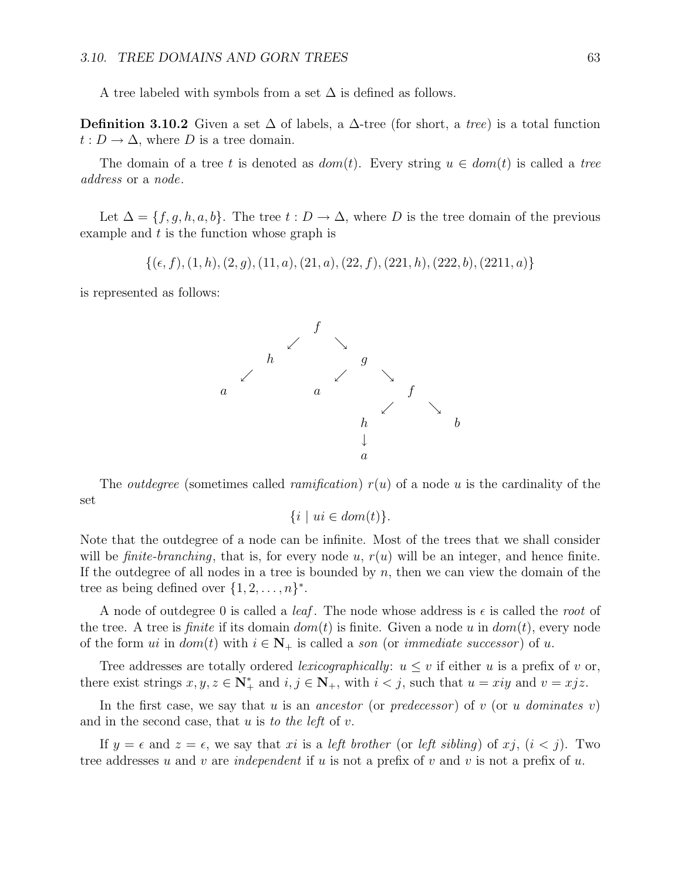A tree labeled with symbols from a set $\Delta$ is defined as follows.

**Definition 3.10.2** Given a set $\Delta$ of labels, a $\Delta$-tree (for short, a *tree*) is a total function $t : D \to \Delta$, where $D$ is a tree domain.

The domain of a tree $t$ is denoted as $dom(t)$. Every string $u \in dom(t)$ is called a *tree address* or a *node*.

Let $\Delta = \{f, g, h, a, b\}$. The tree $t : D \to \Delta$, where $D$ is the tree domain of the previous example and $t$ is the function whose graph is

$$\{(\epsilon, f), (1, h), (2, g), (11, a), (21, a), (22, f), (221, h), (222, b), (2211, a)\}$$

is represented as follows:

```
                    f
                 ↙     ↘
              h            g
           ↙            ↙     ↘
        a            a            f
                               ↙     ↘
                            h            b
                            ↓
                            a
```

The *outdegree* (sometimes called *ramification*) $r(u)$ of a node $u$ is the cardinality of the set

$$\{i \mid ui \in dom(t)\}.$$

Note that the outdegree of a node can be infinite. Most of the trees that we shall consider will be *finite-branching*, that is, for every node $u$, $r(u)$ will be an integer, and hence finite. If the outdegree of all nodes in a tree is bounded by $n$, then we can view the domain of the tree as being defined over $\{1, 2, \ldots, n\}^*$.

A node of outdegree 0 is called a *leaf*. The node whose address is $\epsilon$ is called the *root* of the tree. A tree is *finite* if its domain $dom(t)$ is finite. Given a node $u$ in $dom(t)$, every node of the form $ui$ in $dom(t)$ with $i \in \mathbf{N}_+$ is called a *son* (or *immediate successor*) of $u$.

Tree addresses are totally ordered *lexicographically*: $u \leq v$ if either $u$ is a prefix of $v$ or, there exist strings $x, y, z \in \mathbf{N}_+^*$ and $i, j \in \mathbf{N}_+$, with $i < j$, such that $u = xiy$ and $v = xjz$.

In the first case, we say that $u$ is an *ancestor* (or *predecessor*) of $v$ (or $u$ *dominates* $v$) and in the second case, that $u$ is *to the left* of $v$.

If $y = \epsilon$ and $z = \epsilon$, we say that $xi$ is a *left brother* (or *left sibling*) of $xj$, $(i < j)$. Two tree addresses $u$ and $v$ are *independent* if $u$ is not a prefix of $v$ and $v$ is not a prefix of $u$.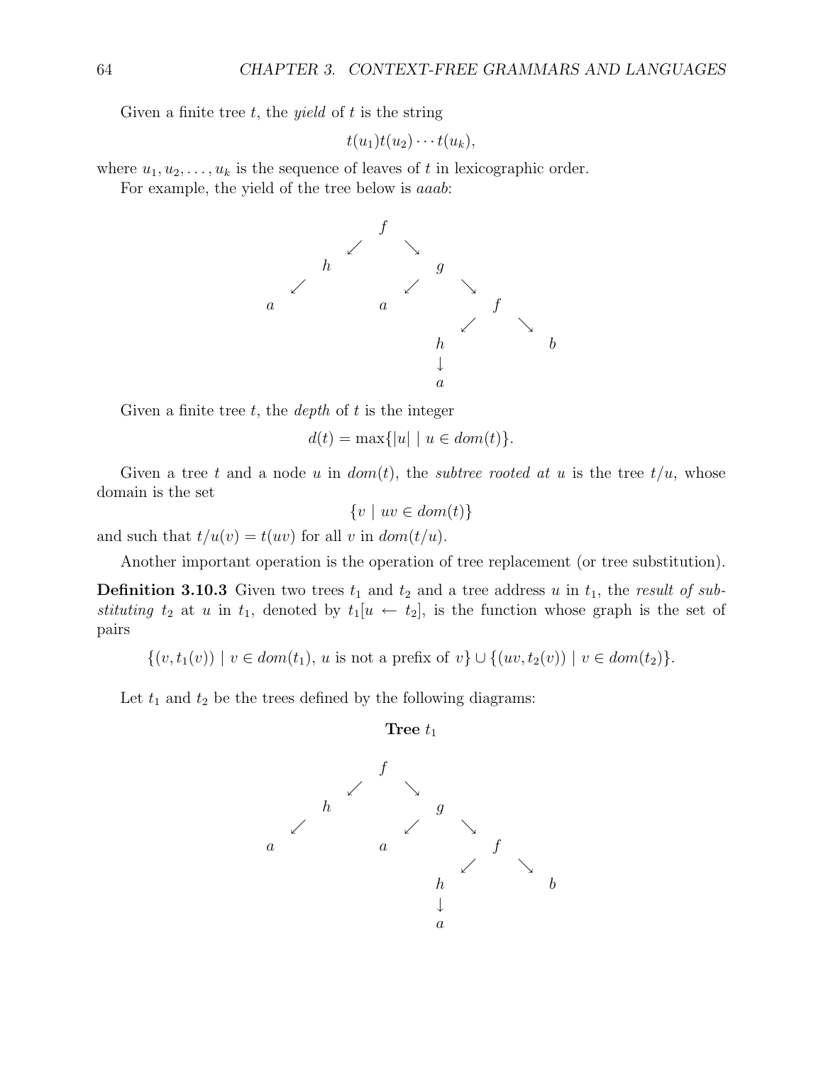Given a finite tree $t$, the *yield* of $t$ is the string

$$t(u_1)t(u_2)\cdots t(u_k),$$

where $u_1, u_2, \ldots, u_k$ is the sequence of leaves of $t$ in lexicographic order.

For example, the yield of the tree below is *aaab*:

```
              f
           ↙     ↘
        h           g
      ↙           ↙    ↘
    a           a          f
                         ↙    ↘
                       h          b
                       ↓
                       a
```

Given a finite tree $t$, the *depth* of $t$ is the integer

$$d(t) = \max\{|u| \mid u \in dom(t)\}.$$

Given a tree $t$ and a node $u$ in $dom(t)$, the *subtree rooted at* $u$ is the tree $t/u$, whose domain is the set

$$\{v \mid uv \in dom(t)\}$$

and such that $t/u(v) = t(uv)$ for all $v$ in $dom(t/u)$.

Another important operation is the operation of tree replacement (or tree substitution).

**Definition 3.10.3** Given two trees $t_1$ and $t_2$ and a tree address $u$ in $t_1$, the *result of substituting* $t_2$ at $u$ in $t_1$, denoted by $t_1[u \leftarrow t_2]$, is the function whose graph is the set of pairs

$$\{(v, t_1(v)) \mid v \in dom(t_1),\ u \text{ is not a prefix of } v\} \cup \{(uv, t_2(v)) \mid v \in dom(t_2)\}.$$

Let $t_1$ and $t_2$ be the trees defined by the following diagrams:

**Tree $t_1$**

```
              f
           ↙     ↘
        h           g
      ↙           ↙    ↘
    a           a          f
                         ↙    ↘
                       h          b
                       ↓
                       a
```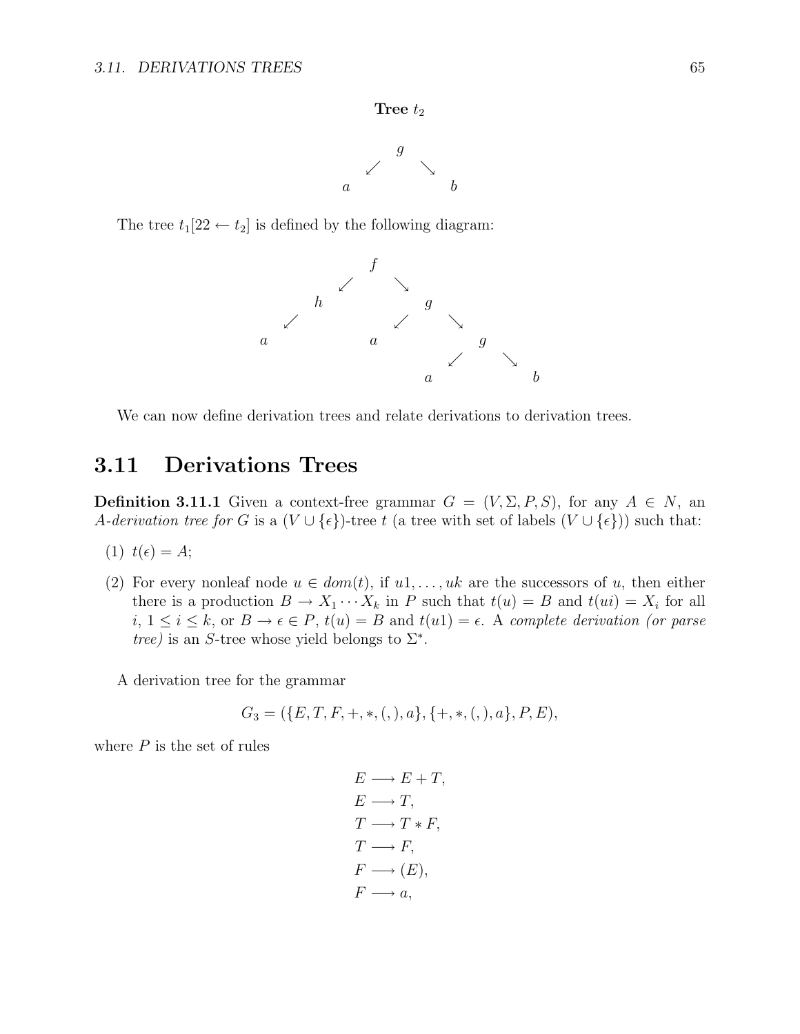**Tree $t_2$**

```
        g
      ↙   ↘
     a     b
```

The tree $t_1[22 \leftarrow t_2]$ is defined by the following diagram:

```
                f
             ↙     ↘
           h          g
         ↙          ↙    ↘
        a          a        g
                          ↙   ↘
                         a     b
```

We can now define derivation trees and relate derivations to derivation trees.

## 3.11 Derivations Trees

**Definition 3.11.1** Given a context-free grammar $G = (V, \Sigma, P, S)$, for any $A \in N$, an *$A$-derivation tree for $G$* is a $(V \cup \{\epsilon\})$-tree $t$ (a tree with set of labels $(V \cup \{\epsilon\})$) such that:

(1) $t(\epsilon) = A$;

(2) For every nonleaf node $u \in dom(t)$, if $u1, \ldots, uk$ are the successors of $u$, then either there is a production $B \to X_1 \cdots X_k$ in $P$ such that $t(u) = B$ and $t(ui) = X_i$ for all $i$, $1 \leq i \leq k$, or $B \to \epsilon \in P$, $t(u) = B$ and $t(u1) = \epsilon$. A *complete derivation (or parse tree)* is an $S$-tree whose yield belongs to $\Sigma^*$.

A derivation tree for the grammar

$$G_3 = (\{E, T, F, +, *, (, ), a\}, \{+, *, (, ), a\}, P, E),$$

where $P$ is the set of rules

$$
\begin{aligned}
E &\longrightarrow E + T, \\
E &\longrightarrow T, \\
T &\longrightarrow T * F, \\
T &\longrightarrow F, \\
F &\longrightarrow (E), \\
F &\longrightarrow a,
\end{aligned}
$$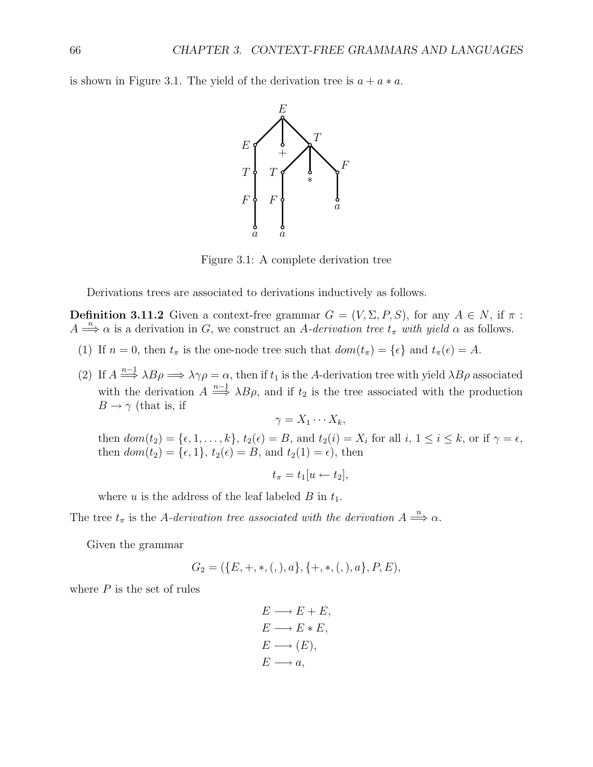is shown in Figure 3.1. The yield of the derivation tree is $a + a * a$.

Figure 3.1: A complete derivation tree

Derivations trees are associated to derivations inductively as follows.

**Definition 3.11.2** Given a context-free grammar $G = (V, \Sigma, P, S)$, for any $A \in N$, if $\pi : A \stackrel{n}{\Longrightarrow} \alpha$ is a derivation in $G$, we construct an *$A$-derivation tree $t_\pi$ with yield $\alpha$* as follows.

(1) If $n = 0$, then $t_\pi$ is the one-node tree such that $dom(t_\pi) = \{\epsilon\}$ and $t_\pi(\epsilon) = A$.

(2) If $A \stackrel{n-1}{\Longrightarrow} \lambda B \rho \Longrightarrow \lambda \gamma \rho = \alpha$, then if $t_1$ is the $A$-derivation tree with yield $\lambda B \rho$ associated with the derivation $A \stackrel{n-1}{\Longrightarrow} \lambda B \rho$, and if $t_2$ is the tree associated with the production $B \rightarrow \gamma$ (that is, if

$$\gamma = X_1 \cdots X_k,$$

then $dom(t_2) = \{\epsilon, 1, \ldots, k\}$, $t_2(\epsilon) = B$, and $t_2(i) = X_i$ for all $i$, $1 \leq i \leq k$, or if $\gamma = \epsilon$, then $dom(t_2) = \{\epsilon, 1\}$, $t_2(\epsilon) = B$, and $t_2(1) = \epsilon$), then

$$t_\pi = t_1[u \leftarrow t_2],$$

where $u$ is the address of the leaf labeled $B$ in $t_1$.

The tree $t_\pi$ is the *$A$-derivation tree associated with the derivation* $A \stackrel{n}{\Longrightarrow} \alpha$.

Given the grammar

$$G_2 = (\{E, +, *, (, ), a\}, \{+, *, (, ), a\}, P, E),$$

where $P$ is the set of rules

$$
\begin{aligned}
E &\longrightarrow E + E, \\
E &\longrightarrow E * E, \\
E &\longrightarrow (E), \\
E &\longrightarrow a,
\end{aligned}
$$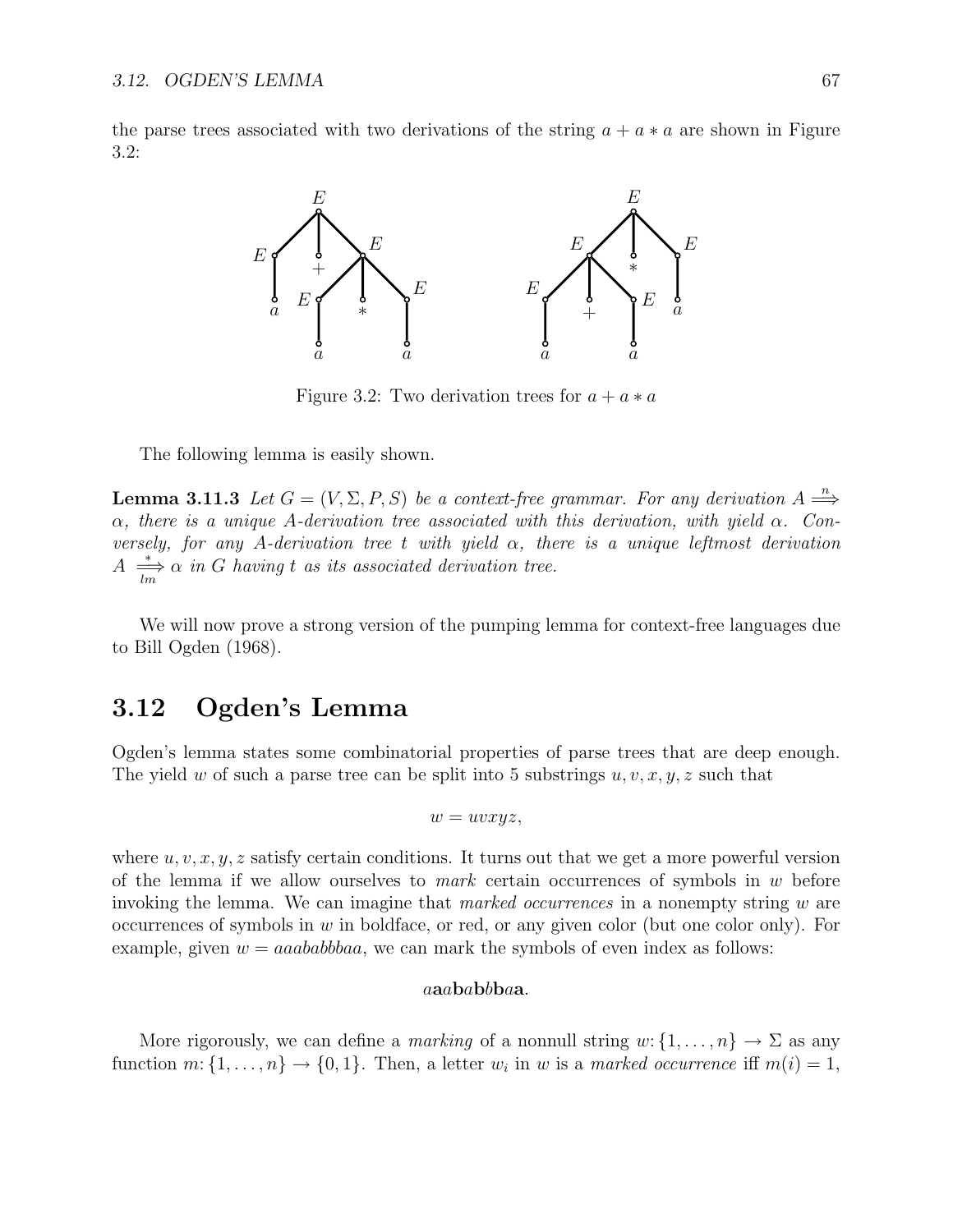the parse trees associated with two derivations of the string $a + a * a$ are shown in Figure 3.2:

Figure 3.2: Two derivation trees for $a + a * a$

The following lemma is easily shown.

**Lemma 3.11.3** *Let $G = (V, \Sigma, P, S)$ be a context-free grammar. For any derivation $A \stackrel{n}{\Longrightarrow} \alpha$, there is a unique $A$-derivation tree associated with this derivation, with yield $\alpha$. Conversely, for any $A$-derivation tree $t$ with yield $\alpha$, there is a unique leftmost derivation $A \underset{lm}{\stackrel{*}{\Longrightarrow}} \alpha$ in $G$ having $t$ as its associated derivation tree.*

We will now prove a strong version of the pumping lemma for context-free languages due to Bill Ogden (1968).

## 3.12 Ogden's Lemma

Ogden's lemma states some combinatorial properties of parse trees that are deep enough. The yield $w$ of such a parse tree can be split into 5 substrings $u, v, x, y, z$ such that

$$w = uvxyz,$$

where $u, v, x, y, z$ satisfy certain conditions. It turns out that we get a more powerful version of the lemma if we allow ourselves to *mark* certain occurrences of symbols in $w$ before invoking the lemma. We can imagine that *marked occurrences* in a nonempty string $w$ are occurrences of symbols in $w$ in boldface, or red, or any given color (but one color only). For example, given $w = aaababbbaa$, we can mark the symbols of even index as follows:

$$a\mathbf{a}a\mathbf{b}a\mathbf{b}b\mathbf{b}a\mathbf{a}.$$

More rigorously, we can define a *marking* of a nonnull string $w: \{1, \ldots, n\} \to \Sigma$ as any function $m: \{1, \ldots, n\} \to \{0, 1\}$. Then, a letter $w_i$ in $w$ is a *marked occurrence* iff $m(i) = 1$,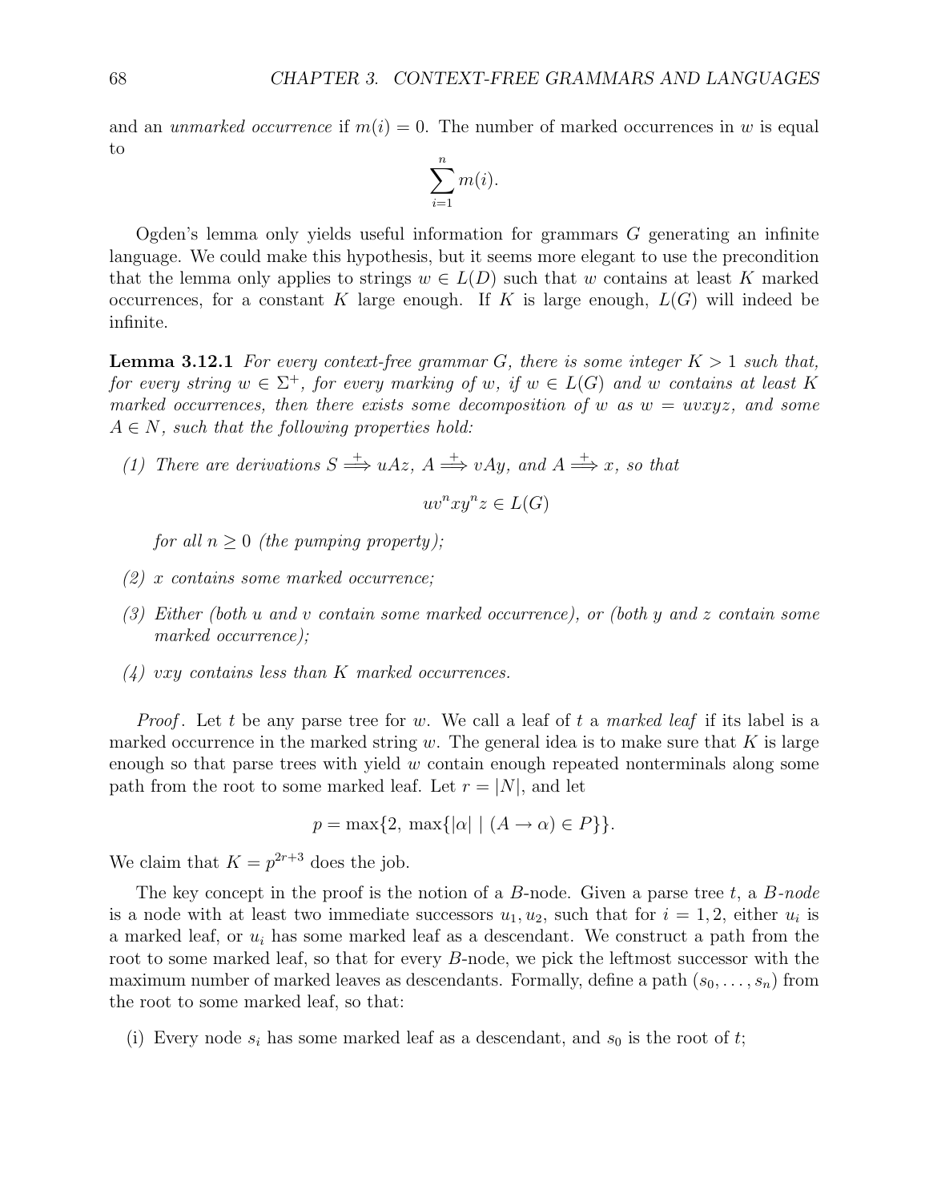and an *unmarked occurrence* if $m(i) = 0$. The number of marked occurrences in $w$ is equal to

$$\sum_{i=1}^{n} m(i).$$

Ogden's lemma only yields useful information for grammars $G$ generating an infinite language. We could make this hypothesis, but it seems more elegant to use the precondition that the lemma only applies to strings $w \in L(D)$ such that $w$ contains at least $K$ marked occurrences, for a constant $K$ large enough. If $K$ is large enough, $L(G)$ will indeed be infinite.

**Lemma 3.12.1** *For every context-free grammar $G$, there is some integer $K > 1$ such that, for every string $w \in \Sigma^+$, for every marking of $w$, if $w \in L(G)$ and $w$ contains at least $K$ marked occurrences, then there exists some decomposition of $w$ as $w = uvxyz$, and some $A \in N$, such that the following properties hold:*

*(1) There are derivations $S \stackrel{+}{\Longrightarrow} uAz$, $A \stackrel{+}{\Longrightarrow} vAy$, and $A \stackrel{+}{\Longrightarrow} x$, so that*

$$uv^n xy^n z \in L(G)$$

*for all $n \geq 0$ (the pumping property);*

*(2) $x$ contains some marked occurrence;*

*(3) Either (both $u$ and $v$ contain some marked occurrence), or (both $y$ and $z$ contain some marked occurrence);*

*(4) $vxy$ contains less than $K$ marked occurrences.*

*Proof*. Let $t$ be any parse tree for $w$. We call a leaf of $t$ a *marked leaf* if its label is a marked occurrence in the marked string $w$. The general idea is to make sure that $K$ is large enough so that parse trees with yield $w$ contain enough repeated nonterminals along some path from the root to some marked leaf. Let $r = |N|$, and let

$$p = \max\{2,\ \max\{|\alpha| \mid (A \to \alpha) \in P\}\}.$$

We claim that $K = p^{2r+3}$ does the job.

The key concept in the proof is the notion of a $B$-node. Given a parse tree $t$, a *$B$-node* is a node with at least two immediate successors $u_1, u_2$, such that for $i = 1, 2$, either $u_i$ is a marked leaf, or $u_i$ has some marked leaf as a descendant. We construct a path from the root to some marked leaf, so that for every $B$-node, we pick the leftmost successor with the maximum number of marked leaves as descendants. Formally, define a path $(s_0, \ldots, s_n)$ from the root to some marked leaf, so that:

(i) Every node $s_i$ has some marked leaf as a descendant, and $s_0$ is the root of $t$;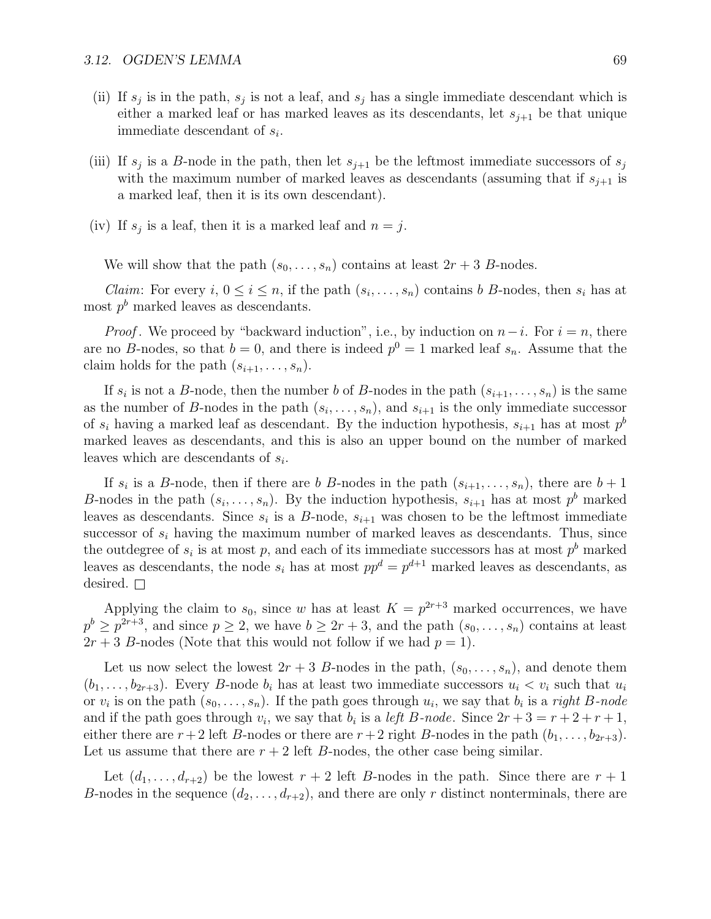(ii) If $s_j$ is in the path, $s_j$ is not a leaf, and $s_j$ has a single immediate descendant which is either a marked leaf or has marked leaves as its descendants, let $s_{j+1}$ be that unique immediate descendant of $s_i$.

(iii) If $s_j$ is a $B$-node in the path, then let $s_{j+1}$ be the leftmost immediate successors of $s_j$ with the maximum number of marked leaves as descendants (assuming that if $s_{j+1}$ is a marked leaf, then it is its own descendant).

(iv) If $s_j$ is a leaf, then it is a marked leaf and $n = j$.

We will show that the path $(s_0, \ldots, s_n)$ contains at least $2r + 3$ $B$-nodes.

*Claim*: For every $i$, $0 \leq i \leq n$, if the path $(s_i, \ldots, s_n)$ contains $b$ $B$-nodes, then $s_i$ has at most $p^b$ marked leaves as descendants.

*Proof*. We proceed by "backward induction", i.e., by induction on $n-i$. For $i = n$, there are no $B$-nodes, so that $b = 0$, and there is indeed $p^0 = 1$ marked leaf $s_n$. Assume that the claim holds for the path $(s_{i+1}, \ldots, s_n)$.

If $s_i$ is not a $B$-node, then the number $b$ of $B$-nodes in the path $(s_{i+1}, \ldots, s_n)$ is the same as the number of $B$-nodes in the path $(s_i, \ldots, s_n)$, and $s_{i+1}$ is the only immediate successor of $s_i$ having a marked leaf as descendant. By the induction hypothesis, $s_{i+1}$ has at most $p^b$ marked leaves as descendants, and this is also an upper bound on the number of marked leaves which are descendants of $s_i$.

If $s_i$ is a $B$-node, then if there are $b$ $B$-nodes in the path $(s_{i+1}, \ldots, s_n)$, there are $b+1$ $B$-nodes in the path $(s_i, \ldots, s_n)$. By the induction hypothesis, $s_{i+1}$ has at most $p^b$ marked leaves as descendants. Since $s_i$ is a $B$-node, $s_{i+1}$ was chosen to be the leftmost immediate successor of $s_i$ having the maximum number of marked leaves as descendants. Thus, since the outdegree of $s_i$ is at most $p$, and each of its immediate successors has at most $p^b$ marked leaves as descendants, the node $s_i$ has at most $pp^d = p^{d+1}$ marked leaves as descendants, as desired. □

Applying the claim to $s_0$, since $w$ has at least $K = p^{2r+3}$ marked occurrences, we have $p^b \geq p^{2r+3}$, and since $p \geq 2$, we have $b \geq 2r + 3$, and the path $(s_0, \ldots, s_n)$ contains at least $2r + 3$ $B$-nodes (Note that this would not follow if we had $p = 1$).

Let us now select the lowest $2r + 3$ $B$-nodes in the path, $(s_0, \ldots, s_n)$, and denote them $(b_1, \ldots, b_{2r+3})$. Every $B$-node $b_i$ has at least two immediate successors $u_i < v_i$ such that $u_i$ or $v_i$ is on the path $(s_0, \ldots, s_n)$. If the path goes through $u_i$, we say that $b_i$ is a *right $B$-node* and if the path goes through $v_i$, we say that $b_i$ is a *left $B$-node*. Since $2r + 3 = r + 2 + r + 1$, either there are $r+2$ left $B$-nodes or there are $r+2$ right $B$-nodes in the path $(b_1, \ldots, b_{2r+3})$. Let us assume that there are $r + 2$ left $B$-nodes, the other case being similar.

Let $(d_1, \ldots, d_{r+2})$ be the lowest $r + 2$ left $B$-nodes in the path. Since there are $r + 1$ $B$-nodes in the sequence $(d_2, \ldots, d_{r+2})$, and there are only $r$ distinct nonterminals, there are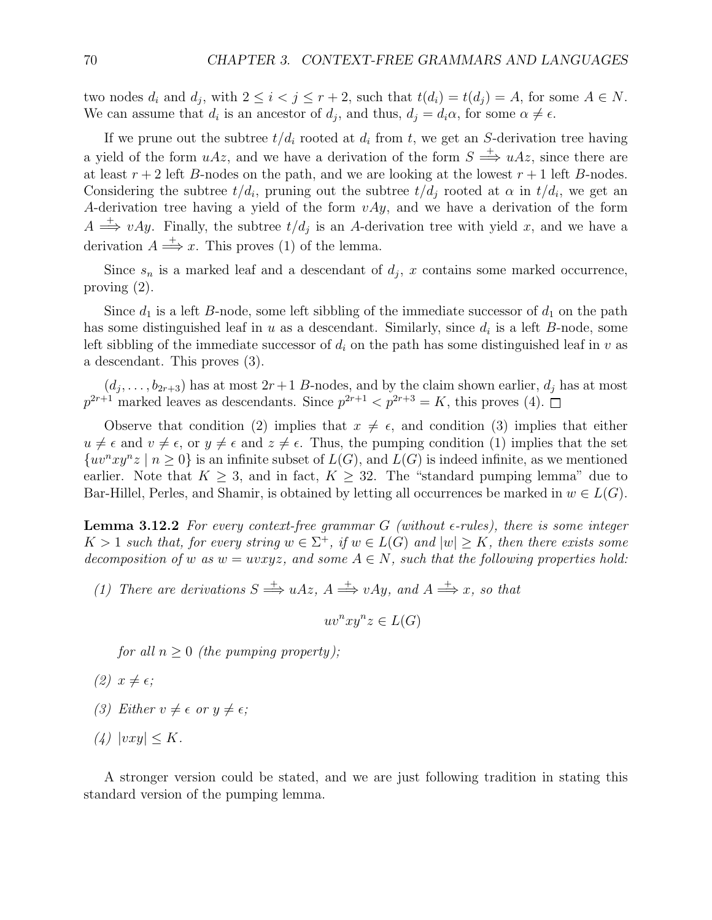two nodes $d_i$ and $d_j$, with $2 \leq i < j \leq r+2$, such that $t(d_i) = t(d_j) = A$, for some $A \in N$. We can assume that $d_i$ is an ancestor of $d_j$, and thus, $d_j = d_i\alpha$, for some $\alpha \neq \epsilon$.

If we prune out the subtree $t/d_i$ rooted at $d_i$ from $t$, we get an $S$-derivation tree having a yield of the form $uAz$, and we have a derivation of the form $S \stackrel{+}{\Longrightarrow} uAz$, since there are at least $r+2$ left $B$-nodes on the path, and we are looking at the lowest $r+1$ left $B$-nodes. Considering the subtree $t/d_i$, pruning out the subtree $t/d_j$ rooted at $\alpha$ in $t/d_i$, we get an $A$-derivation tree having a yield of the form $vAy$, and we have a derivation of the form $A \stackrel{+}{\Longrightarrow} vAy$. Finally, the subtree $t/d_j$ is an $A$-derivation tree with yield $x$, and we have a derivation $A \stackrel{+}{\Longrightarrow} x$. This proves (1) of the lemma.

Since $s_n$ is a marked leaf and a descendant of $d_j$, $x$ contains some marked occurrence, proving (2).

Since $d_1$ is a left $B$-node, some left sibbling of the immediate successor of $d_1$ on the path has some distinguished leaf in $u$ as a descendant. Similarly, since $d_i$ is a left $B$-node, some left sibbling of the immediate successor of $d_i$ on the path has some distinguished leaf in $v$ as a descendant. This proves (3).

$(d_j, \ldots, b_{2r+3})$ has at most $2r+1$ $B$-nodes, and by the claim shown earlier, $d_j$ has at most $p^{2r+1}$ marked leaves as descendants. Since $p^{2r+1} < p^{2r+3} = K$, this proves (4). $\square$

Observe that condition (2) implies that $x \neq \epsilon$, and condition (3) implies that either $u \neq \epsilon$ and $v \neq \epsilon$, or $y \neq \epsilon$ and $z \neq \epsilon$. Thus, the pumping condition (1) implies that the set $\{uv^n xy^n z \mid n \geq 0\}$ is an infinite subset of $L(G)$, and $L(G)$ is indeed infinite, as we mentioned earlier. Note that $K \geq 3$, and in fact, $K \geq 32$. The "standard pumping lemma" due to Bar-Hillel, Perles, and Shamir, is obtained by letting all occurrences be marked in $w \in L(G)$.

**Lemma 3.12.2** *For every context-free grammar $G$ (without $\epsilon$-rules), there is some integer $K > 1$ such that, for every string $w \in \Sigma^+$, if $w \in L(G)$ and $|w| \geq K$, then there exists some decomposition of $w$ as $w = uvxyz$, and some $A \in N$, such that the following properties hold:*

*(1) There are derivations $S \stackrel{+}{\Longrightarrow} uAz$, $A \stackrel{+}{\Longrightarrow} vAy$, and $A \stackrel{+}{\Longrightarrow} x$, so that*

$$uv^n xy^n z \in L(G)$$

*for all $n \geq 0$ (the pumping property);*

*(2) $x \neq \epsilon$;*

*(3) Either $v \neq \epsilon$ or $y \neq \epsilon$;*

*(4) $|vxy| \leq K$.*

A stronger version could be stated, and we are just following tradition in stating this standard version of the pumping lemma.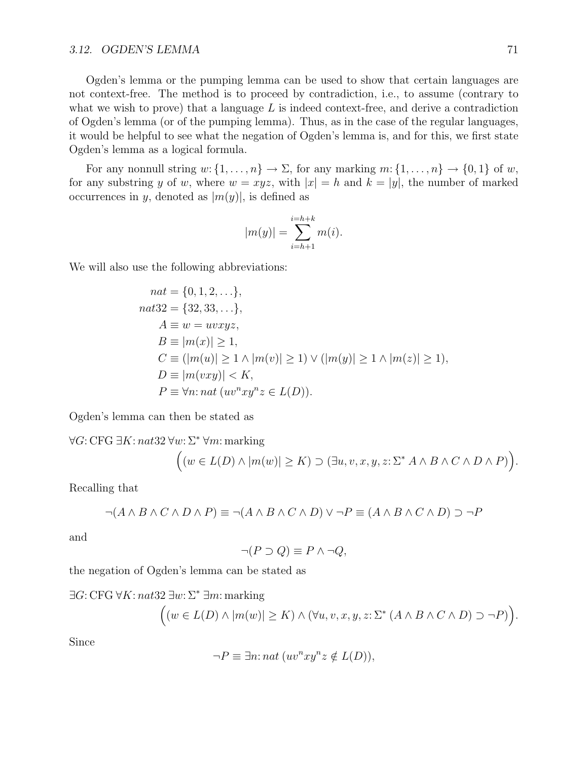Ogden's lemma or the pumping lemma can be used to show that certain languages are not context-free. The method is to proceed by contradiction, i.e., to assume (contrary to what we wish to prove) that a language $L$ is indeed context-free, and derive a contradiction of Ogden's lemma (or of the pumping lemma). Thus, as in the case of the regular languages, it would be helpful to see what the negation of Ogden's lemma is, and for this, we first state Ogden's lemma as a logical formula.

For any nonnull string $w\colon \{1,\ldots,n\} \to \Sigma$, for any marking $m\colon \{1,\ldots,n\} \to \{0,1\}$ of $w$, for any substring $y$ of $w$, where $w = xyz$, with $|x| = h$ and $k = |y|$, the number of marked occurrences in $y$, denoted as $|m(y)|$, is defined as

$$|m(y)| = \sum_{i=h+1}^{i=h+k} m(i).$$

We will also use the following abbreviations:

$$\begin{aligned}
nat &= \{0,1,2,\ldots\},\\
nat32 &= \{32,33,\ldots\},\\
A &\equiv w = uvxyz,\\
B &\equiv |m(x)| \geq 1,\\
C &\equiv (|m(u)| \geq 1 \wedge |m(v)| \geq 1) \vee (|m(y)| \geq 1 \wedge |m(z)| \geq 1),\\
D &\equiv |m(vxy)| < K,\\
P &\equiv \forall n\colon nat\ (uv^nxy^nz \in L(D)).
\end{aligned}$$

Ogden's lemma can then be stated as

$$\forall G\colon \mathrm{CFG}\ \exists K\colon nat32\ \forall w\colon \Sigma^*\ \forall m\colon \mathrm{marking}$$
$$\Big((w \in L(D) \wedge |m(w)| \geq K) \supset (\exists u,v,x,y,z\colon \Sigma^*\ A \wedge B \wedge C \wedge D \wedge P)\Big).$$

Recalling that

$$\neg(A \wedge B \wedge C \wedge D \wedge P) \equiv \neg(A \wedge B \wedge C \wedge D) \vee \neg P \equiv (A \wedge B \wedge C \wedge D) \supset \neg P$$

and

$$\neg(P \supset Q) \equiv P \wedge \neg Q,$$

the negation of Ogden's lemma can be stated as

$$\exists G\colon \mathrm{CFG}\ \forall K\colon nat32\ \exists w\colon \Sigma^*\ \exists m\colon \mathrm{marking}$$
$$\Big((w \in L(D) \wedge |m(w)| \geq K) \wedge (\forall u,v,x,y,z\colon \Sigma^*\ (A \wedge B \wedge C \wedge D) \supset \neg P)\Big).$$

Since

$$\neg P \equiv \exists n\colon nat\ (uv^nxy^nz \notin L(D)),$$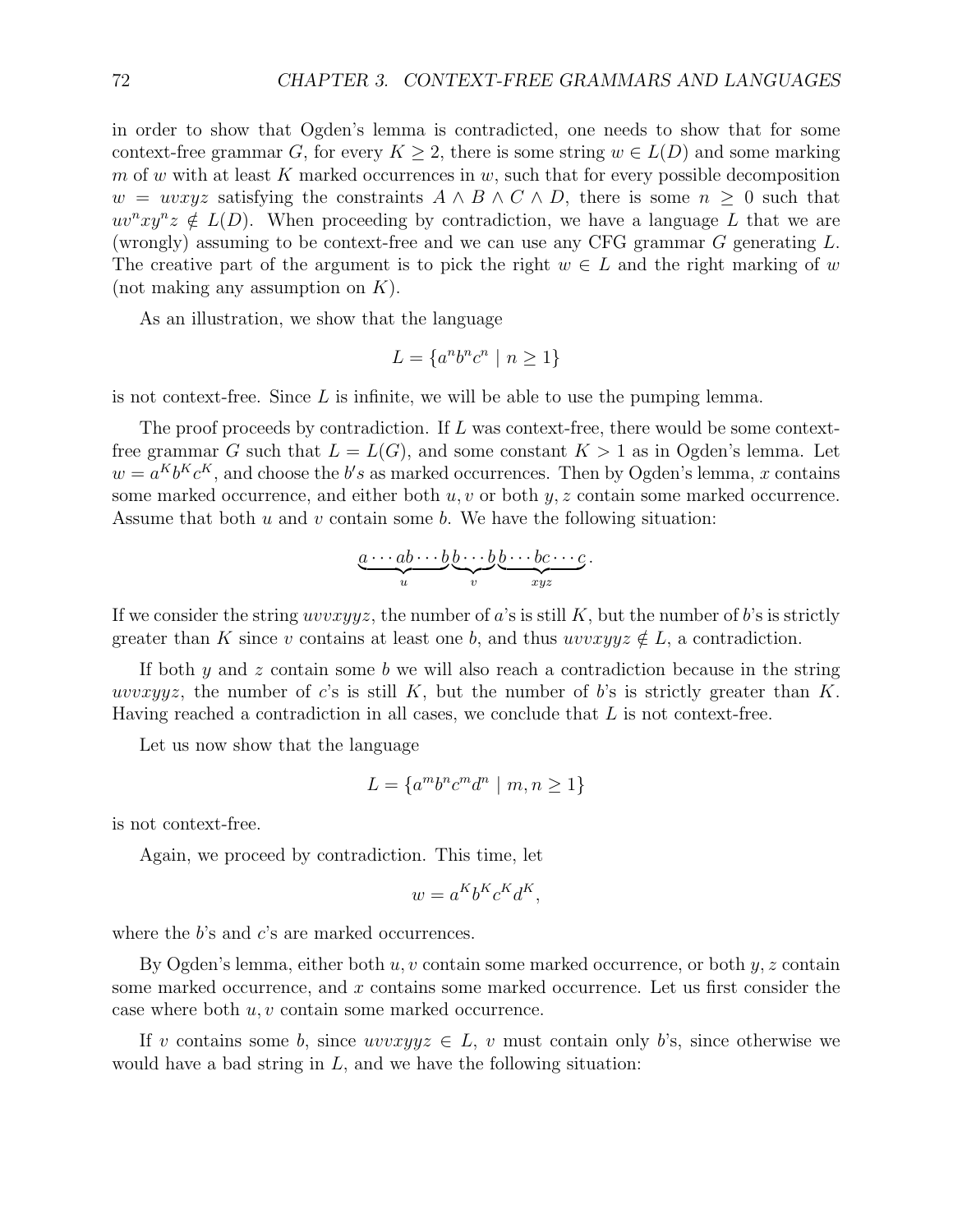in order to show that Ogden's lemma is contradicted, one needs to show that for some context-free grammar $G$, for every $K \geq 2$, there is some string $w \in L(D)$ and some marking $m$ of $w$ with at least $K$ marked occurrences in $w$, such that for every possible decomposition $w = uvxyz$ satisfying the constraints $A \wedge B \wedge C \wedge D$, there is some $n \geq 0$ such that $uv^nxy^nz \notin L(D)$. When proceeding by contradiction, we have a language $L$ that we are (wrongly) assuming to be context-free and we can use any CFG grammar $G$ generating $L$. The creative part of the argument is to pick the right $w \in L$ and the right marking of $w$ (not making any assumption on $K$).

As an illustration, we show that the language

$$L = \{a^n b^n c^n \mid n \geq 1\}$$

is not context-free. Since $L$ is infinite, we will be able to use the pumping lemma.

The proof proceeds by contradiction. If $L$ was context-free, there would be some context-free grammar $G$ such that $L = L(G)$, and some constant $K > 1$ as in Ogden's lemma. Let $w = a^K b^K c^K$, and choose the $b's$ as marked occurrences. Then by Ogden's lemma, $x$ contains some marked occurrence, and either both $u, v$ or both $y, z$ contain some marked occurrence. Assume that both $u$ and $v$ contain some $b$. We have the following situation:

$$\underbrace{a \cdots ab \cdots b}_{u}\underbrace{b \cdots b}_{v}\underbrace{b \cdots bc \cdots c}_{xyz}.$$

If we consider the string $uvvxyyz$, the number of $a$'s is still $K$, but the number of $b$'s is strictly greater than $K$ since $v$ contains at least one $b$, and thus $uvvxyyz \notin L$, a contradiction.

If both $y$ and $z$ contain some $b$ we will also reach a contradiction because in the string $uvvxyyz$, the number of $c$'s is still $K$, but the number of $b$'s is strictly greater than $K$. Having reached a contradiction in all cases, we conclude that $L$ is not context-free.

Let us now show that the language

$$L = \{a^m b^n c^m d^n \mid m, n \geq 1\}$$

is not context-free.

Again, we proceed by contradiction. This time, let

$$w = a^K b^K c^K d^K,$$

where the $b$'s and $c$'s are marked occurrences.

By Ogden's lemma, either both $u, v$ contain some marked occurrence, or both $y, z$ contain some marked occurrence, and $x$ contains some marked occurrence. Let us first consider the case where both $u, v$ contain some marked occurrence.

If $v$ contains some $b$, since $uvvxyyz \in L$, $v$ must contain only $b$'s, since otherwise we would have a bad string in $L$, and we have the following situation: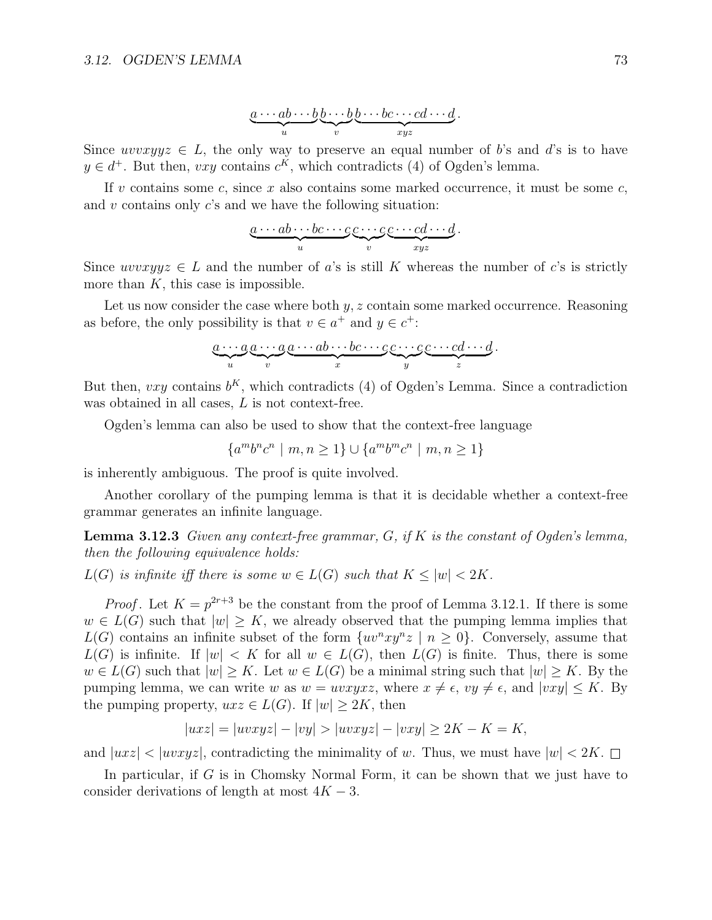$$\underbrace{a\cdots ab\cdots b}_{u}\underbrace{b\cdots b}_{v}\underbrace{b\cdots bc\cdots cd\cdots d}_{xyz}.$$

Since $uvvxyyz \in L$, the only way to preserve an equal number of $b$'s and $d$'s is to have $y \in d^+$. But then, $vxy$ contains $c^K$, which contradicts (4) of Ogden's lemma.

If $v$ contains some $c$, since $x$ also contains some marked occurrence, it must be some $c$, and $v$ contains only $c$'s and we have the following situation:

$$\underbrace{a\cdots ab\cdots bc\cdots c}_{u}\underbrace{c\cdots c}_{v}\underbrace{c\cdots cd\cdots d}_{xyz}.$$

Since $uvvxyyz \in L$ and the number of $a$'s is still $K$ whereas the number of $c$'s is strictly more than $K$, this case is impossible.

Let us now consider the case where both $y, z$ contain some marked occurrence. Reasoning as before, the only possibility is that $v \in a^+$ and $y \in c^+$:

$$\underbrace{a\cdots a}_{u}\underbrace{a\cdots a}_{v}\underbrace{a\cdots ab\cdots bc\cdots c}_{x}\underbrace{c\cdots c}_{y}\underbrace{c\cdots cd\cdots d}_{z}.$$

But then, $vxy$ contains $b^K$, which contradicts (4) of Ogden's Lemma. Since a contradiction was obtained in all cases, $L$ is not context-free.

Ogden's lemma can also be used to show that the context-free language

$$\{a^m b^n c^n \mid m, n \geq 1\} \cup \{a^m b^m c^n \mid m, n \geq 1\}$$

is inherently ambiguous. The proof is quite involved.

Another corollary of the pumping lemma is that it is decidable whether a context-free grammar generates an infinite language.

**Lemma 3.12.3** *Given any context-free grammar, $G$, if $K$ is the constant of Ogden's lemma, then the following equivalence holds:*

*$L(G)$ is infinite iff there is some $w \in L(G)$ such that $K \leq |w| < 2K$.*

*Proof*. Let $K = p^{2r+3}$ be the constant from the proof of Lemma 3.12.1. If there is some $w \in L(G)$ such that $|w| \geq K$, we already observed that the pumping lemma implies that $L(G)$ contains an infinite subset of the form $\{uv^n xy^n z \mid n \geq 0\}$. Conversely, assume that $L(G)$ is infinite. If $|w| < K$ for all $w \in L(G)$, then $L(G)$ is finite. Thus, there is some $w \in L(G)$ such that $|w| \geq K$. Let $w \in L(G)$ be a minimal string such that $|w| \geq K$. By the pumping lemma, we can write $w$ as $w = uvxyxz$, where $x \neq \epsilon$, $vy \neq \epsilon$, and $|vxy| \leq K$. By the pumping property, $uxz \in L(G)$. If $|w| \geq 2K$, then

$$|uxz| = |uvxyz| - |vy| > |uvxyz| - |vxy| \geq 2K - K = K,$$

and $|uxz| < |uvxyz|$, contradicting the minimality of $w$. Thus, we must have $|w| < 2K$. $\square$

In particular, if $G$ is in Chomsky Normal Form, it can be shown that we just have to consider derivations of length at most $4K - 3$.